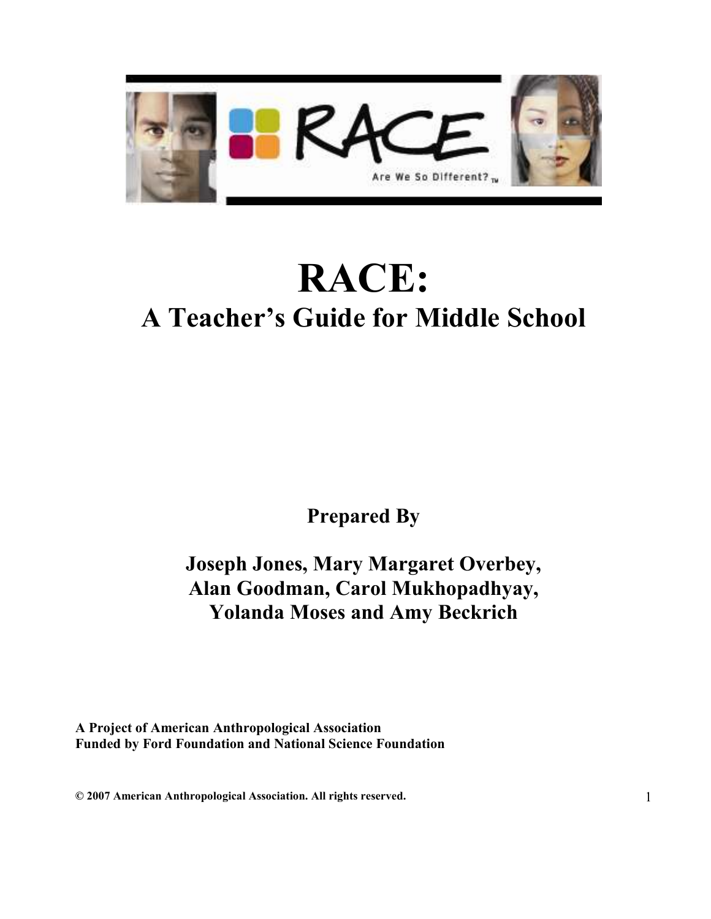# RACE:

## A Teacher's Guide for Middle School

**Prepared By**

**Joseph Jones, Mary Margaret Overbey, Alan Goodman, Carol Mukhopadhyay, Yolanda Moses and Amy Beckrich**

**A Project of American Anthropological Association**
**Funded by Ford Foundation and National Science Foundation**

**© 2007 American Anthropological Association. All rights reserved.**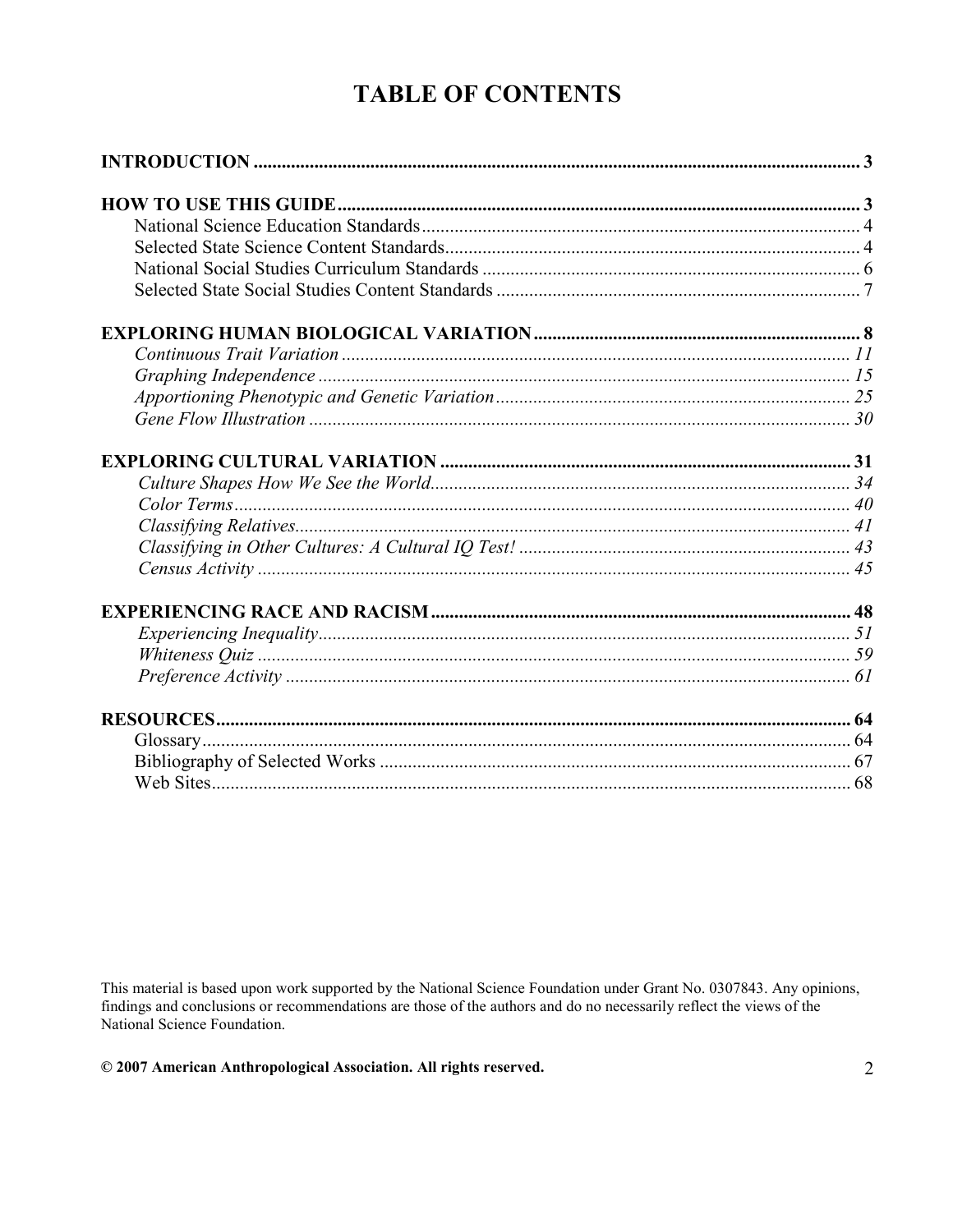# TABLE OF CONTENTS

**INTRODUCTION** ............................................................ 3

**HOW TO USE THIS GUIDE** ............................................................ 3

- National Science Education Standards ............................................................ 4
- Selected State Science Content Standards ............................................................ 4
- National Social Studies Curriculum Standards ............................................................ 6
- Selected State Social Studies Content Standards ............................................................ 7

**EXPLORING HUMAN BIOLOGICAL VARIATION** ............................................................ 8

- *Continuous Trait Variation* ............................................................ 11
- *Graphing Independence* ............................................................ 15
- *Apportioning Phenotypic and Genetic Variation* ............................................................ 25
- *Gene Flow Illustration* ............................................................ 30

**EXPLORING CULTURAL VARIATION** ............................................................ 31

- *Culture Shapes How We See the World* ............................................................ 34
- *Color Terms* ............................................................ 40
- *Classifying Relatives* ............................................................ 41
- *Classifying in Other Cultures: A Cultural IQ Test!* ............................................................ 43
- *Census Activity* ............................................................ 45

**EXPERIENCING RACE AND RACISM** ............................................................ 48

- *Experiencing Inequality* ............................................................ 51
- *Whiteness Quiz* ............................................................ 59
- *Preference Activity* ............................................................ 61

**RESOURCES** ............................................................ 64

- Glossary ............................................................ 64
- Bibliography of Selected Works ............................................................ 67
- Web Sites ............................................................ 68

This material is based upon work supported by the National Science Foundation under Grant No. 0307843. Any opinions, findings and conclusions or recommendations are those of the authors and do no necessarily reflect the views of the National Science Foundation.

**© 2007 American Anthropological Association. All rights reserved.**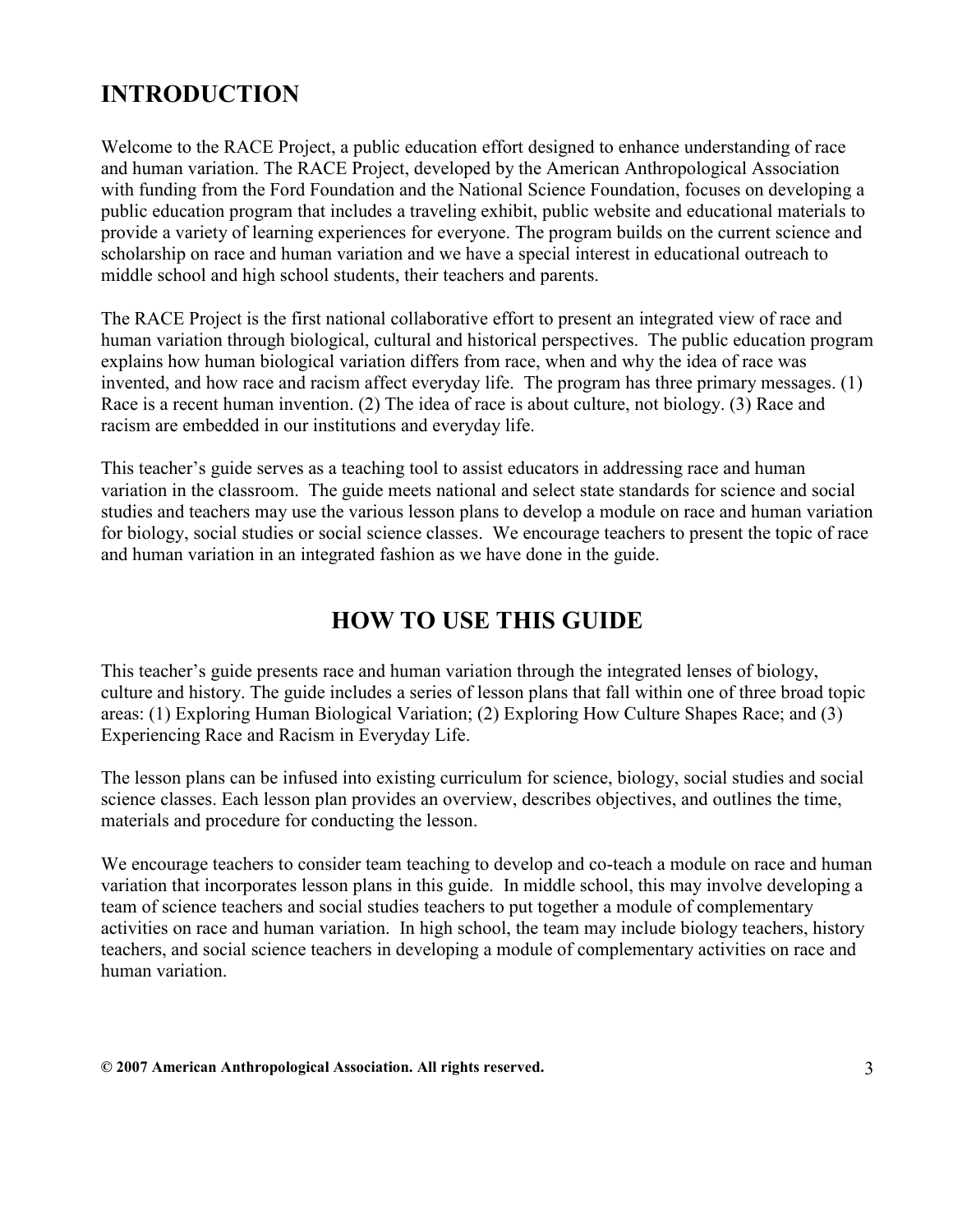# INTRODUCTION

Welcome to the RACE Project, a public education effort designed to enhance understanding of race and human variation. The RACE Project, developed by the American Anthropological Association with funding from the Ford Foundation and the National Science Foundation, focuses on developing a public education program that includes a traveling exhibit, public website and educational materials to provide a variety of learning experiences for everyone. The program builds on the current science and scholarship on race and human variation and we have a special interest in educational outreach to middle school and high school students, their teachers and parents.

The RACE Project is the first national collaborative effort to present an integrated view of race and human variation through biological, cultural and historical perspectives. The public education program explains how human biological variation differs from race, when and why the idea of race was invented, and how race and racism affect everyday life. The program has three primary messages. (1) Race is a recent human invention. (2) The idea of race is about culture, not biology. (3) Race and racism are embedded in our institutions and everyday life.

This teacher's guide serves as a teaching tool to assist educators in addressing race and human variation in the classroom. The guide meets national and select state standards for science and social studies and teachers may use the various lesson plans to develop a module on race and human variation for biology, social studies or social science classes. We encourage teachers to present the topic of race and human variation in an integrated fashion as we have done in the guide.

# HOW TO USE THIS GUIDE

This teacher's guide presents race and human variation through the integrated lenses of biology, culture and history. The guide includes a series of lesson plans that fall within one of three broad topic areas: (1) Exploring Human Biological Variation; (2) Exploring How Culture Shapes Race; and (3) Experiencing Race and Racism in Everyday Life.

The lesson plans can be infused into existing curriculum for science, biology, social studies and social science classes. Each lesson plan provides an overview, describes objectives, and outlines the time, materials and procedure for conducting the lesson.

We encourage teachers to consider team teaching to develop and co-teach a module on race and human variation that incorporates lesson plans in this guide. In middle school, this may involve developing a team of science teachers and social studies teachers to put together a module of complementary activities on race and human variation. In high school, the team may include biology teachers, history teachers, and social science teachers in developing a module of complementary activities on race and human variation.

**© 2007 American Anthropological Association. All rights reserved.**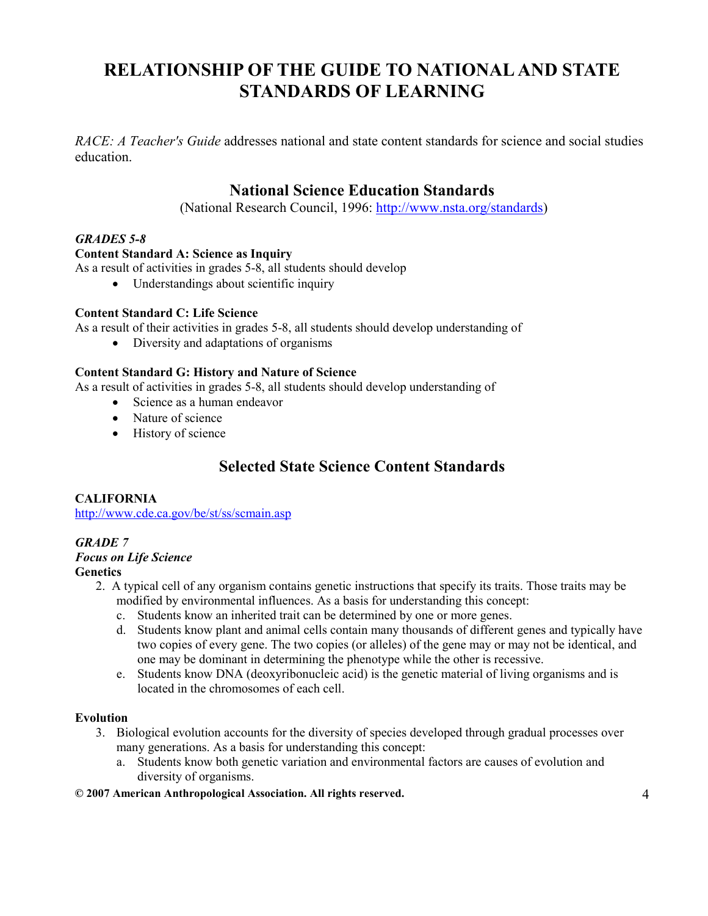# RELATIONSHIP OF THE GUIDE TO NATIONAL AND STATE STANDARDS OF LEARNING

*RACE: A Teacher's Guide* addresses national and state content standards for science and social studies education.

## National Science Education Standards

(National Research Council, 1996: http://www.nsta.org/standards)

***GRADES 5-8***

**Content Standard A: Science as Inquiry**

As a result of activities in grades 5-8, all students should develop

- Understandings about scientific inquiry

**Content Standard C: Life Science**

As a result of their activities in grades 5-8, all students should develop understanding of

- Diversity and adaptations of organisms

**Content Standard G: History and Nature of Science**

As a result of activities in grades 5-8, all students should develop understanding of

- Science as a human endeavor
- Nature of science
- History of science

## Selected State Science Content Standards

**CALIFORNIA**

http://www.cde.ca.gov/be/st/ss/scmain.asp

***GRADE 7***

***Focus on Life Science***

**Genetics**

2. A typical cell of any organism contains genetic instructions that specify its traits. Those traits may be modified by environmental influences. As a basis for understanding this concept:
   c. Students know an inherited trait can be determined by one or more genes.
   d. Students know plant and animal cells contain many thousands of different genes and typically have two copies of every gene. The two copies (or alleles) of the gene may or may not be identical, and one may be dominant in determining the phenotype while the other is recessive.
   e. Students know DNA (deoxyribonucleic acid) is the genetic material of living organisms and is located in the chromosomes of each cell.

**Evolution**

3. Biological evolution accounts for the diversity of species developed through gradual processes over many generations. As a basis for understanding this concept:
   a. Students know both genetic variation and environmental factors are causes of evolution and diversity of organisms.

**© 2007 American Anthropological Association. All rights reserved.**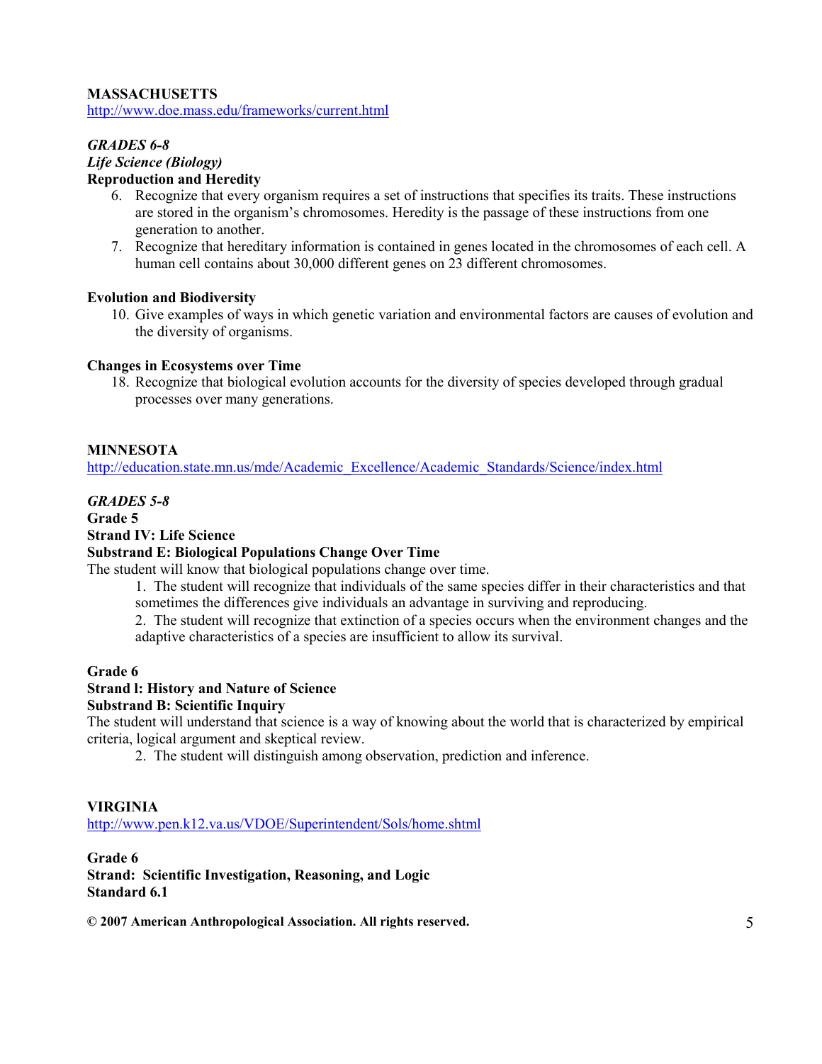**MASSACHUSETTS**
http://www.doe.mass.edu/frameworks/current.html

***GRADES 6-8***
***Life Science (Biology)***
**Reproduction and Heredity**

6. Recognize that every organism requires a set of instructions that specifies its traits. These instructions are stored in the organism's chromosomes. Heredity is the passage of these instructions from one generation to another.
7. Recognize that hereditary information is contained in genes located in the chromosomes of each cell. A human cell contains about 30,000 different genes on 23 different chromosomes.

**Evolution and Biodiversity**

10. Give examples of ways in which genetic variation and environmental factors are causes of evolution and the diversity of organisms.

**Changes in Ecosystems over Time**

18. Recognize that biological evolution accounts for the diversity of species developed through gradual processes over many generations.

**MINNESOTA**
http://education.state.mn.us/mde/Academic_Excellence/Academic_Standards/Science/index.html

***GRADES 5-8***
**Grade 5**
**Strand IV: Life Science**
**Substrand E: Biological Populations Change Over Time**
The student will know that biological populations change over time.

1. The student will recognize that individuals of the same species differ in their characteristics and that sometimes the differences give individuals an advantage in surviving and reproducing.
2. The student will recognize that extinction of a species occurs when the environment changes and the adaptive characteristics of a species are insufficient to allow its survival.

**Grade 6**
**Strand I: History and Nature of Science**
**Substrand B: Scientific Inquiry**
The student will understand that science is a way of knowing about the world that is characterized by empirical criteria, logical argument and skeptical review.

2. The student will distinguish among observation, prediction and inference.

**VIRGINIA**
http://www.pen.k12.va.us/VDOE/Superintendent/Sols/home.shtml

**Grade 6**
**Strand: Scientific Investigation, Reasoning, and Logic**
**Standard 6.1**

**© 2007 American Anthropological Association. All rights reserved.**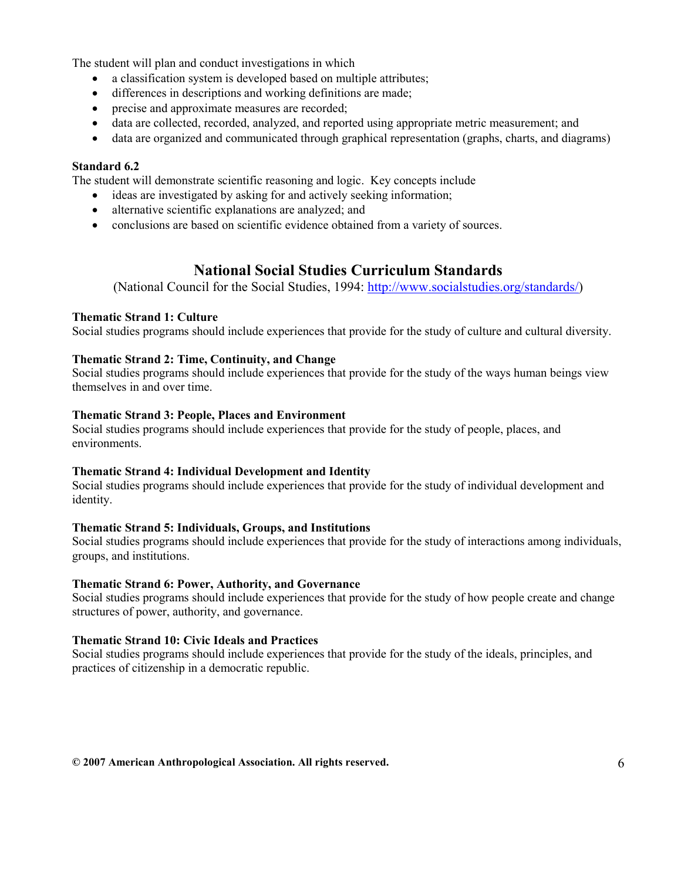The student will plan and conduct investigations in which

- a classification system is developed based on multiple attributes;
- differences in descriptions and working definitions are made;
- precise and approximate measures are recorded;
- data are collected, recorded, analyzed, and reported using appropriate metric measurement; and
- data are organized and communicated through graphical representation (graphs, charts, and diagrams)

**Standard 6.2**

The student will demonstrate scientific reasoning and logic. Key concepts include

- ideas are investigated by asking for and actively seeking information;
- alternative scientific explanations are analyzed; and
- conclusions are based on scientific evidence obtained from a variety of sources.

## National Social Studies Curriculum Standards

(National Council for the Social Studies, 1994: [http://www.socialstudies.org/standards/](http://www.socialstudies.org/standards/))

**Thematic Strand 1: Culture**

Social studies programs should include experiences that provide for the study of culture and cultural diversity.

**Thematic Strand 2: Time, Continuity, and Change**

Social studies programs should include experiences that provide for the study of the ways human beings view themselves in and over time.

**Thematic Strand 3: People, Places and Environment**

Social studies programs should include experiences that provide for the study of people, places, and environments.

**Thematic Strand 4: Individual Development and Identity**

Social studies programs should include experiences that provide for the study of individual development and identity.

**Thematic Strand 5: Individuals, Groups, and Institutions**

Social studies programs should include experiences that provide for the study of interactions among individuals, groups, and institutions.

**Thematic Strand 6: Power, Authority, and Governance**

Social studies programs should include experiences that provide for the study of how people create and change structures of power, authority, and governance.

**Thematic Strand 10: Civic Ideals and Practices**

Social studies programs should include experiences that provide for the study of the ideals, principles, and practices of citizenship in a democratic republic.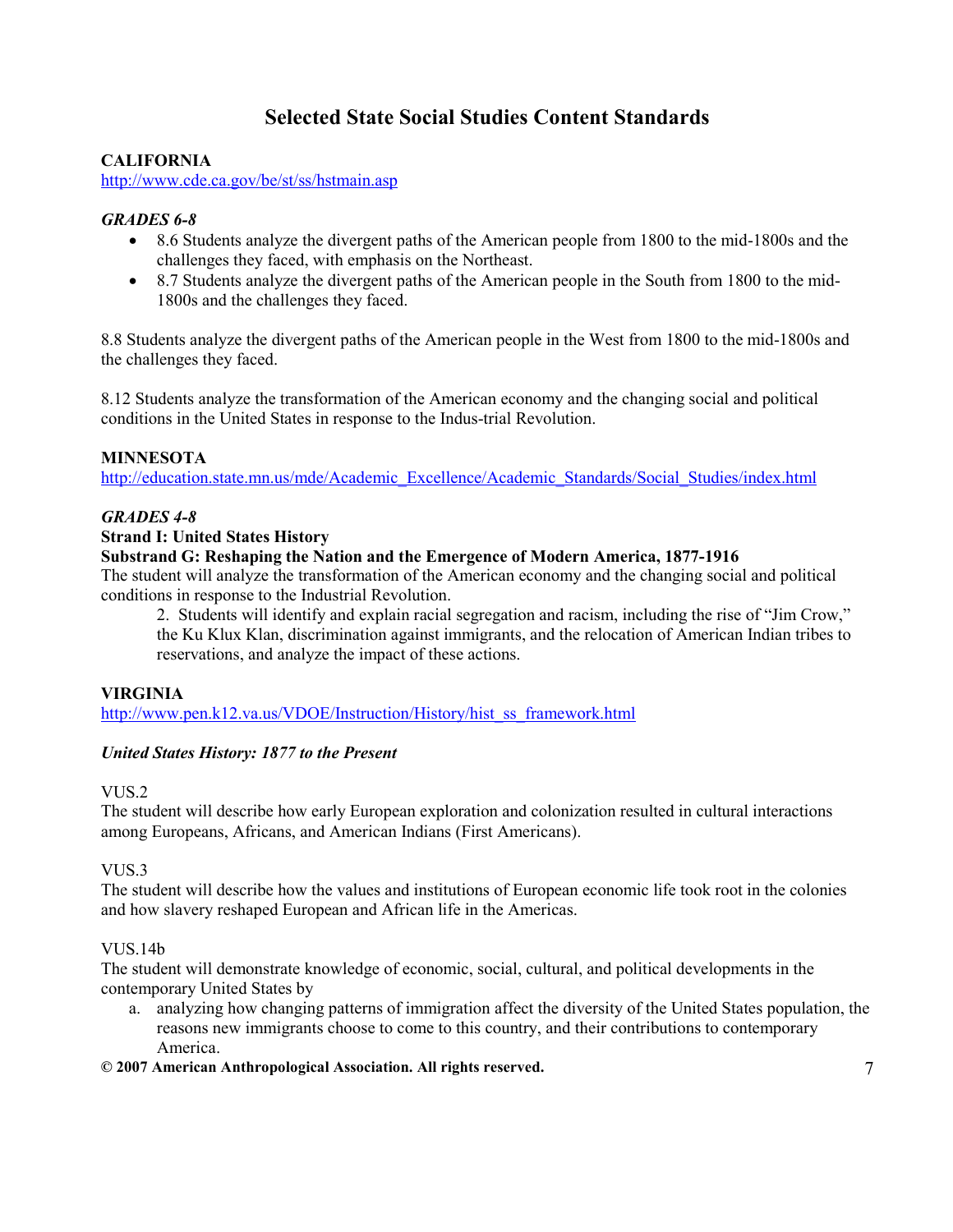# Selected State Social Studies Content Standards

**CALIFORNIA**
http://www.cde.ca.gov/be/st/ss/hstmain.asp

***GRADES 6-8***

- 8.6 Students analyze the divergent paths of the American people from 1800 to the mid-1800s and the challenges they faced, with emphasis on the Northeast.
- 8.7 Students analyze the divergent paths of the American people in the South from 1800 to the mid-1800s and the challenges they faced.

8.8 Students analyze the divergent paths of the American people in the West from 1800 to the mid-1800s and the challenges they faced.

8.12 Students analyze the transformation of the American economy and the changing social and political conditions in the United States in response to the Indus-trial Revolution.

**MINNESOTA**
http://education.state.mn.us/mde/Academic_Excellence/Academic_Standards/Social_Studies/index.html

***GRADES 4-8***

**Strand I: United States History**

**Substrand G: Reshaping the Nation and the Emergence of Modern America, 1877-1916**

The student will analyze the transformation of the American economy and the changing social and political conditions in response to the Industrial Revolution.

> 2. Students will identify and explain racial segregation and racism, including the rise of "Jim Crow," the Ku Klux Klan, discrimination against immigrants, and the relocation of American Indian tribes to reservations, and analyze the impact of these actions.

**VIRGINIA**
http://www.pen.k12.va.us/VDOE/Instruction/History/hist_ss_framework.html

***United States History: 1877 to the Present***

VUS.2
The student will describe how early European exploration and colonization resulted in cultural interactions among Europeans, Africans, and American Indians (First Americans).

VUS.3
The student will describe how the values and institutions of European economic life took root in the colonies and how slavery reshaped European and African life in the Americas.

VUS.14b
The student will demonstrate knowledge of economic, social, cultural, and political developments in the contemporary United States by

a. analyzing how changing patterns of immigration affect the diversity of the United States population, the reasons new immigrants choose to come to this country, and their contributions to contemporary America.

**© 2007 American Anthropological Association. All rights reserved.**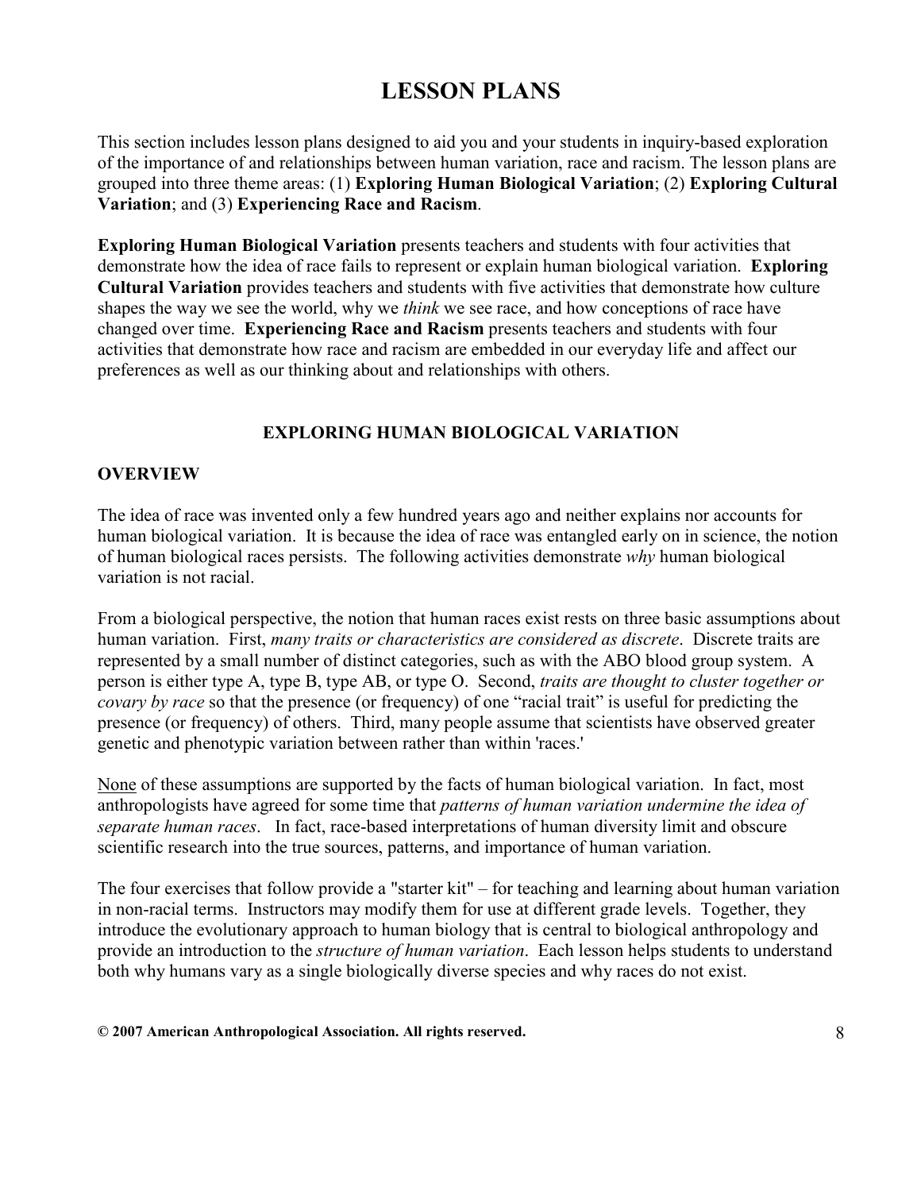# LESSON PLANS

This section includes lesson plans designed to aid you and your students in inquiry-based exploration of the importance of and relationships between human variation, race and racism. The lesson plans are grouped into three theme areas: (1) **Exploring Human Biological Variation**; (2) **Exploring Cultural Variation**; and (3) **Experiencing Race and Racism**.

**Exploring Human Biological Variation** presents teachers and students with four activities that demonstrate how the idea of race fails to represent or explain human biological variation. **Exploring Cultural Variation** provides teachers and students with five activities that demonstrate how culture shapes the way we see the world, why we *think* we see race, and how conceptions of race have changed over time. **Experiencing Race and Racism** presents teachers and students with four activities that demonstrate how race and racism are embedded in our everyday life and affect our preferences as well as our thinking about and relationships with others.

## EXPLORING HUMAN BIOLOGICAL VARIATION

### OVERVIEW

The idea of race was invented only a few hundred years ago and neither explains nor accounts for human biological variation. It is because the idea of race was entangled early on in science, the notion of human biological races persists. The following activities demonstrate *why* human biological variation is not racial.

From a biological perspective, the notion that human races exist rests on three basic assumptions about human variation. First, *many traits or characteristics are considered as discrete*. Discrete traits are represented by a small number of distinct categories, such as with the ABO blood group system. A person is either type A, type B, type AB, or type O. Second, *traits are thought to cluster together or covary by race* so that the presence (or frequency) of one "racial trait" is useful for predicting the presence (or frequency) of others. Third, many people assume that scientists have observed greater genetic and phenotypic variation between rather than within 'races.'

<u>None</u> of these assumptions are supported by the facts of human biological variation. In fact, most anthropologists have agreed for some time that *patterns of human variation undermine the idea of separate human races*. In fact, race-based interpretations of human diversity limit and obscure scientific research into the true sources, patterns, and importance of human variation.

The four exercises that follow provide a "starter kit" – for teaching and learning about human variation in non-racial terms. Instructors may modify them for use at different grade levels. Together, they introduce the evolutionary approach to human biology that is central to biological anthropology and provide an introduction to the *structure of human variation*. Each lesson helps students to understand both why humans vary as a single biologically diverse species and why races do not exist.

**© 2007 American Anthropological Association. All rights reserved.**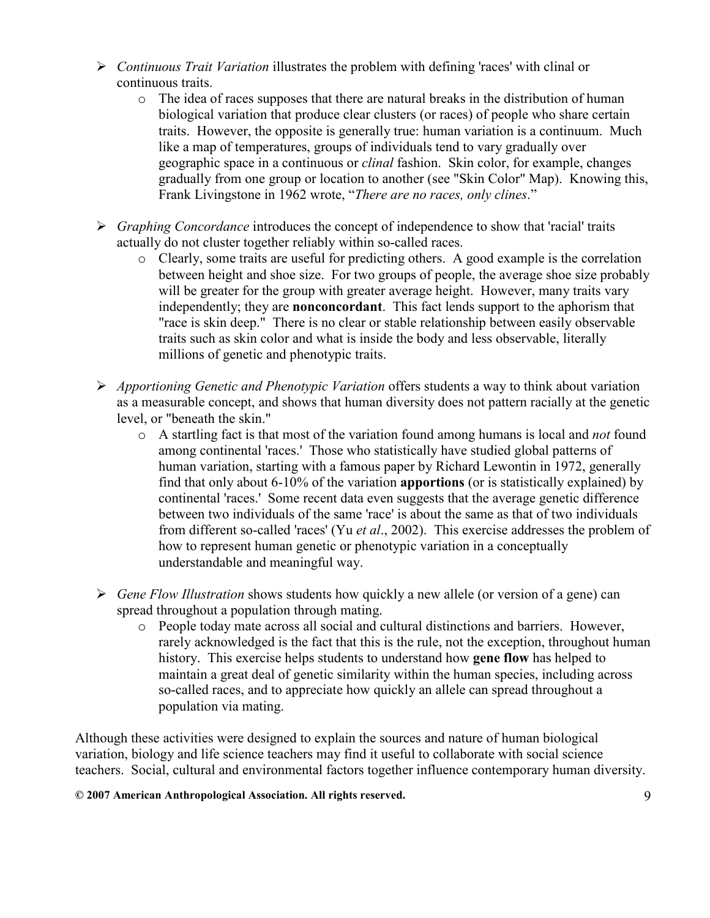- *Continuous Trait Variation* illustrates the problem with defining 'races' with clinal or continuous traits.
    - The idea of races supposes that there are natural breaks in the distribution of human biological variation that produce clear clusters (or races) of people who share certain traits. However, the opposite is generally true: human variation is a continuum. Much like a map of temperatures, groups of individuals tend to vary gradually over geographic space in a continuous or *clinal* fashion. Skin color, for example, changes gradually from one group or location to another (see "Skin Color" Map). Knowing this, Frank Livingstone in 1962 wrote, "*There are no races, only clines*."

- *Graphing Concordance* introduces the concept of independence to show that 'racial' traits actually do not cluster together reliably within so-called races.
    - Clearly, some traits are useful for predicting others. A good example is the correlation between height and shoe size. For two groups of people, the average shoe size probably will be greater for the group with greater average height. However, many traits vary independently; they are **nonconcordant**. This fact lends support to the aphorism that "race is skin deep." There is no clear or stable relationship between easily observable traits such as skin color and what is inside the body and less observable, literally millions of genetic and phenotypic traits.

- *Apportioning Genetic and Phenotypic Variation* offers students a way to think about variation as a measurable concept, and shows that human diversity does not pattern racially at the genetic level, or "beneath the skin."
    - A startling fact is that most of the variation found among humans is local and *not* found among continental 'races.' Those who statistically have studied global patterns of human variation, starting with a famous paper by Richard Lewontin in 1972, generally find that only about 6-10% of the variation **apportions** (or is statistically explained) by continental 'races.' Some recent data even suggests that the average genetic difference between two individuals of the same 'race' is about the same as that of two individuals from different so-called 'races' (Yu *et al*., 2002). This exercise addresses the problem of how to represent human genetic or phenotypic variation in a conceptually understandable and meaningful way.

- *Gene Flow Illustration* shows students how quickly a new allele (or version of a gene) can spread throughout a population through mating.
    - People today mate across all social and cultural distinctions and barriers. However, rarely acknowledged is the fact that this is the rule, not the exception, throughout human history. This exercise helps students to understand how **gene flow** has helped to maintain a great deal of genetic similarity within the human species, including across so-called races, and to appreciate how quickly an allele can spread throughout a population via mating.

Although these activities were designed to explain the sources and nature of human biological variation, biology and life science teachers may find it useful to collaborate with social science teachers. Social, cultural and environmental factors together influence contemporary human diversity.

**© 2007 American Anthropological Association. All rights reserved.**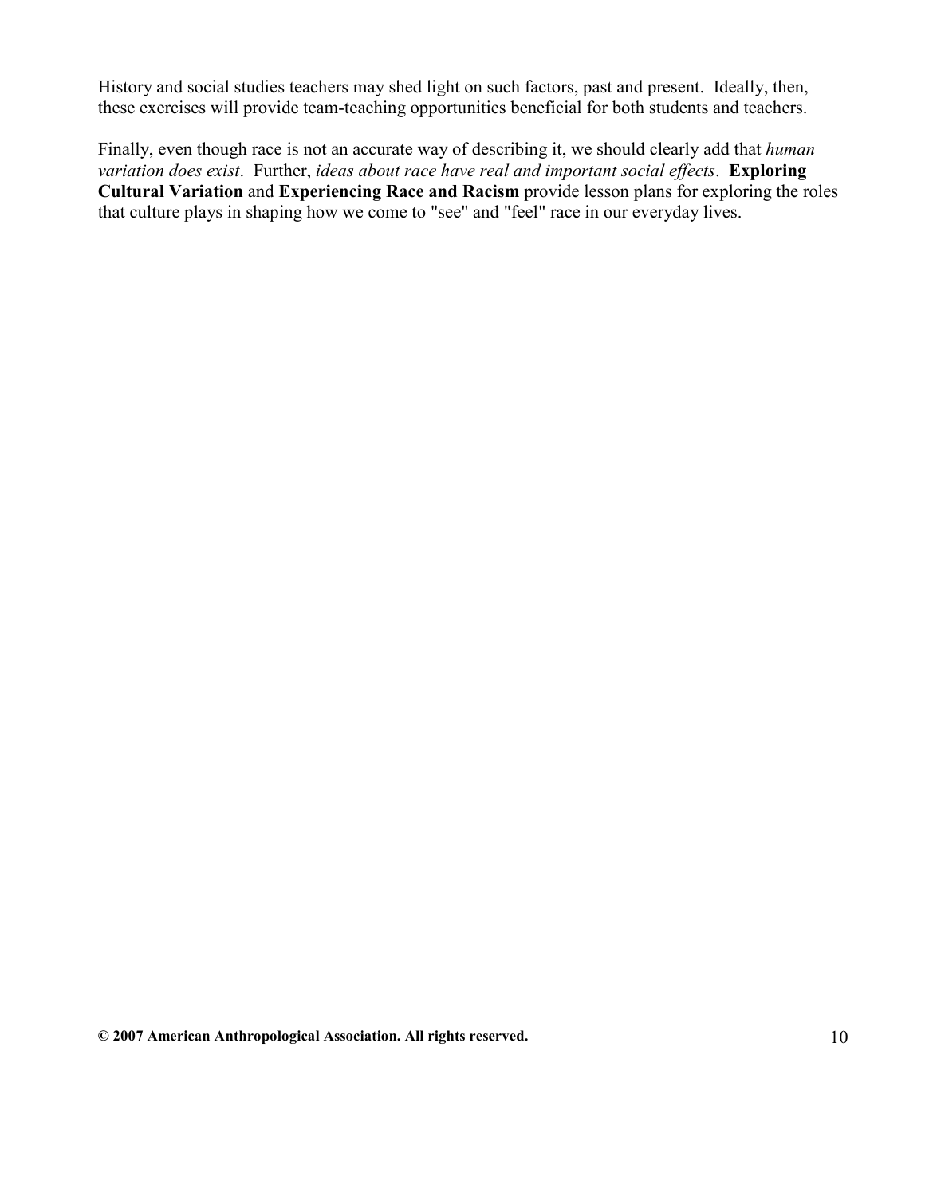History and social studies teachers may shed light on such factors, past and present. Ideally, then, these exercises will provide team-teaching opportunities beneficial for both students and teachers.

Finally, even though race is not an accurate way of describing it, we should clearly add that *human variation does exist*. Further, *ideas about race have real and important social effects*. **Exploring Cultural Variation** and **Experiencing Race and Racism** provide lesson plans for exploring the roles that culture plays in shaping how we come to "see" and "feel" race in our everyday lives.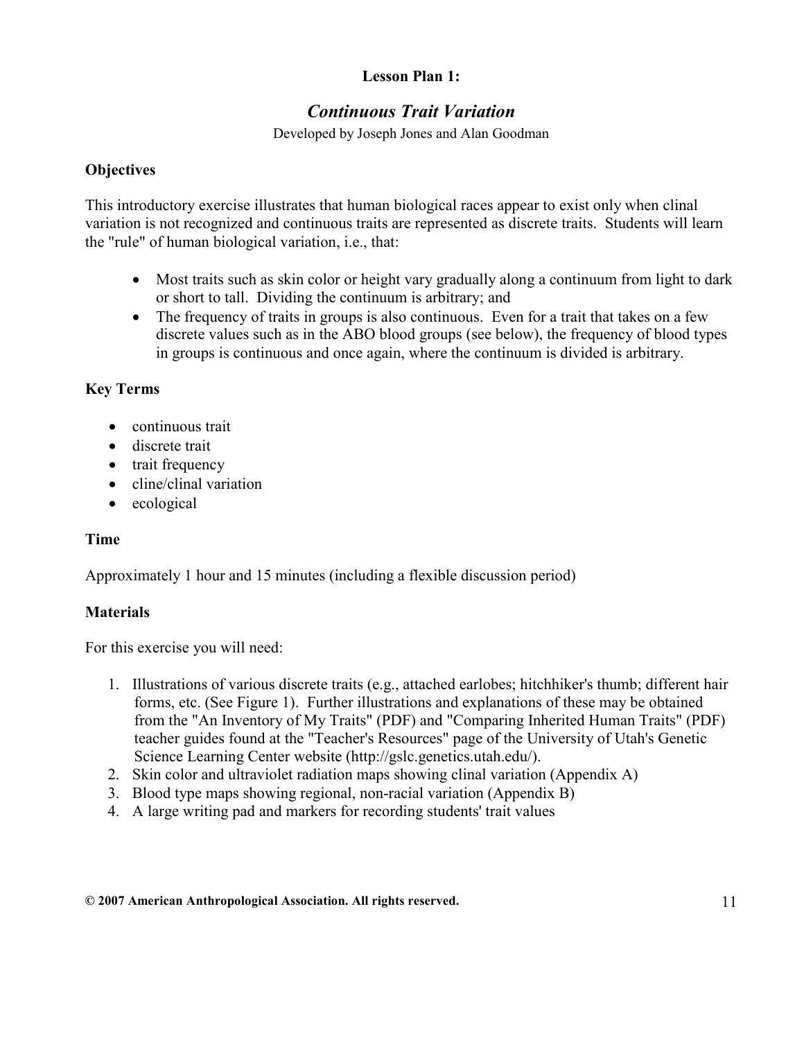**Lesson Plan 1:**

## *Continuous Trait Variation*

Developed by Joseph Jones and Alan Goodman

### Objectives

This introductory exercise illustrates that human biological races appear to exist only when clinal variation is not recognized and continuous traits are represented as discrete traits. Students will learn the "rule" of human biological variation, i.e., that:

- Most traits such as skin color or height vary gradually along a continuum from light to dark or short to tall. Dividing the continuum is arbitrary; and
- The frequency of traits in groups is also continuous. Even for a trait that takes on a few discrete values such as in the ABO blood groups (see below), the frequency of blood types in groups is continuous and once again, where the continuum is divided is arbitrary.

### Key Terms

- continuous trait
- discrete trait
- trait frequency
- cline/clinal variation
- ecological

### Time

Approximately 1 hour and 15 minutes (including a flexible discussion period)

### Materials

For this exercise you will need:

1. Illustrations of various discrete traits (e.g., attached earlobes; hitchhiker's thumb; different hair forms, etc. (See Figure 1). Further illustrations and explanations of these may be obtained from the "An Inventory of My Traits" (PDF) and "Comparing Inherited Human Traits" (PDF) teacher guides found at the "Teacher's Resources" page of the University of Utah's Genetic Science Learning Center website (http://gslc.genetics.utah.edu/).
2. Skin color and ultraviolet radiation maps showing clinal variation (Appendix A)
3. Blood type maps showing regional, non-racial variation (Appendix B)
4. A large writing pad and markers for recording students' trait values

**© 2007 American Anthropological Association. All rights reserved.**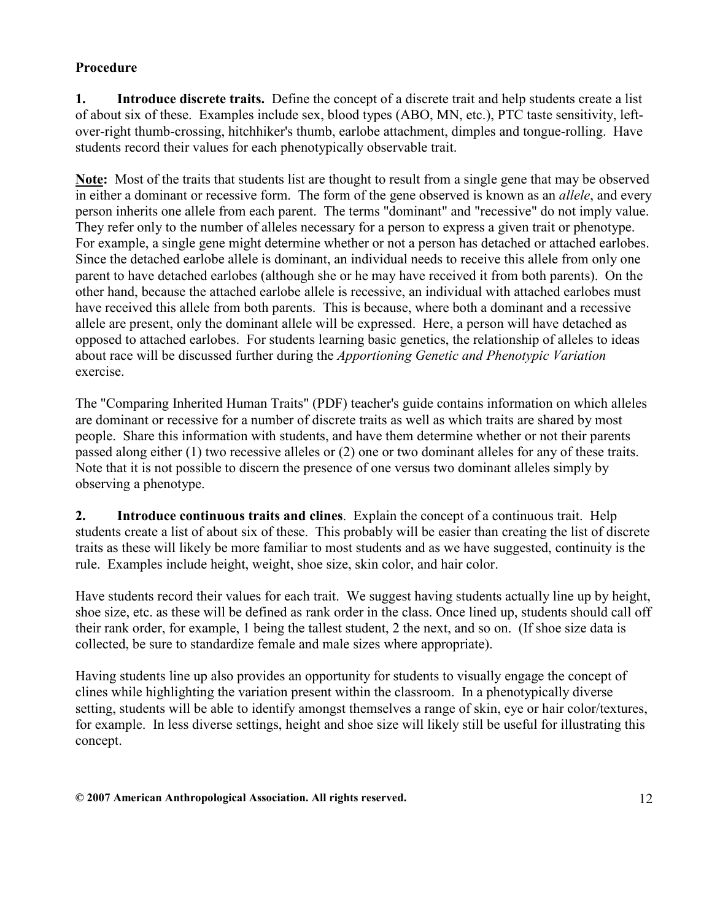**Procedure**

**1. Introduce discrete traits.** Define the concept of a discrete trait and help students create a list of about six of these. Examples include sex, blood types (ABO, MN, etc.), PTC taste sensitivity, left-over-right thumb-crossing, hitchhiker's thumb, earlobe attachment, dimples and tongue-rolling. Have students record their values for each phenotypically observable trait.

**<u>Note</u>:** Most of the traits that students list are thought to result from a single gene that may be observed in either a dominant or recessive form. The form of the gene observed is known as an *allele*, and every person inherits one allele from each parent. The terms "dominant" and "recessive" do not imply value. They refer only to the number of alleles necessary for a person to express a given trait or phenotype. For example, a single gene might determine whether or not a person has detached or attached earlobes. Since the detached earlobe allele is dominant, an individual needs to receive this allele from only one parent to have detached earlobes (although she or he may have received it from both parents). On the other hand, because the attached earlobe allele is recessive, an individual with attached earlobes must have received this allele from both parents. This is because, where both a dominant and a recessive allele are present, only the dominant allele will be expressed. Here, a person will have detached as opposed to attached earlobes. For students learning basic genetics, the relationship of alleles to ideas about race will be discussed further during the *Apportioning Genetic and Phenotypic Variation* exercise.

The "Comparing Inherited Human Traits" (PDF) teacher's guide contains information on which alleles are dominant or recessive for a number of discrete traits as well as which traits are shared by most people. Share this information with students, and have them determine whether or not their parents passed along either (1) two recessive alleles or (2) one or two dominant alleles for any of these traits. Note that it is not possible to discern the presence of one versus two dominant alleles simply by observing a phenotype.

**2. Introduce continuous traits and clines**. Explain the concept of a continuous trait. Help students create a list of about six of these. This probably will be easier than creating the list of discrete traits as these will likely be more familiar to most students and as we have suggested, continuity is the rule. Examples include height, weight, shoe size, skin color, and hair color.

Have students record their values for each trait. We suggest having students actually line up by height, shoe size, etc. as these will be defined as rank order in the class. Once lined up, students should call off their rank order, for example, 1 being the tallest student, 2 the next, and so on. (If shoe size data is collected, be sure to standardize female and male sizes where appropriate).

Having students line up also provides an opportunity for students to visually engage the concept of clines while highlighting the variation present within the classroom. In a phenotypically diverse setting, students will be able to identify amongst themselves a range of skin, eye or hair color/textures, for example. In less diverse settings, height and shoe size will likely still be useful for illustrating this concept.

**© 2007 American Anthropological Association. All rights reserved.**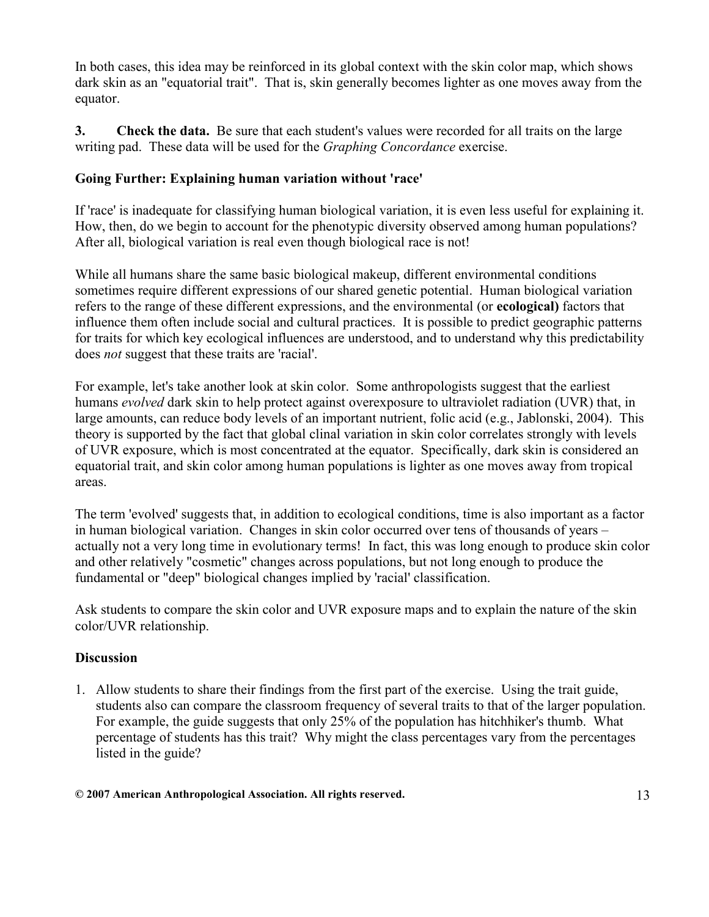In both cases, this idea may be reinforced in its global context with the skin color map, which shows dark skin as an "equatorial trait". That is, skin generally becomes lighter as one moves away from the equator.

**3. Check the data.** Be sure that each student's values were recorded for all traits on the large writing pad. These data will be used for the *Graphing Concordance* exercise.

### Going Further: Explaining human variation without 'race'

If 'race' is inadequate for classifying human biological variation, it is even less useful for explaining it. How, then, do we begin to account for the phenotypic diversity observed among human populations? After all, biological variation is real even though biological race is not!

While all humans share the same basic biological makeup, different environmental conditions sometimes require different expressions of our shared genetic potential. Human biological variation refers to the range of these different expressions, and the environmental (or **ecological)** factors that influence them often include social and cultural practices. It is possible to predict geographic patterns for traits for which key ecological influences are understood, and to understand why this predictability does *not* suggest that these traits are 'racial'.

For example, let's take another look at skin color. Some anthropologists suggest that the earliest humans *evolved* dark skin to help protect against overexposure to ultraviolet radiation (UVR) that, in large amounts, can reduce body levels of an important nutrient, folic acid (e.g., Jablonski, 2004). This theory is supported by the fact that global clinal variation in skin color correlates strongly with levels of UVR exposure, which is most concentrated at the equator. Specifically, dark skin is considered an equatorial trait, and skin color among human populations is lighter as one moves away from tropical areas.

The term 'evolved' suggests that, in addition to ecological conditions, time is also important as a factor in human biological variation. Changes in skin color occurred over tens of thousands of years – actually not a very long time in evolutionary terms! In fact, this was long enough to produce skin color and other relatively "cosmetic" changes across populations, but not long enough to produce the fundamental or "deep" biological changes implied by 'racial' classification.

Ask students to compare the skin color and UVR exposure maps and to explain the nature of the skin color/UVR relationship.

### Discussion

1. Allow students to share their findings from the first part of the exercise. Using the trait guide, students also can compare the classroom frequency of several traits to that of the larger population. For example, the guide suggests that only 25% of the population has hitchhiker's thumb. What percentage of students has this trait? Why might the class percentages vary from the percentages listed in the guide?

**© 2007 American Anthropological Association. All rights reserved.**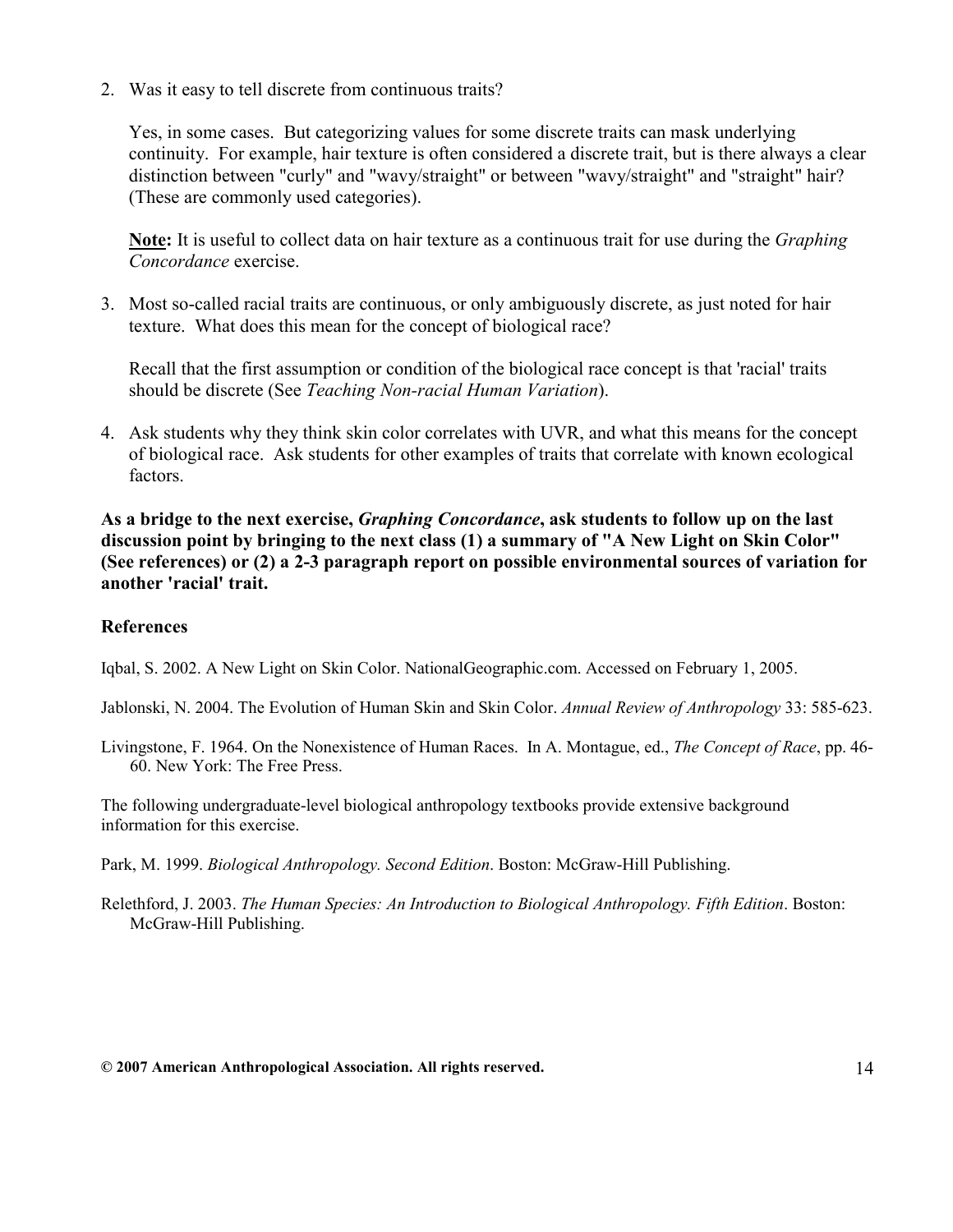2. Was it easy to tell discrete from continuous traits?

   Yes, in some cases. But categorizing values for some discrete traits can mask underlying continuity. For example, hair texture is often considered a discrete trait, but is there always a clear distinction between "curly" and "wavy/straight" or between "wavy/straight" and "straight" hair? (These are commonly used categories).

   **Note:** It is useful to collect data on hair texture as a continuous trait for use during the *Graphing Concordance* exercise.

3. Most so-called racial traits are continuous, or only ambiguously discrete, as just noted for hair texture. What does this mean for the concept of biological race?

   Recall that the first assumption or condition of the biological race concept is that 'racial' traits should be discrete (See *Teaching Non-racial Human Variation*).

4. Ask students why they think skin color correlates with UVR, and what this means for the concept of biological race. Ask students for other examples of traits that correlate with known ecological factors.

**As a bridge to the next exercise, *Graphing Concordance*, ask students to follow up on the last discussion point by bringing to the next class (1) a summary of "A New Light on Skin Color" (See references) or (2) a 2-3 paragraph report on possible environmental sources of variation for another 'racial' trait.**

### References

Iqbal, S. 2002. A New Light on Skin Color. NationalGeographic.com. Accessed on February 1, 2005.

Jablonski, N. 2004. The Evolution of Human Skin and Skin Color. *Annual Review of Anthropology* 33: 585-623.

Livingstone, F. 1964. On the Nonexistence of Human Races. In A. Montague, ed., *The Concept of Race*, pp. 46-60. New York: The Free Press.

The following undergraduate-level biological anthropology textbooks provide extensive background information for this exercise.

Park, M. 1999. *Biological Anthropology. Second Edition*. Boston: McGraw-Hill Publishing.

Relethford, J. 2003. *The Human Species: An Introduction to Biological Anthropology. Fifth Edition*. Boston: McGraw-Hill Publishing.

**© 2007 American Anthropological Association. All rights reserved.**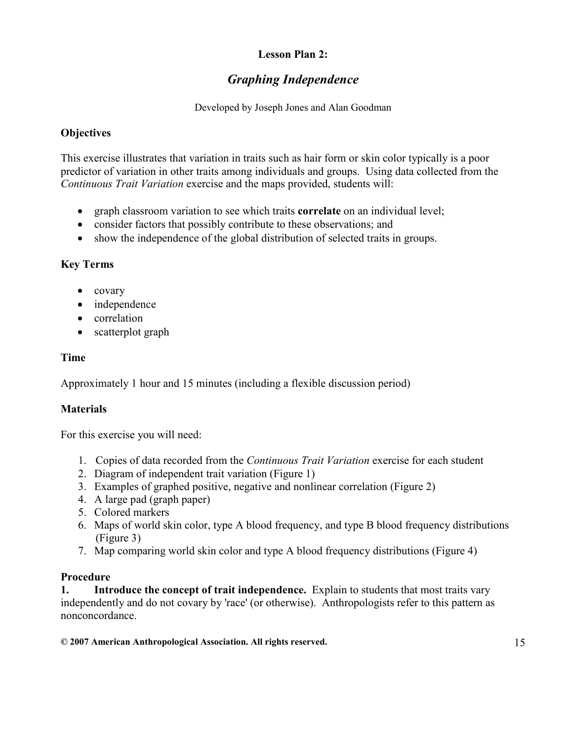**Lesson Plan 2:**

# *Graphing Independence*

Developed by Joseph Jones and Alan Goodman

## Objectives

This exercise illustrates that variation in traits such as hair form or skin color typically is a poor predictor of variation in other traits among individuals and groups. Using data collected from the *Continuous Trait Variation* exercise and the maps provided, students will:

- graph classroom variation to see which traits **correlate** on an individual level;
- consider factors that possibly contribute to these observations; and
- show the independence of the global distribution of selected traits in groups.

## Key Terms

- covary
- independence
- correlation
- scatterplot graph

## Time

Approximately 1 hour and 15 minutes (including a flexible discussion period)

## Materials

For this exercise you will need:

1. Copies of data recorded from the *Continuous Trait Variation* exercise for each student
2. Diagram of independent trait variation (Figure 1)
3. Examples of graphed positive, negative and nonlinear correlation (Figure 2)
4. A large pad (graph paper)
5. Colored markers
6. Maps of world skin color, type A blood frequency, and type B blood frequency distributions (Figure 3)
7. Map comparing world skin color and type A blood frequency distributions (Figure 4)

## Procedure

**1. Introduce the concept of trait independence.** Explain to students that most traits vary independently and do not covary by 'race' (or otherwise). Anthropologists refer to this pattern as nonconcordance.

**© 2007 American Anthropological Association. All rights reserved.**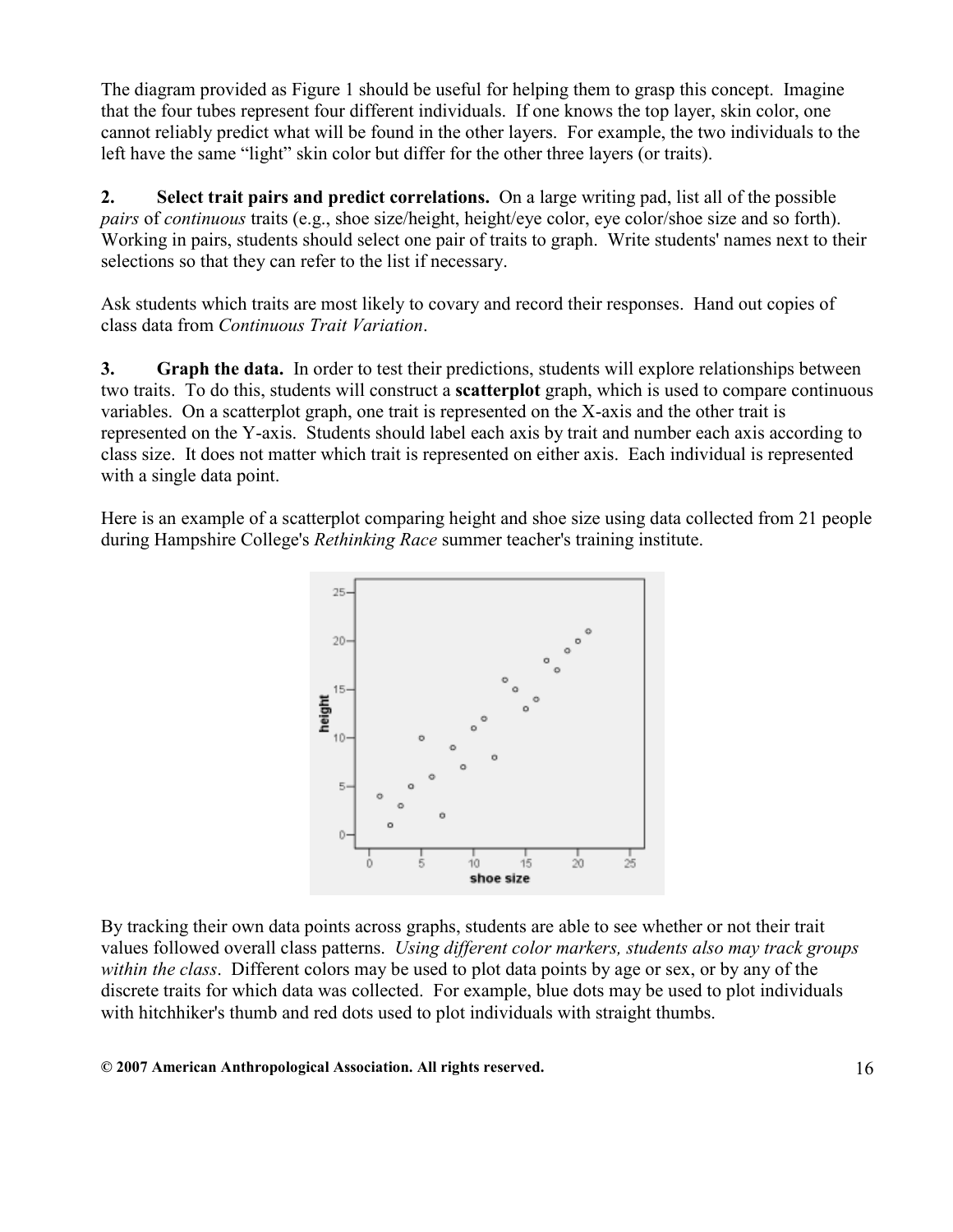The diagram provided as Figure 1 should be useful for helping them to grasp this concept. Imagine that the four tubes represent four different individuals. If one knows the top layer, skin color, one cannot reliably predict what will be found in the other layers. For example, the two individuals to the left have the same "light" skin color but differ for the other three layers (or traits).

**2. Select trait pairs and predict correlations.** On a large writing pad, list all of the possible *pairs* of *continuous* traits (e.g., shoe size/height, height/eye color, eye color/shoe size and so forth). Working in pairs, students should select one pair of traits to graph. Write students' names next to their selections so that they can refer to the list if necessary.

Ask students which traits are most likely to covary and record their responses. Hand out copies of class data from *Continuous Trait Variation*.

**3. Graph the data.** In order to test their predictions, students will explore relationships between two traits. To do this, students will construct a **scatterplot** graph, which is used to compare continuous variables. On a scatterplot graph, one trait is represented on the X-axis and the other trait is represented on the Y-axis. Students should label each axis by trait and number each axis according to class size. It does not matter which trait is represented on either axis. Each individual is represented with a single data point.

Here is an example of a scatterplot comparing height and shoe size using data collected from 21 people during Hampshire College's *Rethinking Race* summer teacher's training institute.

By tracking their own data points across graphs, students are able to see whether or not their trait values followed overall class patterns. *Using different color markers, students also may track groups within the class*. Different colors may be used to plot data points by age or sex, or by any of the discrete traits for which data was collected. For example, blue dots may be used to plot individuals with hitchhiker's thumb and red dots used to plot individuals with straight thumbs.

**© 2007 American Anthropological Association. All rights reserved.**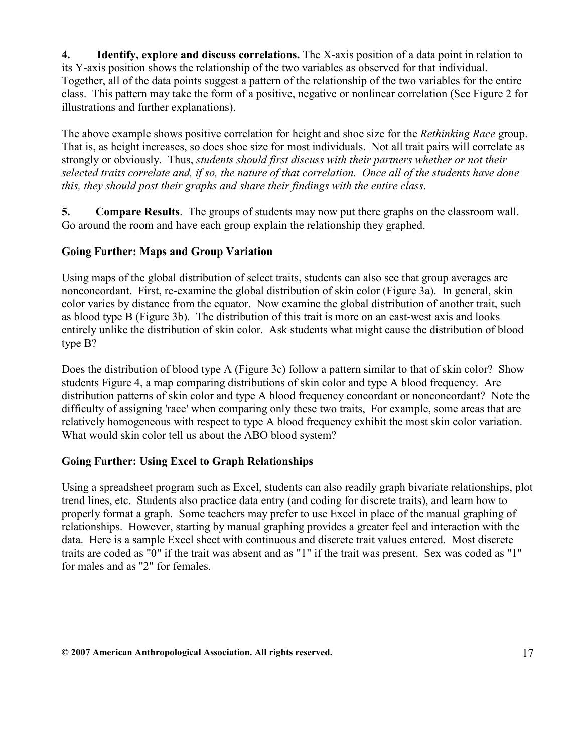**4. Identify, explore and discuss correlations.** The X-axis position of a data point in relation to its Y-axis position shows the relationship of the two variables as observed for that individual. Together, all of the data points suggest a pattern of the relationship of the two variables for the entire class. This pattern may take the form of a positive, negative or nonlinear correlation (See Figure 2 for illustrations and further explanations).

The above example shows positive correlation for height and shoe size for the *Rethinking Race* group. That is, as height increases, so does shoe size for most individuals. Not all trait pairs will correlate as strongly or obviously. Thus, *students should first discuss with their partners whether or not their selected traits correlate and, if so, the nature of that correlation. Once all of the students have done this, they should post their graphs and share their findings with the entire class*.

**5. Compare Results**. The groups of students may now put there graphs on the classroom wall. Go around the room and have each group explain the relationship they graphed.

### Going Further: Maps and Group Variation

Using maps of the global distribution of select traits, students can also see that group averages are nonconcordant. First, re-examine the global distribution of skin color (Figure 3a). In general, skin color varies by distance from the equator. Now examine the global distribution of another trait, such as blood type B (Figure 3b). The distribution of this trait is more on an east-west axis and looks entirely unlike the distribution of skin color. Ask students what might cause the distribution of blood type B?

Does the distribution of blood type A (Figure 3c) follow a pattern similar to that of skin color? Show students Figure 4, a map comparing distributions of skin color and type A blood frequency. Are distribution patterns of skin color and type A blood frequency concordant or nonconcordant? Note the difficulty of assigning 'race' when comparing only these two traits, For example, some areas that are relatively homogeneous with respect to type A blood frequency exhibit the most skin color variation. What would skin color tell us about the ABO blood system?

### Going Further: Using Excel to Graph Relationships

Using a spreadsheet program such as Excel, students can also readily graph bivariate relationships, plot trend lines, etc. Students also practice data entry (and coding for discrete traits), and learn how to properly format a graph. Some teachers may prefer to use Excel in place of the manual graphing of relationships. However, starting by manual graphing provides a greater feel and interaction with the data. Here is a sample Excel sheet with continuous and discrete trait values entered. Most discrete traits are coded as "0" if the trait was absent and as "1" if the trait was present. Sex was coded as "1" for males and as "2" for females.

**© 2007 American Anthropological Association. All rights reserved.**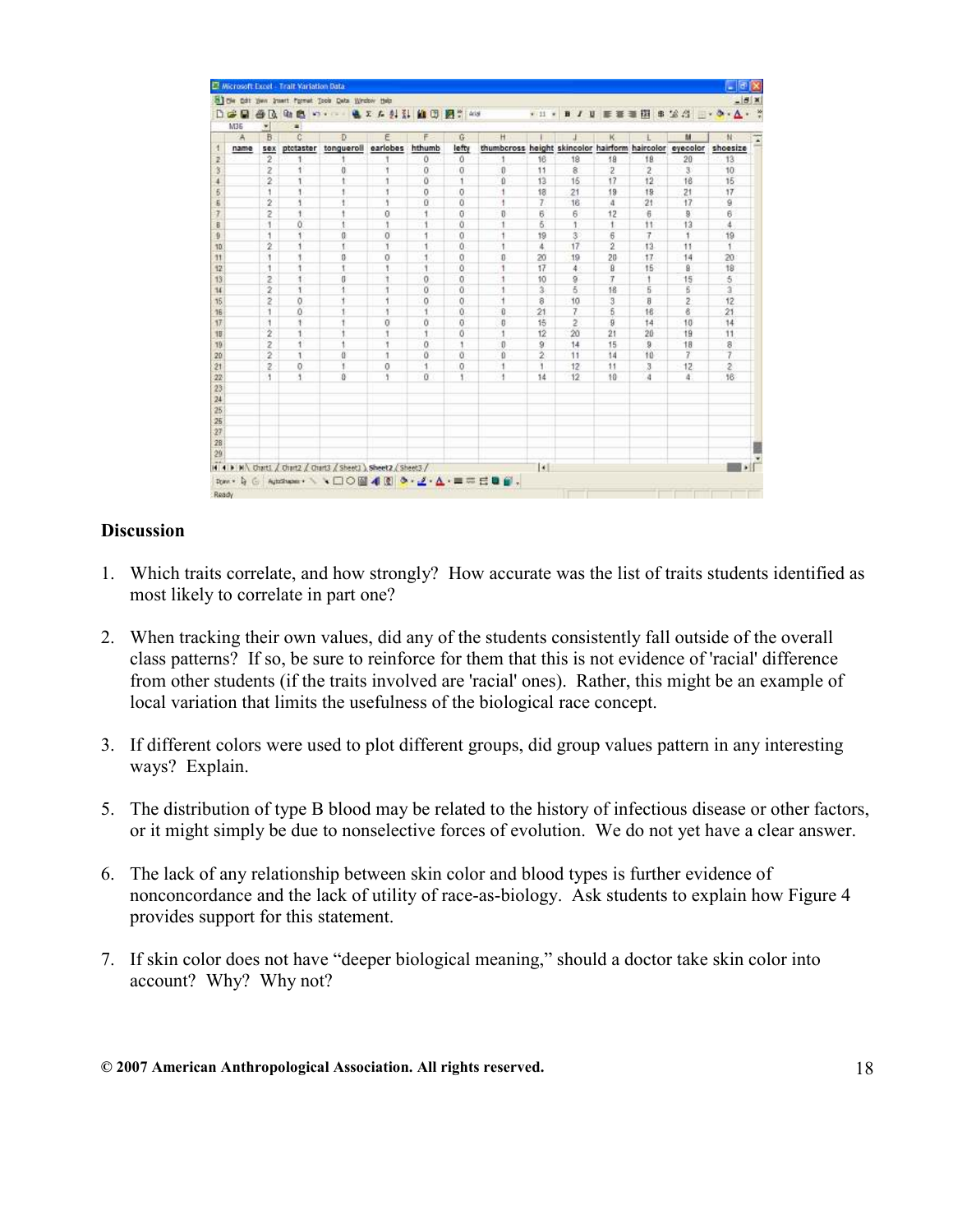| name | sex | ptctaster | tongueroll | earlobes | hthumb | lefty | thumbcross | height | skincolor | hairform | haircolor | eyecolor | shoesize |
|---|---|---|---|---|---|---|---|---|---|---|---|---|---|
| | 2 | 1 | 1 | 1 | 0 | 0 | 1 | 16 | 18 | 18 | 18 | 20 | 13 |
| | 2 | 1 | 0 | 1 | 0 | 0 | 0 | 11 | 8 | 2 | 2 | 3 | 10 |
| | 2 | 1 | 1 | 1 | 0 | 1 | 0 | 13 | 15 | 17 | 12 | 16 | 15 |
| | 1 | 1 | 1 | 1 | 0 | 0 | 1 | 18 | 21 | 19 | 19 | 21 | 17 |
| | 2 | 1 | 1 | 1 | 0 | 0 | 1 | 7 | 16 | 4 | 21 | 17 | 9 |
| | 2 | 1 | 1 | 0 | 1 | 0 | 0 | 6 | 6 | 12 | 6 | 9 | 6 |
| | 1 | 0 | 1 | 1 | 1 | 0 | 1 | 5 | 1 | 1 | 11 | 13 | 4 |
| | 1 | 1 | 0 | 0 | 1 | 0 | 1 | 19 | 3 | 6 | 7 | 1 | 19 |
| | 2 | 1 | 1 | 1 | 1 | 0 | 1 | 4 | 17 | 2 | 13 | 11 | 1 |
| | 1 | 1 | 0 | 0 | 1 | 0 | 0 | 20 | 19 | 20 | 17 | 14 | 20 |
| | 1 | 1 | 1 | 1 | 1 | 0 | 1 | 17 | 4 | 8 | 15 | 8 | 18 |
| | 2 | 1 | 0 | 1 | 0 | 0 | 1 | 10 | 9 | 7 | 1 | 15 | 5 |
| | 2 | 1 | 1 | 1 | 0 | 0 | 1 | 3 | 5 | 18 | 5 | 5 | 3 |
| | 2 | 0 | 1 | 1 | 0 | 0 | 1 | 8 | 10 | 3 | 8 | 2 | 12 |
| | 1 | 0 | 1 | 1 | 1 | 0 | 0 | 21 | 7 | 5 | 16 | 6 | 21 |
| | 1 | 1 | 1 | 0 | 0 | 0 | 0 | 15 | 2 | 9 | 14 | 10 | 14 |
| | 2 | 1 | 1 | 1 | 1 | 0 | 1 | 12 | 20 | 21 | 20 | 19 | 11 |
| | 2 | 1 | 1 | 1 | 0 | 1 | 0 | 9 | 14 | 15 | 9 | 18 | 8 |
| | 2 | 1 | 0 | 1 | 0 | 0 | 0 | 2 | 11 | 14 | 10 | 7 | 7 |
| | 2 | 0 | 1 | 0 | 1 | 0 | 1 | 1 | 12 | 11 | 3 | 12 | 2 |
| | 1 | 1 | 0 | 1 | 0 | 1 | 1 | 14 | 12 | 10 | 4 | 4 | 16 |

**Discussion**

1. Which traits correlate, and how strongly? How accurate was the list of traits students identified as most likely to correlate in part one?

2. When tracking their own values, did any of the students consistently fall outside of the overall class patterns? If so, be sure to reinforce for them that this is not evidence of 'racial' difference from other students (if the traits involved are 'racial' ones). Rather, this might be an example of local variation that limits the usefulness of the biological race concept.

3. If different colors were used to plot different groups, did group values pattern in any interesting ways? Explain.

5. The distribution of type B blood may be related to the history of infectious disease or other factors, or it might simply be due to nonselective forces of evolution. We do not yet have a clear answer.

6. The lack of any relationship between skin color and blood types is further evidence of nonconcordance and the lack of utility of race-as-biology. Ask students to explain how Figure 4 provides support for this statement.

7. If skin color does not have "deeper biological meaning," should a doctor take skin color into account? Why? Why not?

© 2007 American Anthropological Association. All rights reserved.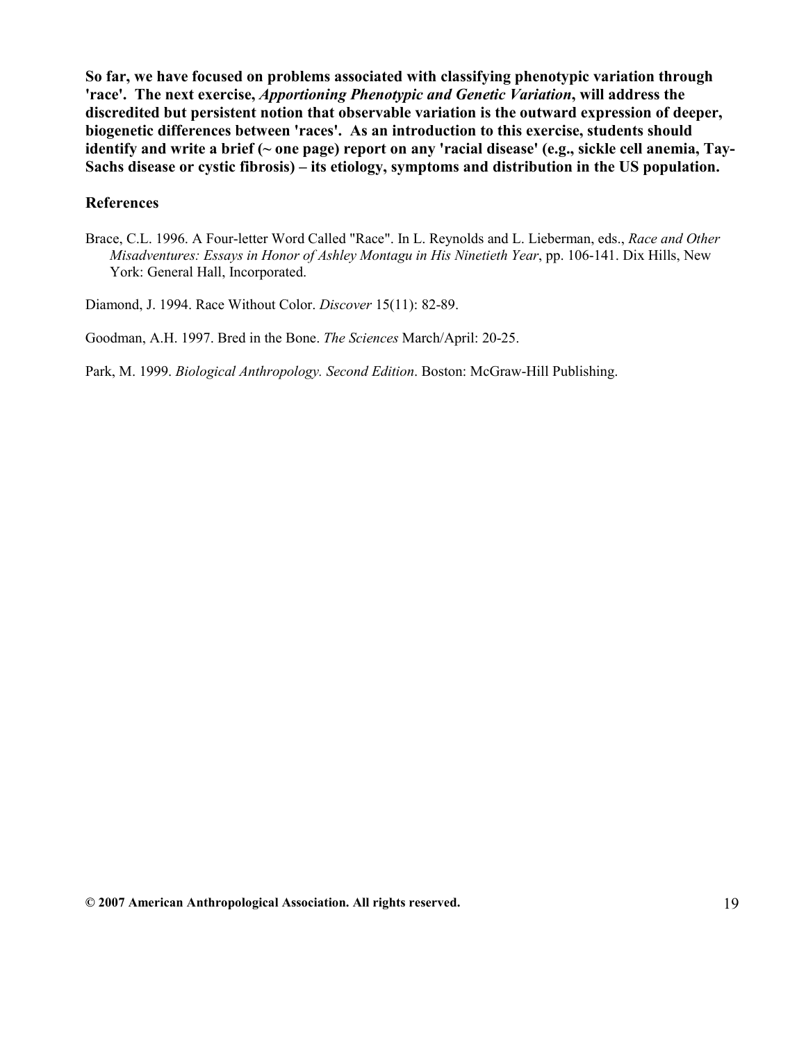**So far, we have focused on problems associated with classifying phenotypic variation through 'race'. The next exercise, *Apportioning Phenotypic and Genetic Variation*, will address the discredited but persistent notion that observable variation is the outward expression of deeper, biogenetic differences between 'races'. As an introduction to this exercise, students should identify and write a brief (~ one page) report on any 'racial disease' (e.g., sickle cell anemia, Tay-Sachs disease or cystic fibrosis) – its etiology, symptoms and distribution in the US population.**

## References

Brace, C.L. 1996. A Four-letter Word Called "Race". In L. Reynolds and L. Lieberman, eds., *Race and Other Misadventures: Essays in Honor of Ashley Montagu in His Ninetieth Year*, pp. 106-141. Dix Hills, New York: General Hall, Incorporated.

Diamond, J. 1994. Race Without Color. *Discover* 15(11): 82-89.

Goodman, A.H. 1997. Bred in the Bone. *The Sciences* March/April: 20-25.

Park, M. 1999. *Biological Anthropology. Second Edition*. Boston: McGraw-Hill Publishing.

**© 2007 American Anthropological Association. All rights reserved.**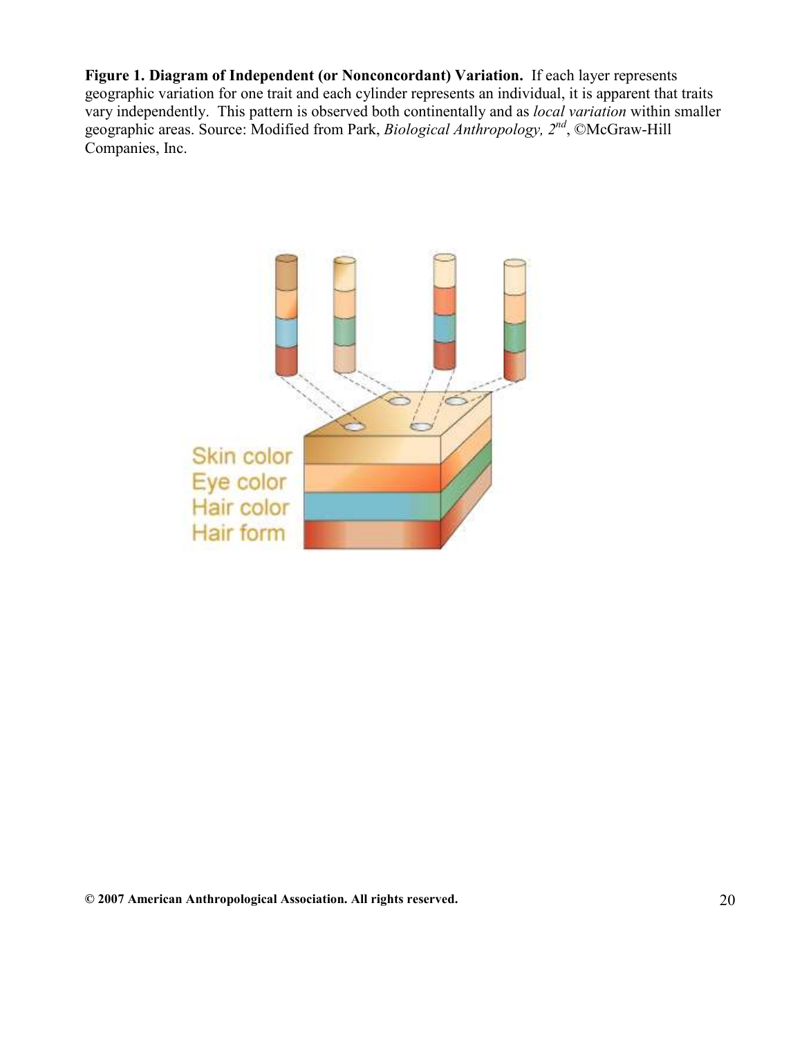**Figure 1. Diagram of Independent (or Nonconcordant) Variation.** If each layer represents geographic variation for one trait and each cylinder represents an individual, it is apparent that traits vary independently. This pattern is observed both continentally and as *local variation* within smaller geographic areas. Source: Modified from Park, *Biological Anthropology, 2nd*, ©McGraw-Hill Companies, Inc.

Skin color
Eye color
Hair color
Hair form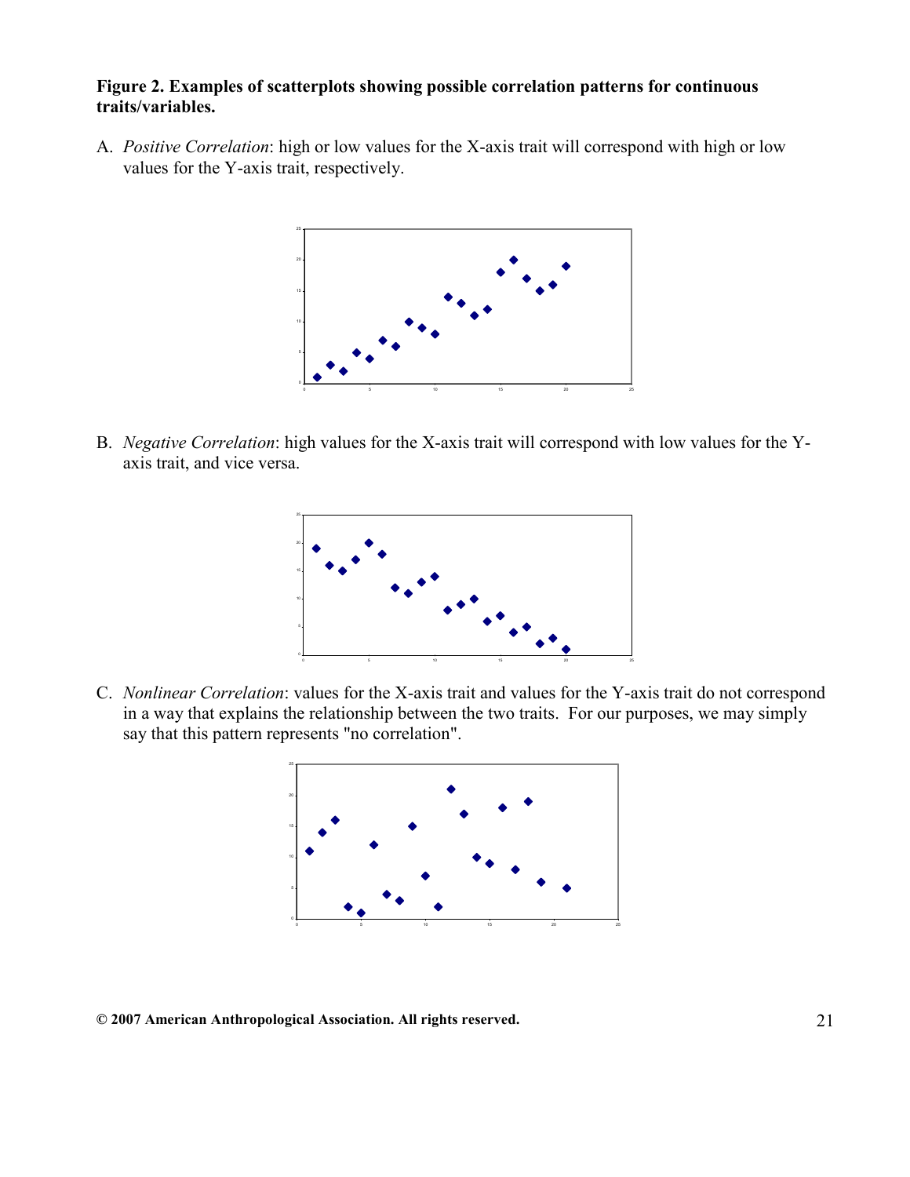**Figure 2. Examples of scatterplots showing possible correlation patterns for continuous traits/variables.**

A. *Positive Correlation*: high or low values for the X-axis trait will correspond with high or low values for the Y-axis trait, respectively.

B. *Negative Correlation*: high values for the X-axis trait will correspond with low values for the Y-axis trait, and vice versa.

C. *Nonlinear Correlation*: values for the X-axis trait and values for the Y-axis trait do not correspond in a way that explains the relationship between the two traits. For our purposes, we may simply say that this pattern represents "no correlation".

**© 2007 American Anthropological Association. All rights reserved.**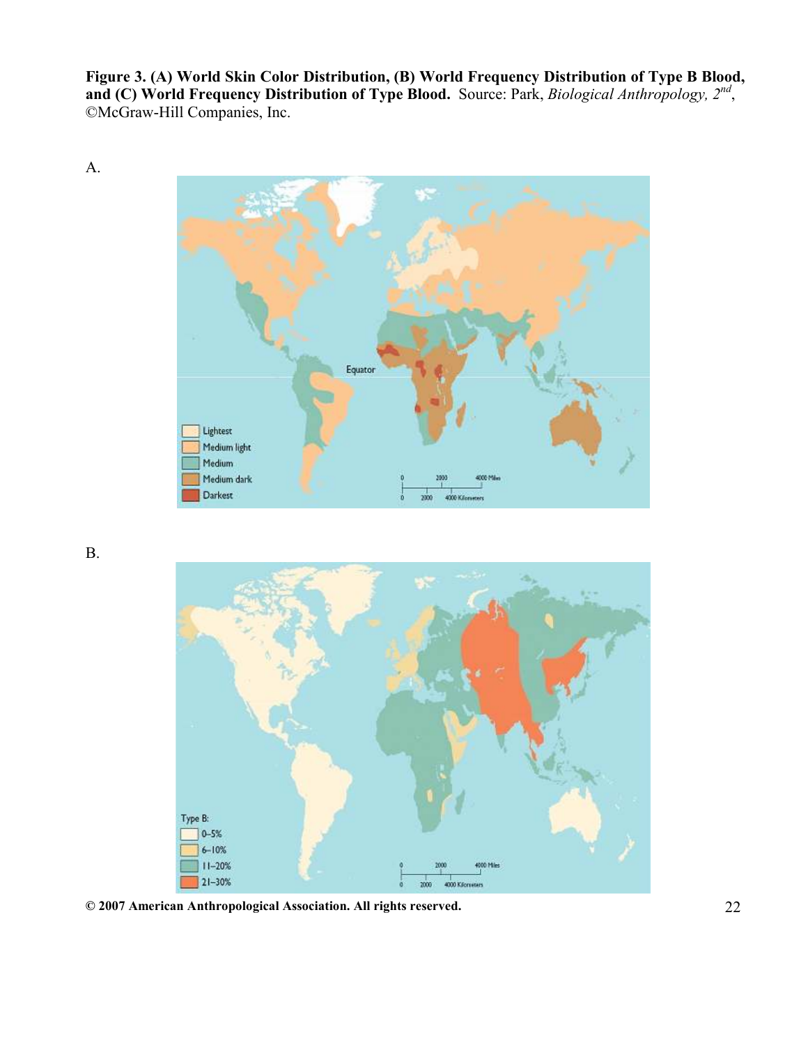**Figure 3. (A) World Skin Color Distribution, (B) World Frequency Distribution of Type B Blood, and (C) World Frequency Distribution of Type Blood.** Source: Park, *Biological Anthropology, 2nd*, ©McGraw-Hill Companies, Inc.

A.

B.

**© 2007 American Anthropological Association. All rights reserved.**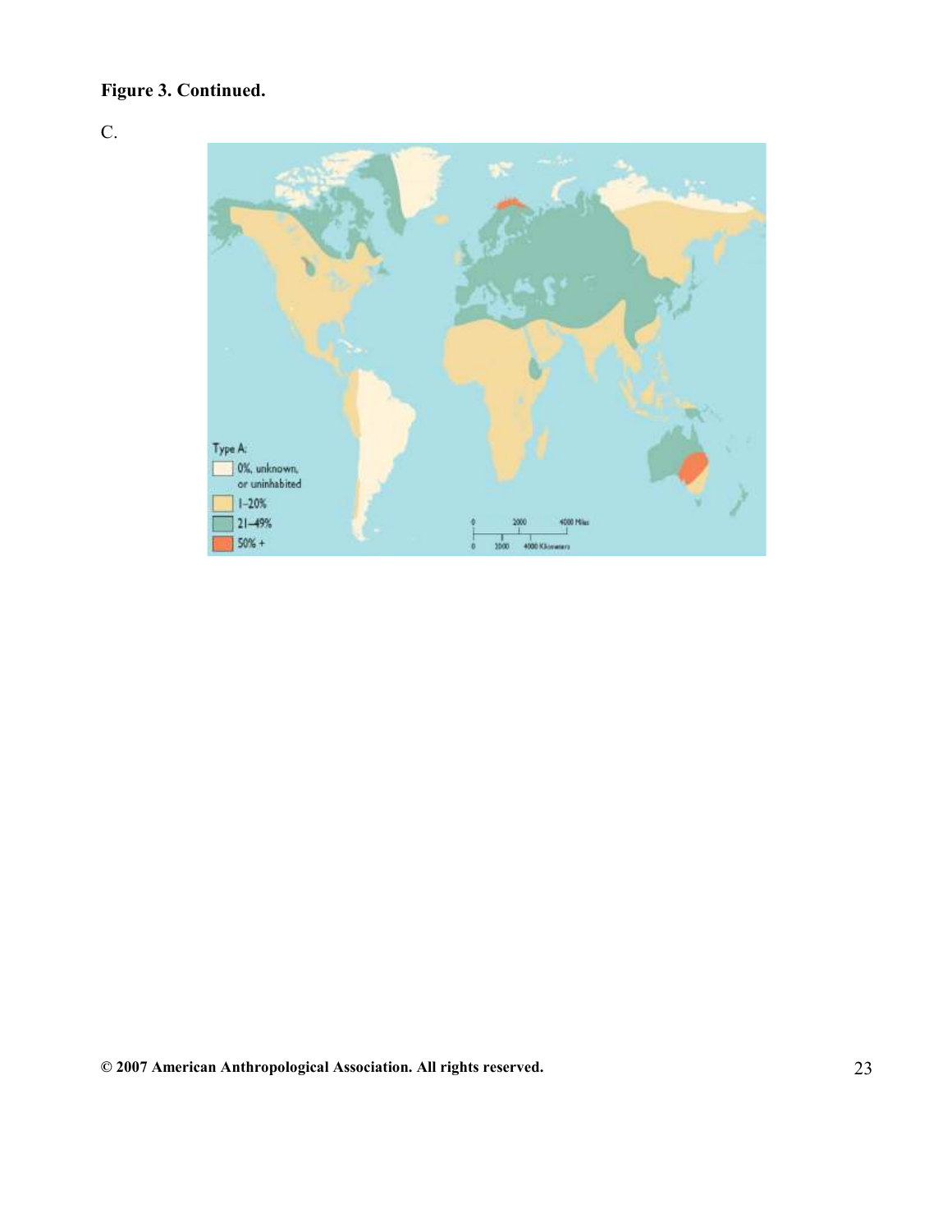**Figure 3. Continued.**

C.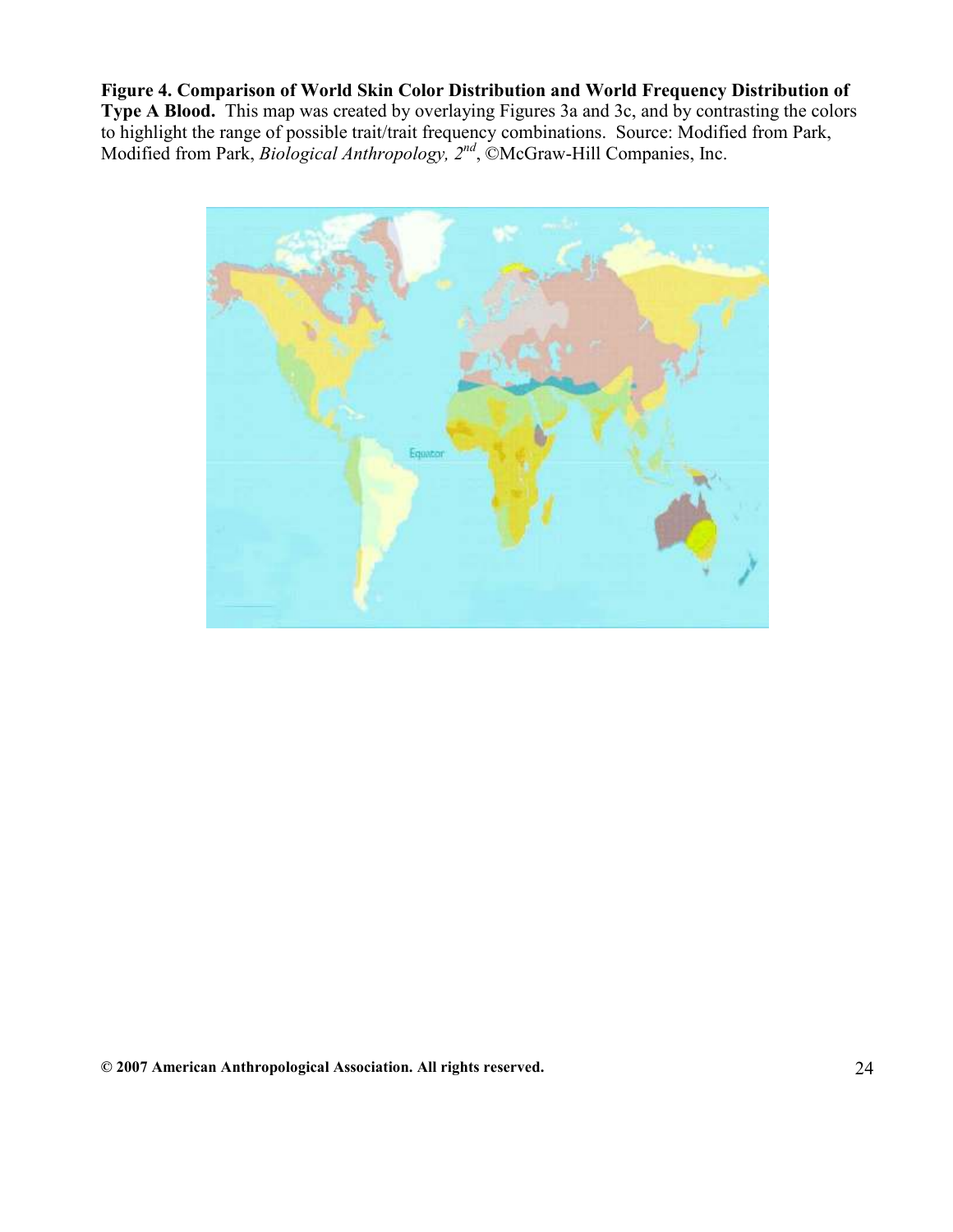**Figure 4. Comparison of World Skin Color Distribution and World Frequency Distribution of Type A Blood.** This map was created by overlaying Figures 3a and 3c, and by contrasting the colors to highlight the range of possible trait/trait frequency combinations. Source: Modified from Park, Modified from Park, *Biological Anthropology, 2nd*, ©McGraw-Hill Companies, Inc.

**© 2007 American Anthropological Association. All rights reserved.**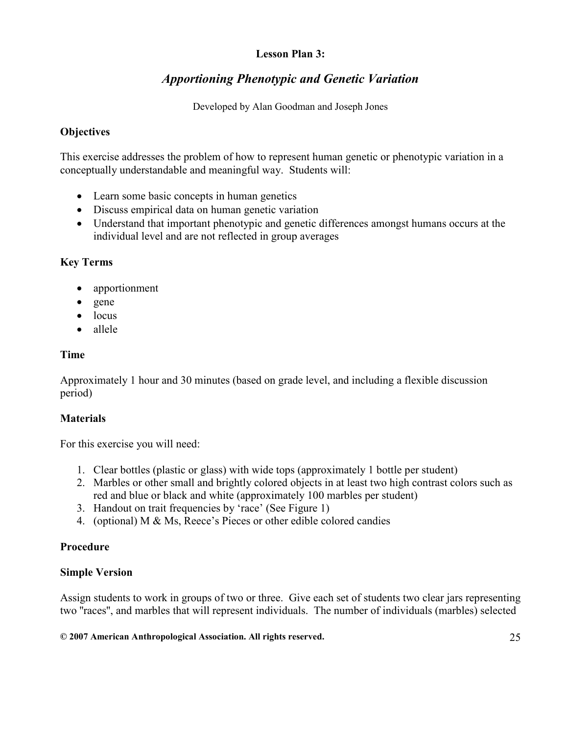**Lesson Plan 3:**

## *Apportioning Phenotypic and Genetic Variation*

Developed by Alan Goodman and Joseph Jones

### Objectives

This exercise addresses the problem of how to represent human genetic or phenotypic variation in a conceptually understandable and meaningful way. Students will:

- Learn some basic concepts in human genetics
- Discuss empirical data on human genetic variation
- Understand that important phenotypic and genetic differences amongst humans occurs at the individual level and are not reflected in group averages

### Key Terms

- apportionment
- gene
- locus
- allele

### Time

Approximately 1 hour and 30 minutes (based on grade level, and including a flexible discussion period)

### Materials

For this exercise you will need:

1. Clear bottles (plastic or glass) with wide tops (approximately 1 bottle per student)
2. Marbles or other small and brightly colored objects in at least two high contrast colors such as red and blue or black and white (approximately 100 marbles per student)
3. Handout on trait frequencies by 'race' (See Figure 1)
4. (optional) M & Ms, Reece's Pieces or other edible colored candies

### Procedure

#### Simple Version

Assign students to work in groups of two or three. Give each set of students two clear jars representing two "races", and marbles that will represent individuals. The number of individuals (marbles) selected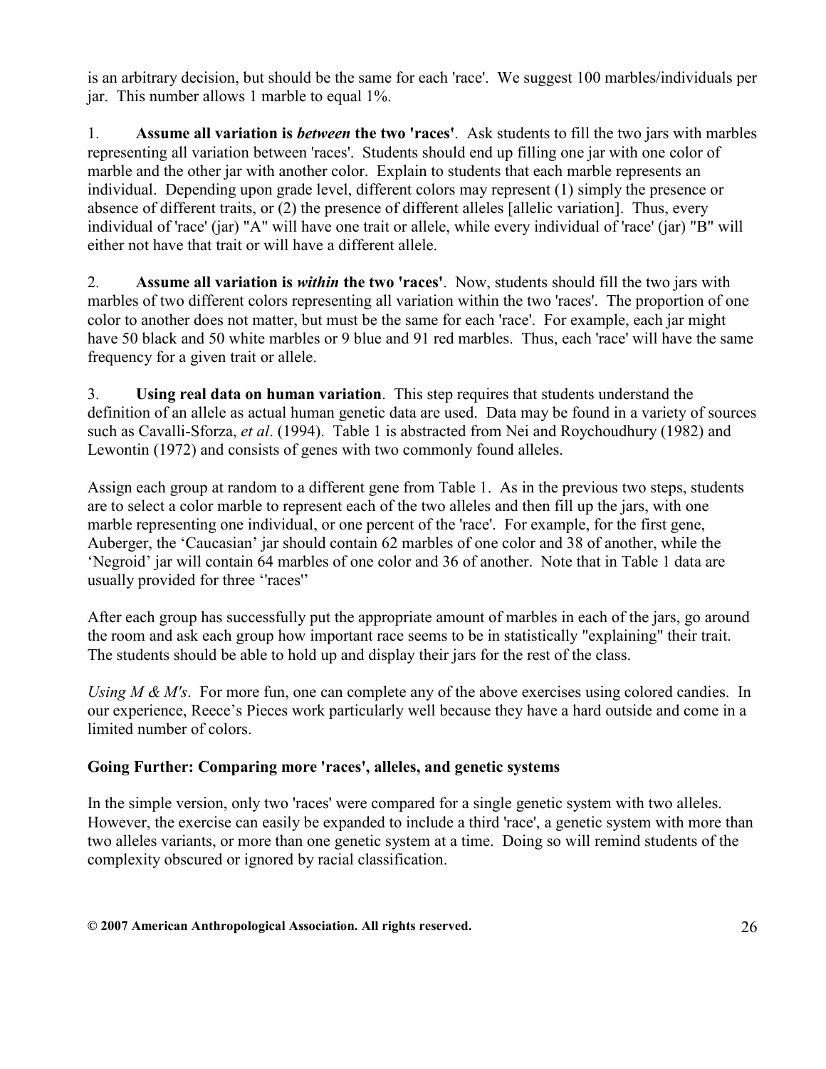is an arbitrary decision, but should be the same for each 'race'. We suggest 100 marbles/individuals per jar. This number allows 1 marble to equal 1%.

1. **Assume all variation is *between* the two 'races'**. Ask students to fill the two jars with marbles representing all variation between 'races'. Students should end up filling one jar with one color of marble and the other jar with another color. Explain to students that each marble represents an individual. Depending upon grade level, different colors may represent (1) simply the presence or absence of different traits, or (2) the presence of different alleles [allelic variation]. Thus, every individual of 'race' (jar) "A" will have one trait or allele, while every individual of 'race' (jar) "B" will either not have that trait or will have a different allele.

2. **Assume all variation is *within* the two 'races'**. Now, students should fill the two jars with marbles of two different colors representing all variation within the two 'races'. The proportion of one color to another does not matter, but must be the same for each 'race'. For example, each jar might have 50 black and 50 white marbles or 9 blue and 91 red marbles. Thus, each 'race' will have the same frequency for a given trait or allele.

3. **Using real data on human variation**. This step requires that students understand the definition of an allele as actual human genetic data are used. Data may be found in a variety of sources such as Cavalli-Sforza, *et al*. (1994). Table 1 is abstracted from Nei and Roychoudhury (1982) and Lewontin (1972) and consists of genes with two commonly found alleles.

Assign each group at random to a different gene from Table 1. As in the previous two steps, students are to select a color marble to represent each of the two alleles and then fill up the jars, with one marble representing one individual, or one percent of the 'race'. For example, for the first gene, Auberger, the 'Caucasian' jar should contain 62 marbles of one color and 38 of another, while the 'Negroid' jar will contain 64 marbles of one color and 36 of another. Note that in Table 1 data are usually provided for three ''races''

After each group has successfully put the appropriate amount of marbles in each of the jars, go around the room and ask each group how important race seems to be in statistically "explaining" their trait. The students should be able to hold up and display their jars for the rest of the class.

*Using M & M's*. For more fun, one can complete any of the above exercises using colored candies. In our experience, Reece's Pieces work particularly well because they have a hard outside and come in a limited number of colors.

### Going Further: Comparing more 'races', alleles, and genetic systems

In the simple version, only two 'races' were compared for a single genetic system with two alleles. However, the exercise can easily be expanded to include a third 'race', a genetic system with more than two alleles variants, or more than one genetic system at a time. Doing so will remind students of the complexity obscured or ignored by racial classification.

**© 2007 American Anthropological Association. All rights reserved.**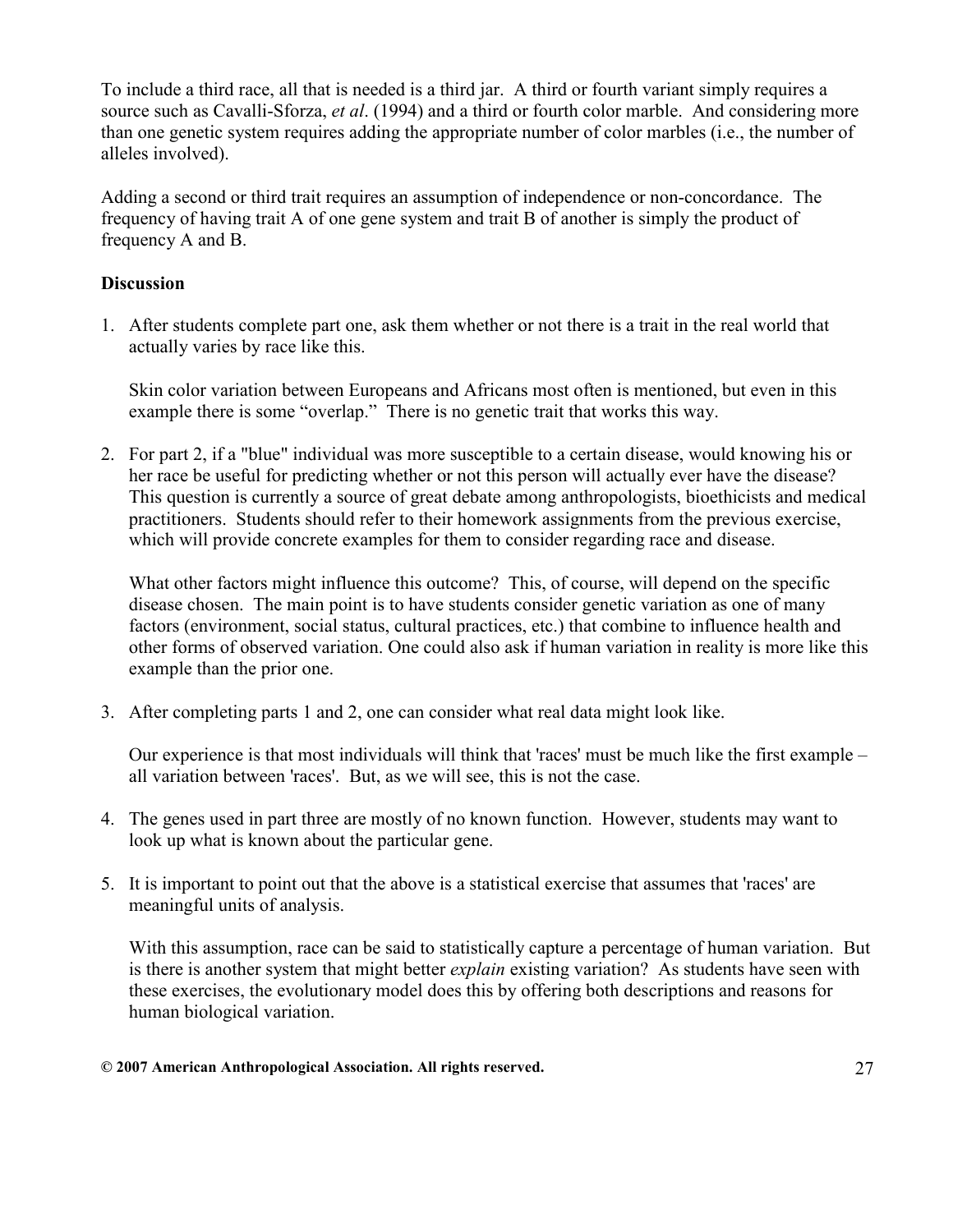To include a third race, all that is needed is a third jar. A third or fourth variant simply requires a source such as Cavalli-Sforza, *et al*. (1994) and a third or fourth color marble. And considering more than one genetic system requires adding the appropriate number of color marbles (i.e., the number of alleles involved).

Adding a second or third trait requires an assumption of independence or non-concordance. The frequency of having trait A of one gene system and trait B of another is simply the product of frequency A and B.

**Discussion**

1. After students complete part one, ask them whether or not there is a trait in the real world that actually varies by race like this.

   Skin color variation between Europeans and Africans most often is mentioned, but even in this example there is some "overlap." There is no genetic trait that works this way.

2. For part 2, if a "blue" individual was more susceptible to a certain disease, would knowing his or her race be useful for predicting whether or not this person will actually ever have the disease? This question is currently a source of great debate among anthropologists, bioethicists and medical practitioners. Students should refer to their homework assignments from the previous exercise, which will provide concrete examples for them to consider regarding race and disease.

   What other factors might influence this outcome? This, of course, will depend on the specific disease chosen. The main point is to have students consider genetic variation as one of many factors (environment, social status, cultural practices, etc.) that combine to influence health and other forms of observed variation. One could also ask if human variation in reality is more like this example than the prior one.

3. After completing parts 1 and 2, one can consider what real data might look like.

   Our experience is that most individuals will think that 'races' must be much like the first example – all variation between 'races'. But, as we will see, this is not the case.

4. The genes used in part three are mostly of no known function. However, students may want to look up what is known about the particular gene.

5. It is important to point out that the above is a statistical exercise that assumes that 'races' are meaningful units of analysis.

   With this assumption, race can be said to statistically capture a percentage of human variation. But is there is another system that might better *explain* existing variation? As students have seen with these exercises, the evolutionary model does this by offering both descriptions and reasons for human biological variation.

**© 2007 American Anthropological Association. All rights reserved.**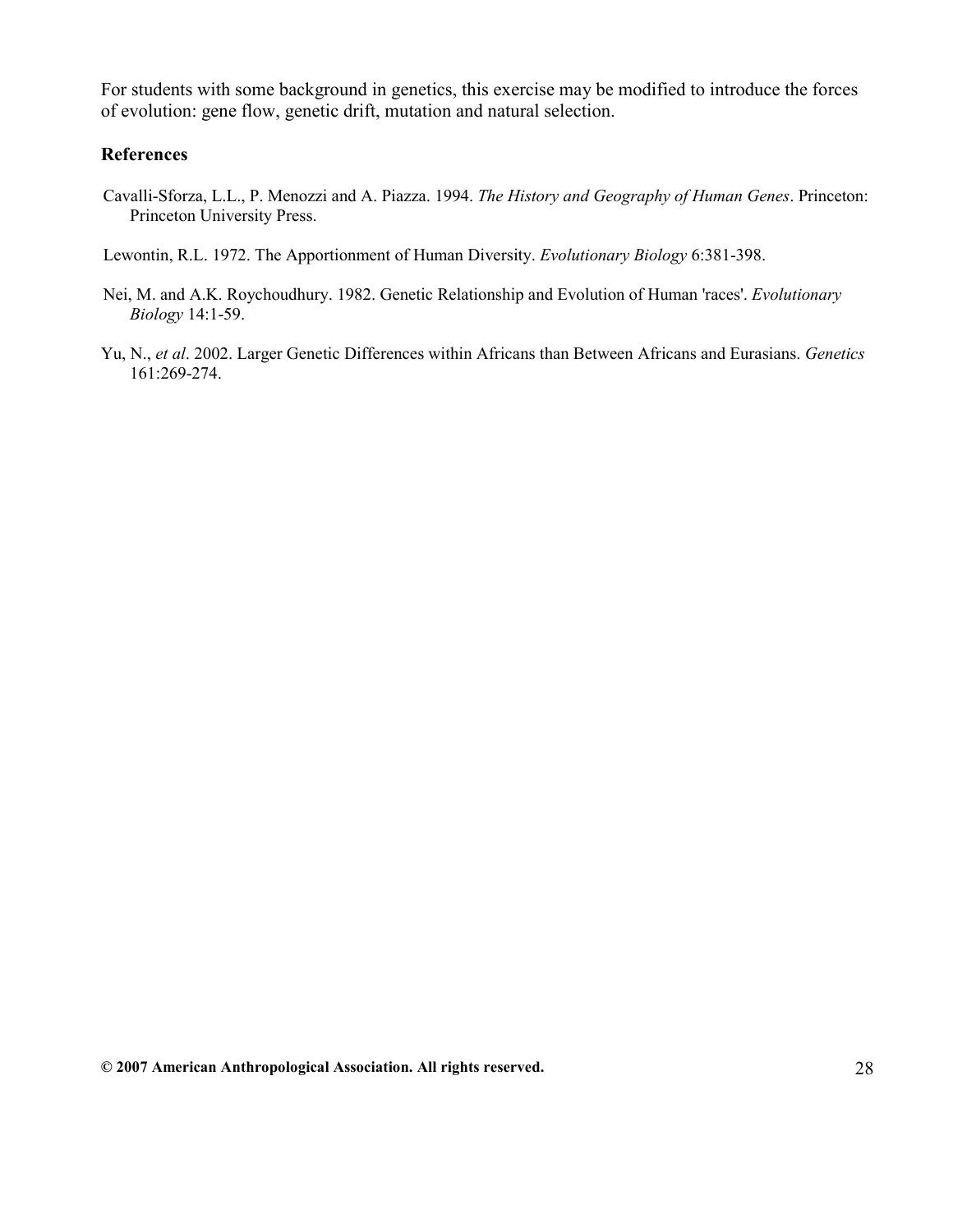For students with some background in genetics, this exercise may be modified to introduce the forces of evolution: gene flow, genetic drift, mutation and natural selection.

## References

Cavalli-Sforza, L.L., P. Menozzi and A. Piazza. 1994. *The History and Geography of Human Genes*. Princeton: Princeton University Press.

Lewontin, R.L. 1972. The Apportionment of Human Diversity. *Evolutionary Biology* 6:381-398.

Nei, M. and A.K. Roychoudhury. 1982. Genetic Relationship and Evolution of Human 'races'. *Evolutionary Biology* 14:1-59.

Yu, N., *et al*. 2002. Larger Genetic Differences within Africans than Between Africans and Eurasians. *Genetics* 161:269-274.

**© 2007 American Anthropological Association. All rights reserved.**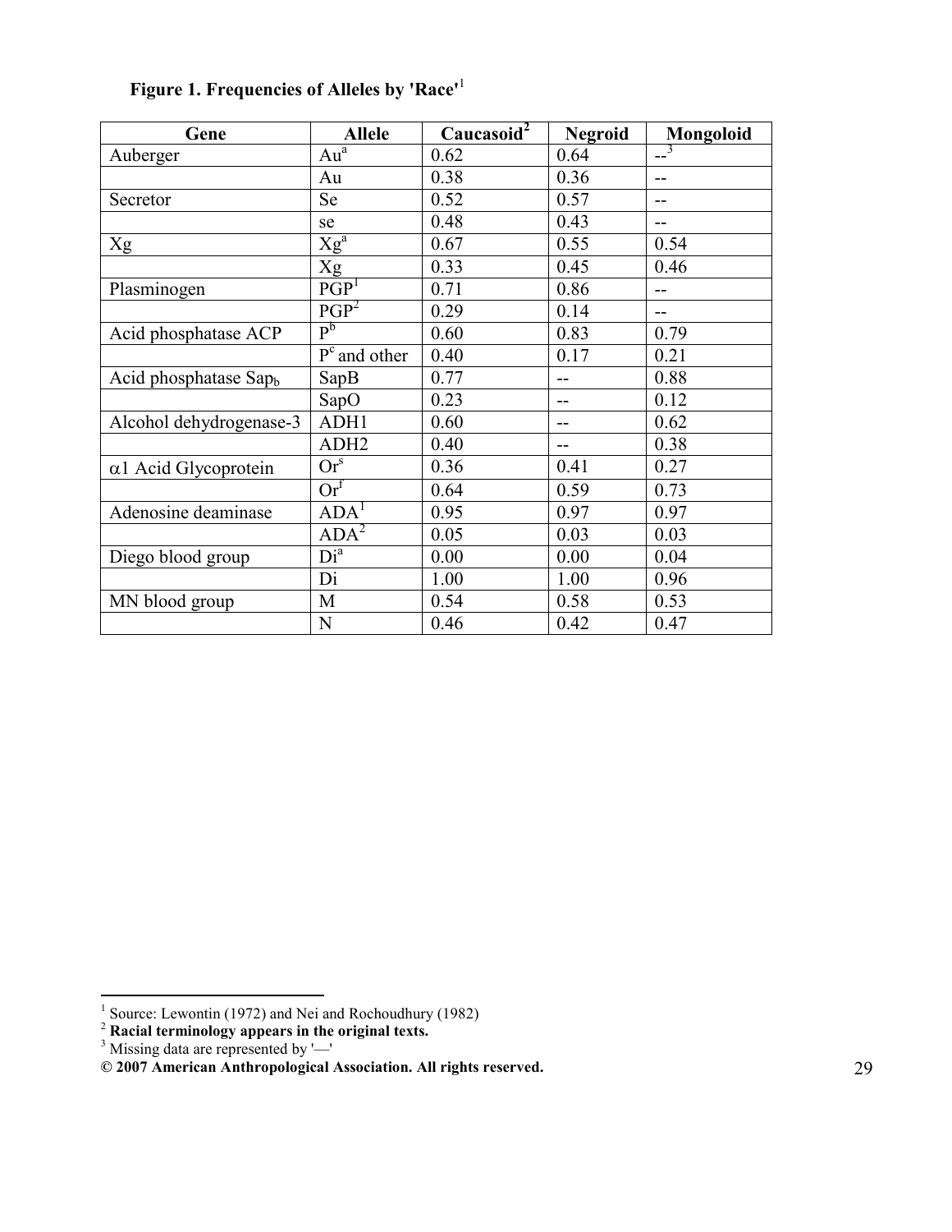**Figure 1. Frequencies of Alleles by 'Race'**[1]

| Gene | Allele | Caucasoid[2] | Negroid | Mongoloid |
|---|---|---|---|---|
| Auberger | $Au^a$ | 0.62 | 0.64 | --[3] |
| | Au | 0.38 | 0.36 | -- |
| Secretor | Se | 0.52 | 0.57 | -- |
| | se | 0.48 | 0.43 | -- |
| Xg | $Xg^a$ | 0.67 | 0.55 | 0.54 |
| | Xg | 0.33 | 0.45 | 0.46 |
| Plasminogen | $PGP^1$ | 0.71 | 0.86 | -- |
| | $PGP^2$ | 0.29 | 0.14 | -- |
| Acid phosphatase ACP | $P^b$ | 0.60 | 0.83 | 0.79 |
| | $P^c$ and other | 0.40 | 0.17 | 0.21 |
| Acid phosphatase $Sap_b$ | SapB | 0.77 | -- | 0.88 |
| | SapO | 0.23 | -- | 0.12 |
| Alcohol dehydrogenase-3 | ADH1 | 0.60 | -- | 0.62 |
| | ADH2 | 0.40 | -- | 0.38 |
| $\alpha$1 Acid Glycoprotein | $Or^s$ | 0.36 | 0.41 | 0.27 |
| | $Or^f$ | 0.64 | 0.59 | 0.73 |
| Adenosine deaminase | $ADA^1$ | 0.95 | 0.97 | 0.97 |
| | $ADA^2$ | 0.05 | 0.03 | 0.03 |
| Diego blood group | $Di^a$ | 0.00 | 0.00 | 0.04 |
| | Di | 1.00 | 1.00 | 0.96 |
| MN blood group | M | 0.54 | 0.58 | 0.53 |
| | N | 0.46 | 0.42 | 0.47 |

[1] Source: Lewontin (1972) and Nei and Rochoudhury (1982)
[2] **Racial terminology appears in the original texts.**
[3] Missing data are represented by '—'

**© 2007 American Anthropological Association. All rights reserved.**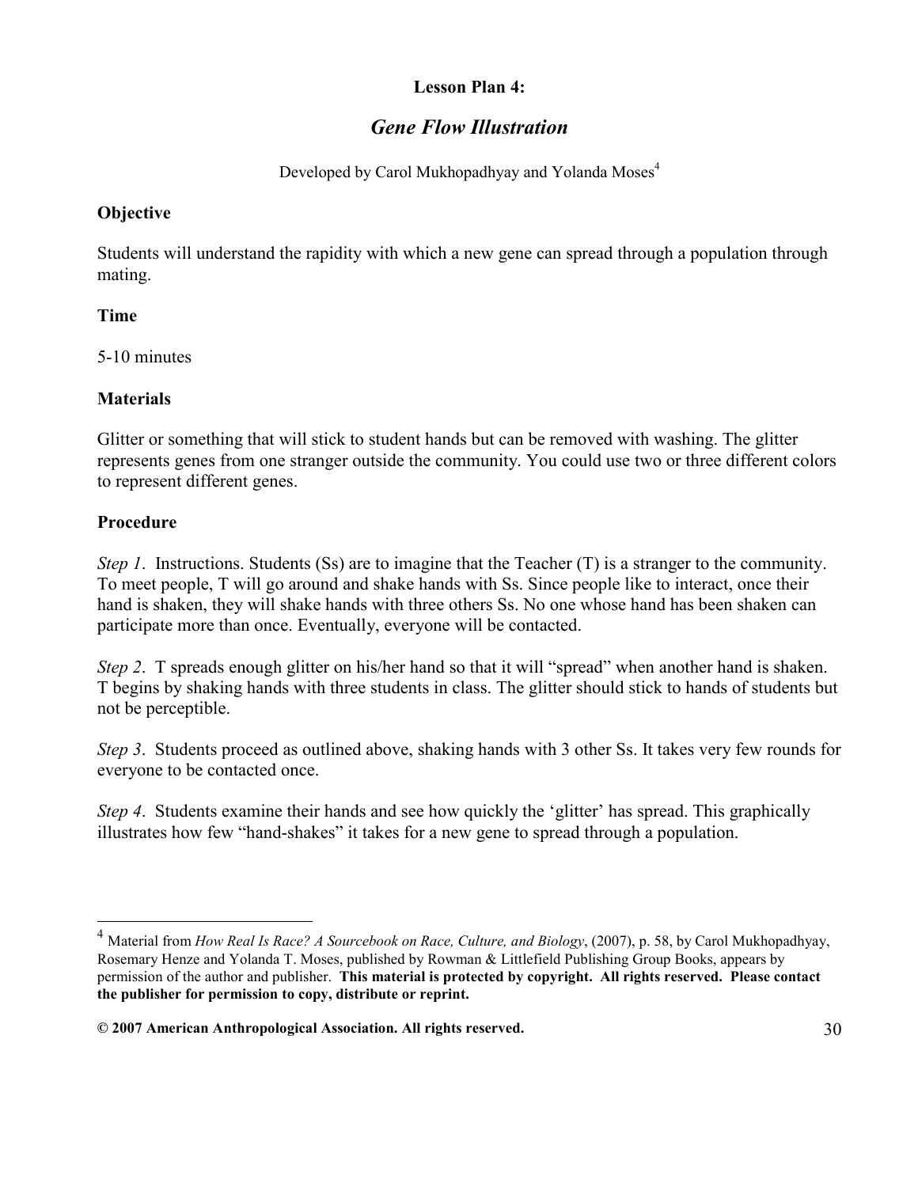**Lesson Plan 4:**

## *Gene Flow Illustration*

Developed by Carol Mukhopadhyay and Yolanda Moses[4]

### Objective

Students will understand the rapidity with which a new gene can spread through a population through mating.

### Time

5-10 minutes

### Materials

Glitter or something that will stick to student hands but can be removed with washing. The glitter represents genes from one stranger outside the community. You could use two or three different colors to represent different genes.

### Procedure

*Step 1*. Instructions. Students (Ss) are to imagine that the Teacher (T) is a stranger to the community. To meet people, T will go around and shake hands with Ss. Since people like to interact, once their hand is shaken, they will shake hands with three others Ss. No one whose hand has been shaken can participate more than once. Eventually, everyone will be contacted.

*Step 2*. T spreads enough glitter on his/her hand so that it will "spread" when another hand is shaken. T begins by shaking hands with three students in class. The glitter should stick to hands of students but not be perceptible.

*Step 3*. Students proceed as outlined above, shaking hands with 3 other Ss. It takes very few rounds for everyone to be contacted once.

*Step 4*. Students examine their hands and see how quickly the 'glitter' has spread. This graphically illustrates how few "hand-shakes" it takes for a new gene to spread through a population.

---

[4] Material from *How Real Is Race? A Sourcebook on Race, Culture, and Biology*, (2007), p. 58, by Carol Mukhopadhyay, Rosemary Henze and Yolanda T. Moses, published by Rowman & Littlefield Publishing Group Books, appears by permission of the author and publisher. **This material is protected by copyright. All rights reserved. Please contact the publisher for permission to copy, distribute or reprint.**

**© 2007 American Anthropological Association. All rights reserved.**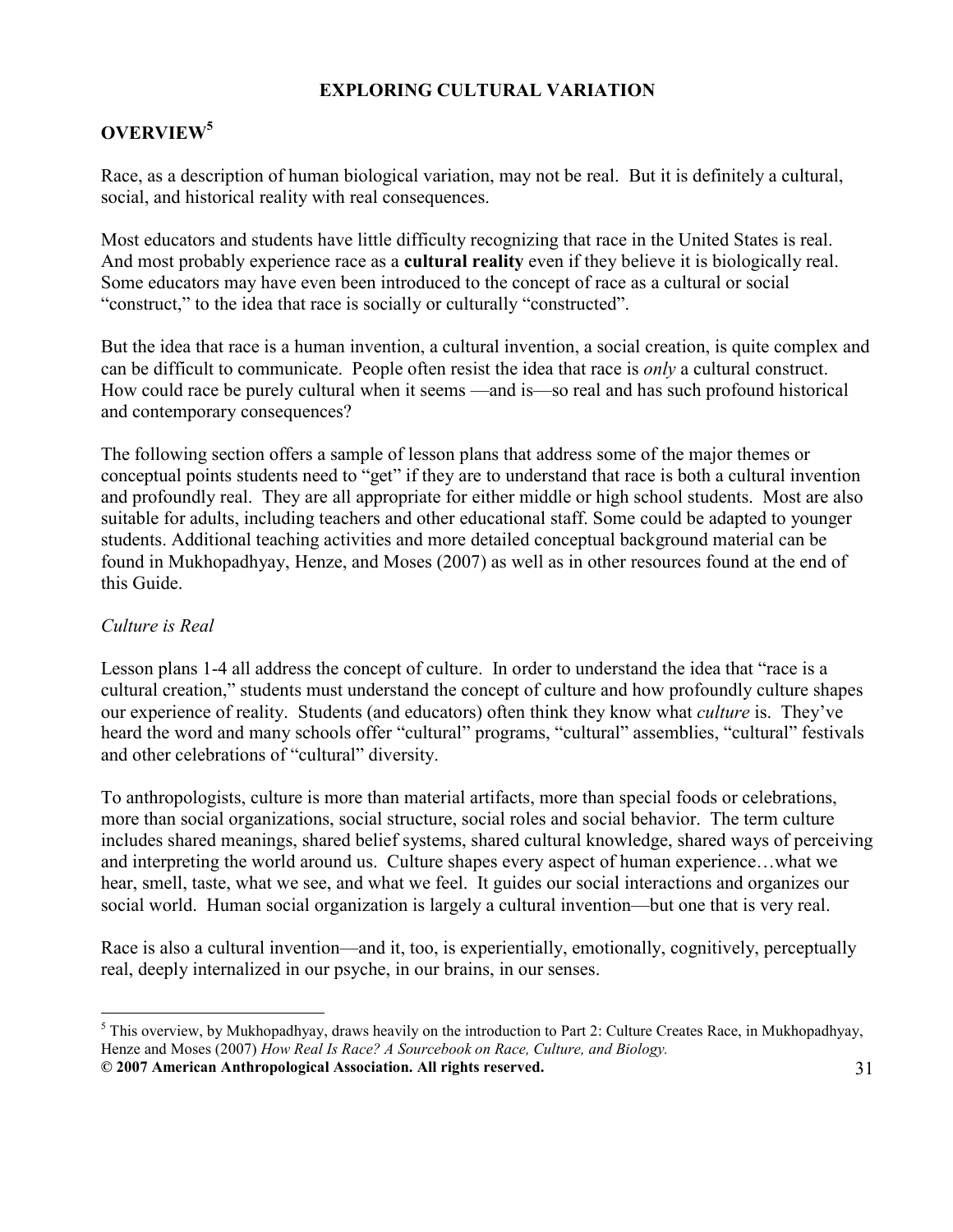## EXPLORING CULTURAL VARIATION

## OVERVIEW[5]

Race, as a description of human biological variation, may not be real. But it is definitely a cultural, social, and historical reality with real consequences.

Most educators and students have little difficulty recognizing that race in the United States is real. And most probably experience race as a **cultural reality** even if they believe it is biologically real. Some educators may have even been introduced to the concept of race as a cultural or social "construct," to the idea that race is socially or culturally "constructed".

But the idea that race is a human invention, a cultural invention, a social creation, is quite complex and can be difficult to communicate. People often resist the idea that race is *only* a cultural construct. How could race be purely cultural when it seems —and is—so real and has such profound historical and contemporary consequences?

The following section offers a sample of lesson plans that address some of the major themes or conceptual points students need to "get" if they are to understand that race is both a cultural invention and profoundly real. They are all appropriate for either middle or high school students. Most are also suitable for adults, including teachers and other educational staff. Some could be adapted to younger students. Additional teaching activities and more detailed conceptual background material can be found in Mukhopadhyay, Henze, and Moses (2007) as well as in other resources found at the end of this Guide.

*Culture is Real*

Lesson plans 1-4 all address the concept of culture. In order to understand the idea that "race is a cultural creation," students must understand the concept of culture and how profoundly culture shapes our experience of reality. Students (and educators) often think they know what *culture* is. They've heard the word and many schools offer "cultural" programs, "cultural" assemblies, "cultural" festivals and other celebrations of "cultural" diversity.

To anthropologists, culture is more than material artifacts, more than special foods or celebrations, more than social organizations, social structure, social roles and social behavior. The term culture includes shared meanings, shared belief systems, shared cultural knowledge, shared ways of perceiving and interpreting the world around us. Culture shapes every aspect of human experience…what we hear, smell, taste, what we see, and what we feel. It guides our social interactions and organizes our social world. Human social organization is largely a cultural invention—but one that is very real.

Race is also a cultural invention—and it, too, is experientially, emotionally, cognitively, perceptually real, deeply internalized in our psyche, in our brains, in our senses.

---

[5] This overview, by Mukhopadhyay, draws heavily on the introduction to Part 2: Culture Creates Race, in Mukhopadhyay, Henze and Moses (2007) *How Real Is Race? A Sourcebook on Race, Culture, and Biology.*

**© 2007 American Anthropological Association. All rights reserved.**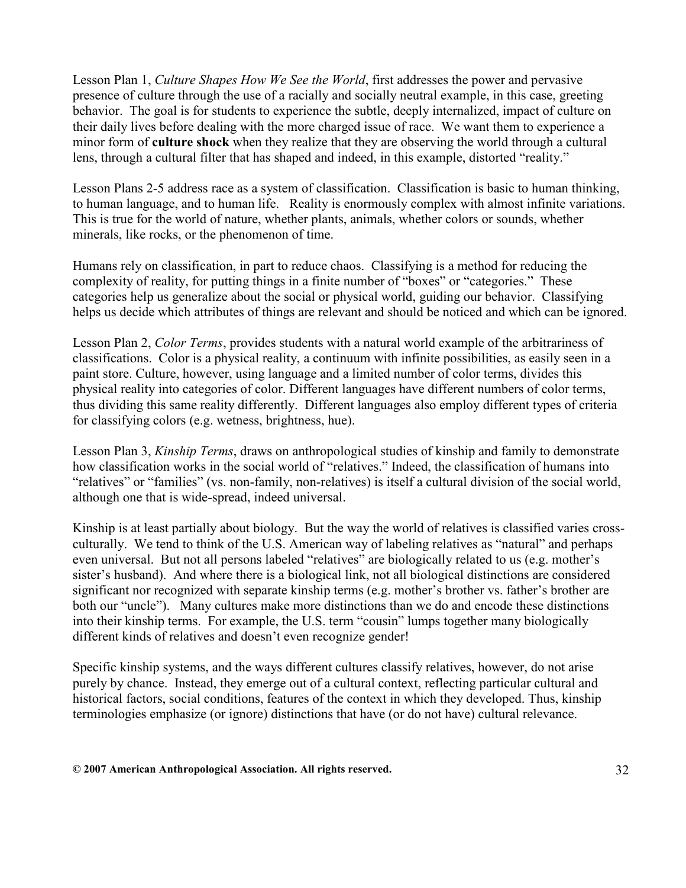Lesson Plan 1, *Culture Shapes How We See the World*, first addresses the power and pervasive presence of culture through the use of a racially and socially neutral example, in this case, greeting behavior. The goal is for students to experience the subtle, deeply internalized, impact of culture on their daily lives before dealing with the more charged issue of race. We want them to experience a minor form of **culture shock** when they realize that they are observing the world through a cultural lens, through a cultural filter that has shaped and indeed, in this example, distorted "reality."

Lesson Plans 2-5 address race as a system of classification. Classification is basic to human thinking, to human language, and to human life. Reality is enormously complex with almost infinite variations. This is true for the world of nature, whether plants, animals, whether colors or sounds, whether minerals, like rocks, or the phenomenon of time.

Humans rely on classification, in part to reduce chaos. Classifying is a method for reducing the complexity of reality, for putting things in a finite number of "boxes" or "categories." These categories help us generalize about the social or physical world, guiding our behavior. Classifying helps us decide which attributes of things are relevant and should be noticed and which can be ignored.

Lesson Plan 2, *Color Terms*, provides students with a natural world example of the arbitrariness of classifications. Color is a physical reality, a continuum with infinite possibilities, as easily seen in a paint store. Culture, however, using language and a limited number of color terms, divides this physical reality into categories of color. Different languages have different numbers of color terms, thus dividing this same reality differently. Different languages also employ different types of criteria for classifying colors (e.g. wetness, brightness, hue).

Lesson Plan 3, *Kinship Terms*, draws on anthropological studies of kinship and family to demonstrate how classification works in the social world of "relatives." Indeed, the classification of humans into "relatives" or "families" (vs. non-family, non-relatives) is itself a cultural division of the social world, although one that is wide-spread, indeed universal.

Kinship is at least partially about biology. But the way the world of relatives is classified varies cross-culturally. We tend to think of the U.S. American way of labeling relatives as "natural" and perhaps even universal. But not all persons labeled "relatives" are biologically related to us (e.g. mother's sister's husband). And where there is a biological link, not all biological distinctions are considered significant nor recognized with separate kinship terms (e.g. mother's brother vs. father's brother are both our "uncle"). Many cultures make more distinctions than we do and encode these distinctions into their kinship terms. For example, the U.S. term "cousin" lumps together many biologically different kinds of relatives and doesn't even recognize gender!

Specific kinship systems, and the ways different cultures classify relatives, however, do not arise purely by chance. Instead, they emerge out of a cultural context, reflecting particular cultural and historical factors, social conditions, features of the context in which they developed. Thus, kinship terminologies emphasize (or ignore) distinctions that have (or do not have) cultural relevance.

**© 2007 American Anthropological Association. All rights reserved.**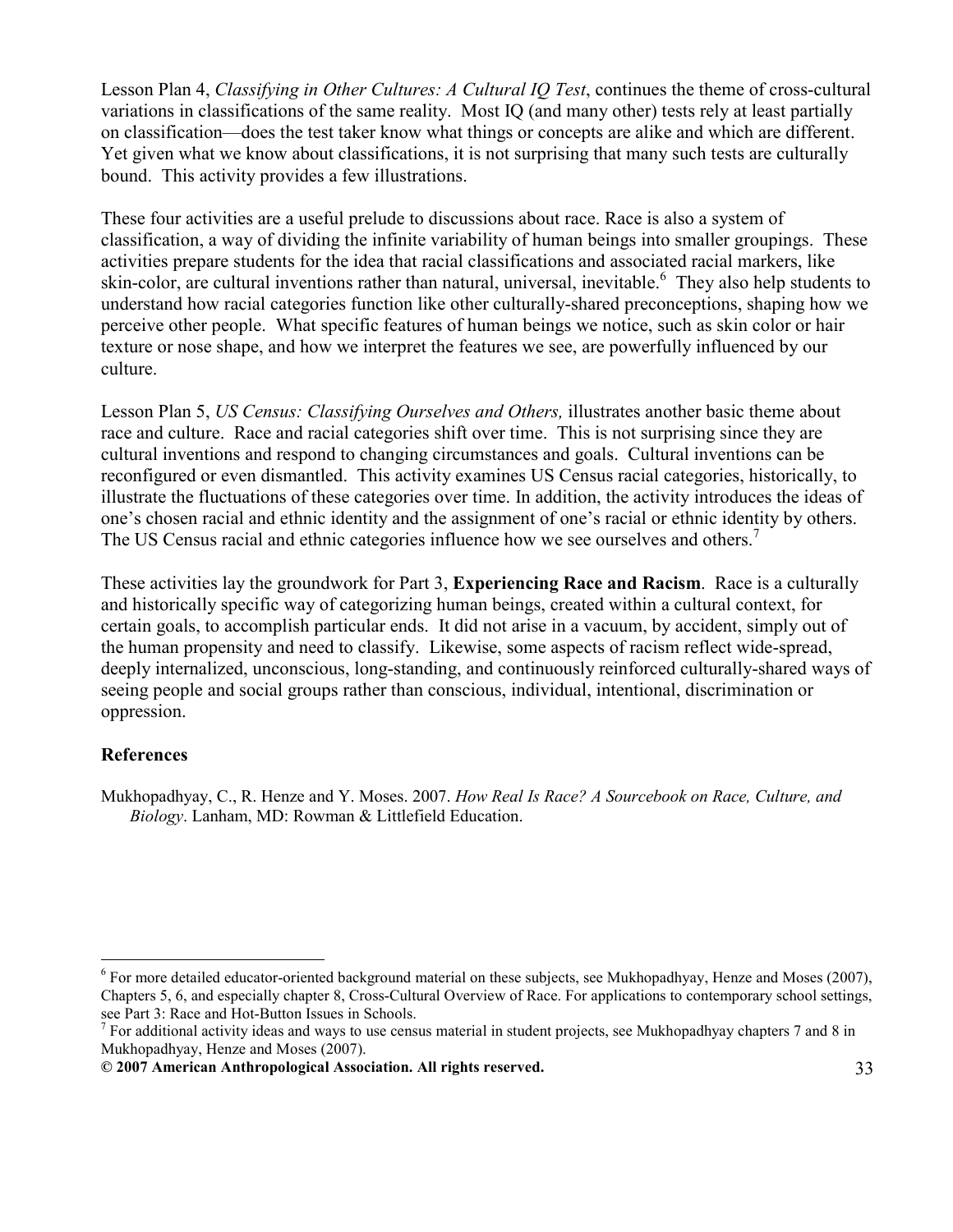Lesson Plan 4, *Classifying in Other Cultures: A Cultural IQ Test*, continues the theme of cross-cultural variations in classifications of the same reality. Most IQ (and many other) tests rely at least partially on classification—does the test taker know what things or concepts are alike and which are different. Yet given what we know about classifications, it is not surprising that many such tests are culturally bound. This activity provides a few illustrations.

These four activities are a useful prelude to discussions about race. Race is also a system of classification, a way of dividing the infinite variability of human beings into smaller groupings. These activities prepare students for the idea that racial classifications and associated racial markers, like skin-color, are cultural inventions rather than natural, universal, inevitable.[6] They also help students to understand how racial categories function like other culturally-shared preconceptions, shaping how we perceive other people. What specific features of human beings we notice, such as skin color or hair texture or nose shape, and how we interpret the features we see, are powerfully influenced by our culture.

Lesson Plan 5, *US Census: Classifying Ourselves and Others,* illustrates another basic theme about race and culture. Race and racial categories shift over time. This is not surprising since they are cultural inventions and respond to changing circumstances and goals. Cultural inventions can be reconfigured or even dismantled. This activity examines US Census racial categories, historically, to illustrate the fluctuations of these categories over time. In addition, the activity introduces the ideas of one's chosen racial and ethnic identity and the assignment of one's racial or ethnic identity by others. The US Census racial and ethnic categories influence how we see ourselves and others.[7]

These activities lay the groundwork for Part 3, **Experiencing Race and Racism**. Race is a culturally and historically specific way of categorizing human beings, created within a cultural context, for certain goals, to accomplish particular ends. It did not arise in a vacuum, by accident, simply out of the human propensity and need to classify. Likewise, some aspects of racism reflect wide-spread, deeply internalized, unconscious, long-standing, and continuously reinforced culturally-shared ways of seeing people and social groups rather than conscious, individual, intentional, discrimination or oppression.

## References

Mukhopadhyay, C., R. Henze and Y. Moses. 2007. *How Real Is Race? A Sourcebook on Race, Culture, and Biology*. Lanham, MD: Rowman & Littlefield Education.

---

[6] For more detailed educator-oriented background material on these subjects, see Mukhopadhyay, Henze and Moses (2007), Chapters 5, 6, and especially chapter 8, Cross-Cultural Overview of Race. For applications to contemporary school settings, see Part 3: Race and Hot-Button Issues in Schools.

[7] For additional activity ideas and ways to use census material in student projects, see Mukhopadhyay chapters 7 and 8 in Mukhopadhyay, Henze and Moses (2007).

**© 2007 American Anthropological Association. All rights reserved.**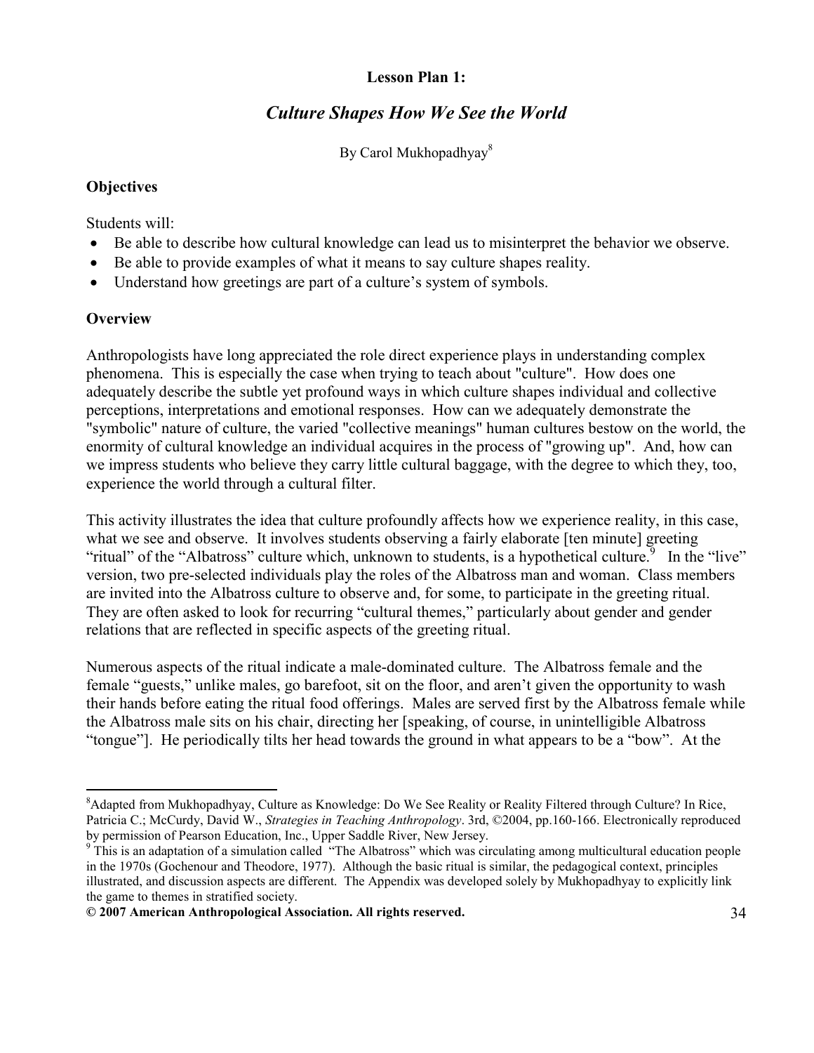**Lesson Plan 1:**

## *Culture Shapes How We See the World*

By Carol Mukhopadhyay[8]

### Objectives

Students will:

- Be able to describe how cultural knowledge can lead us to misinterpret the behavior we observe.
- Be able to provide examples of what it means to say culture shapes reality.
- Understand how greetings are part of a culture's system of symbols.

### Overview

Anthropologists have long appreciated the role direct experience plays in understanding complex phenomena. This is especially the case when trying to teach about "culture". How does one adequately describe the subtle yet profound ways in which culture shapes individual and collective perceptions, interpretations and emotional responses. How can we adequately demonstrate the "symbolic" nature of culture, the varied "collective meanings" human cultures bestow on the world, the enormity of cultural knowledge an individual acquires in the process of "growing up". And, how can we impress students who believe they carry little cultural baggage, with the degree to which they, too, experience the world through a cultural filter.

This activity illustrates the idea that culture profoundly affects how we experience reality, in this case, what we see and observe. It involves students observing a fairly elaborate [ten minute] greeting "ritual" of the "Albatross" culture which, unknown to students, is a hypothetical culture.[9] In the "live" version, two pre-selected individuals play the roles of the Albatross man and woman. Class members are invited into the Albatross culture to observe and, for some, to participate in the greeting ritual. They are often asked to look for recurring "cultural themes," particularly about gender and gender relations that are reflected in specific aspects of the greeting ritual.

Numerous aspects of the ritual indicate a male-dominated culture. The Albatross female and the female "guests," unlike males, go barefoot, sit on the floor, and aren't given the opportunity to wash their hands before eating the ritual food offerings. Males are served first by the Albatross female while the Albatross male sits on his chair, directing her [speaking, of course, in unintelligible Albatross "tongue"]. He periodically tilts her head towards the ground in what appears to be a "bow". At the

---

[8] Adapted from Mukhopadhyay, Culture as Knowledge: Do We See Reality or Reality Filtered through Culture? In Rice, Patricia C.; McCurdy, David W., *Strategies in Teaching Anthropology*. 3rd, ©2004, pp.160-166. Electronically reproduced by permission of Pearson Education, Inc., Upper Saddle River, New Jersey.

[9] This is an adaptation of a simulation called "The Albatross" which was circulating among multicultural education people in the 1970s (Gochenour and Theodore, 1977). Although the basic ritual is similar, the pedagogical context, principles illustrated, and discussion aspects are different. The Appendix was developed solely by Mukhopadhyay to explicitly link the game to themes in stratified society.

**© 2007 American Anthropological Association. All rights reserved.**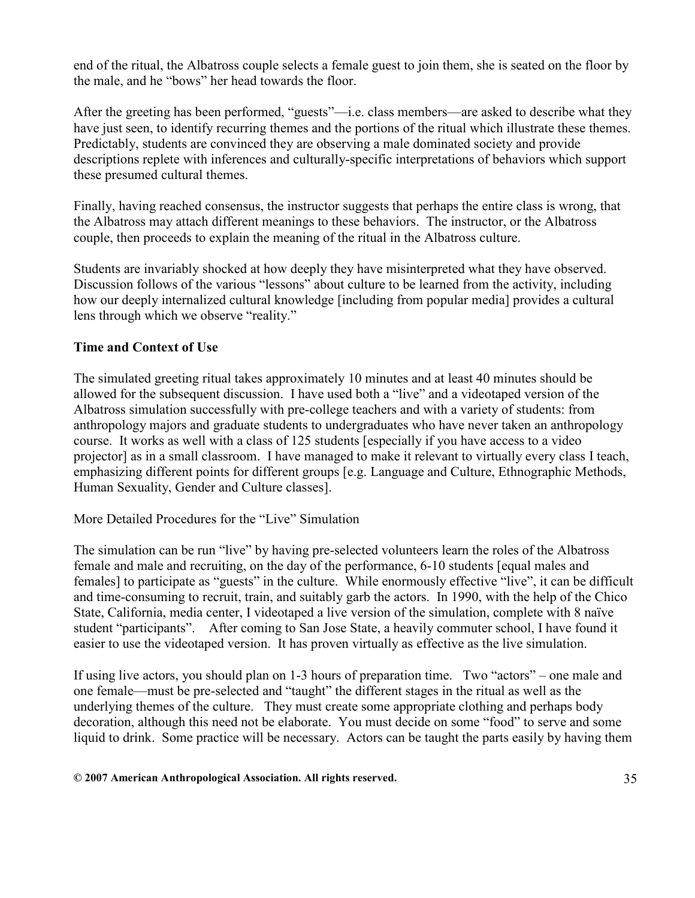end of the ritual, the Albatross couple selects a female guest to join them, she is seated on the floor by the male, and he "bows" her head towards the floor.

After the greeting has been performed, "guests"—i.e. class members—are asked to describe what they have just seen, to identify recurring themes and the portions of the ritual which illustrate these themes. Predictably, students are convinced they are observing a male dominated society and provide descriptions replete with inferences and culturally-specific interpretations of behaviors which support these presumed cultural themes.

Finally, having reached consensus, the instructor suggests that perhaps the entire class is wrong, that the Albatross may attach different meanings to these behaviors. The instructor, or the Albatross couple, then proceeds to explain the meaning of the ritual in the Albatross culture.

Students are invariably shocked at how deeply they have misinterpreted what they have observed. Discussion follows of the various "lessons" about culture to be learned from the activity, including how our deeply internalized cultural knowledge [including from popular media] provides a cultural lens through which we observe "reality."

**Time and Context of Use**

The simulated greeting ritual takes approximately 10 minutes and at least 40 minutes should be allowed for the subsequent discussion. I have used both a "live" and a videotaped version of the Albatross simulation successfully with pre-college teachers and with a variety of students: from anthropology majors and graduate students to undergraduates who have never taken an anthropology course. It works as well with a class of 125 students [especially if you have access to a video projector] as in a small classroom. I have managed to make it relevant to virtually every class I teach, emphasizing different points for different groups [e.g. Language and Culture, Ethnographic Methods, Human Sexuality, Gender and Culture classes].

More Detailed Procedures for the "Live" Simulation

The simulation can be run "live" by having pre-selected volunteers learn the roles of the Albatross female and male and recruiting, on the day of the performance, 6-10 students [equal males and females] to participate as "guests" in the culture. While enormously effective "live", it can be difficult and time-consuming to recruit, train, and suitably garb the actors. In 1990, with the help of the Chico State, California, media center, I videotaped a live version of the simulation, complete with 8 naïve student "participants". After coming to San Jose State, a heavily commuter school, I have found it easier to use the videotaped version. It has proven virtually as effective as the live simulation.

If using live actors, you should plan on 1-3 hours of preparation time. Two "actors" – one male and one female—must be pre-selected and "taught" the different stages in the ritual as well as the underlying themes of the culture. They must create some appropriate clothing and perhaps body decoration, although this need not be elaborate. You must decide on some "food" to serve and some liquid to drink. Some practice will be necessary. Actors can be taught the parts easily by having them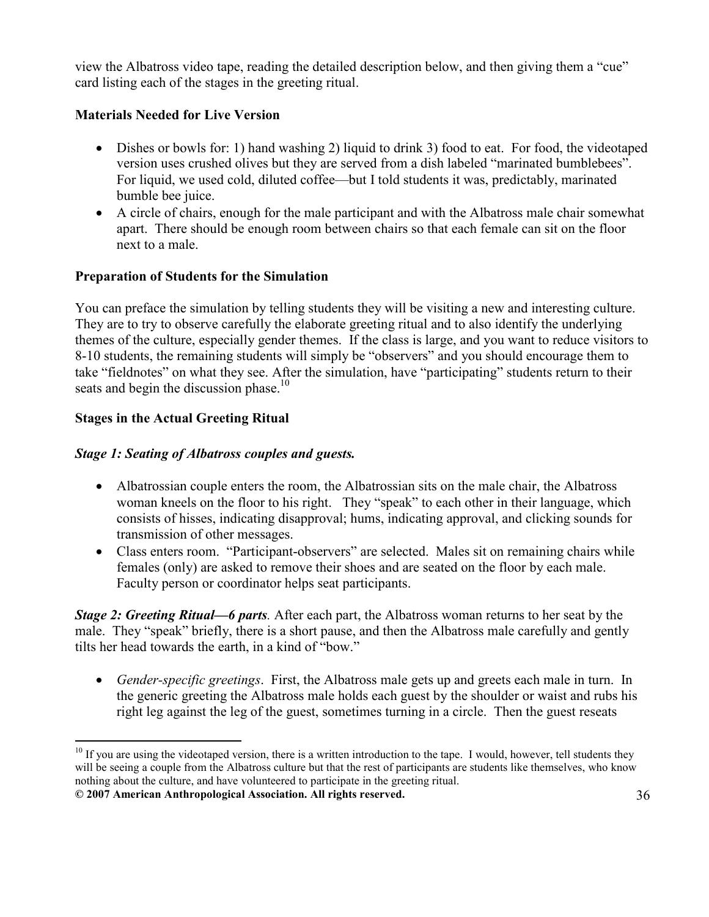view the Albatross video tape, reading the detailed description below, and then giving them a "cue" card listing each of the stages in the greeting ritual.

**Materials Needed for Live Version**

- Dishes or bowls for: 1) hand washing 2) liquid to drink 3) food to eat. For food, the videotaped version uses crushed olives but they are served from a dish labeled "marinated bumblebees". For liquid, we used cold, diluted coffee—but I told students it was, predictably, marinated bumble bee juice.
- A circle of chairs, enough for the male participant and with the Albatross male chair somewhat apart. There should be enough room between chairs so that each female can sit on the floor next to a male.

**Preparation of Students for the Simulation**

You can preface the simulation by telling students they will be visiting a new and interesting culture. They are to try to observe carefully the elaborate greeting ritual and to also identify the underlying themes of the culture, especially gender themes. If the class is large, and you want to reduce visitors to 8-10 students, the remaining students will simply be "observers" and you should encourage them to take "fieldnotes" on what they see. After the simulation, have "participating" students return to their seats and begin the discussion phase.[10]

**Stages in the Actual Greeting Ritual**

***Stage 1: Seating of Albatross couples and guests.***

- Albatrossian couple enters the room, the Albatrossian sits on the male chair, the Albatross woman kneels on the floor to his right. They "speak" to each other in their language, which consists of hisses, indicating disapproval; hums, indicating approval, and clicking sounds for transmission of other messages.
- Class enters room. "Participant-observers" are selected. Males sit on remaining chairs while females (only) are asked to remove their shoes and are seated on the floor by each male. Faculty person or coordinator helps seat participants.

***Stage 2: Greeting Ritual—6 parts***. After each part, the Albatross woman returns to her seat by the male. They "speak" briefly, there is a short pause, and then the Albatross male carefully and gently tilts her head towards the earth, in a kind of "bow."

- *Gender-specific greetings*. First, the Albatross male gets up and greets each male in turn. In the generic greeting the Albatross male holds each guest by the shoulder or waist and rubs his right leg against the leg of the guest, sometimes turning in a circle. Then the guest reseats

[10] If you are using the videotaped version, there is a written introduction to the tape. I would, however, tell students they will be seeing a couple from the Albatross culture but that the rest of participants are students like themselves, who know nothing about the culture, and have volunteered to participate in the greeting ritual.

**© 2007 American Anthropological Association. All rights reserved.**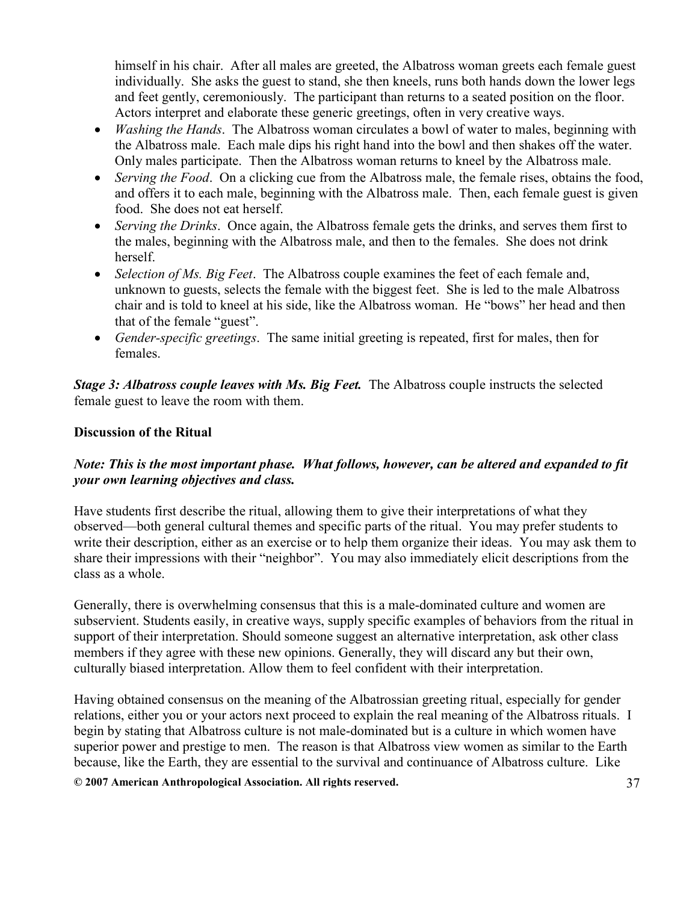himself in his chair. After all males are greeted, the Albatross woman greets each female guest individually. She asks the guest to stand, she then kneels, runs both hands down the lower legs and feet gently, ceremoniously. The participant than returns to a seated position on the floor. Actors interpret and elaborate these generic greetings, often in very creative ways.

- *Washing the Hands*. The Albatross woman circulates a bowl of water to males, beginning with the Albatross male. Each male dips his right hand into the bowl and then shakes off the water. Only males participate. Then the Albatross woman returns to kneel by the Albatross male.
- *Serving the Food*. On a clicking cue from the Albatross male, the female rises, obtains the food, and offers it to each male, beginning with the Albatross male. Then, each female guest is given food. She does not eat herself.
- *Serving the Drinks*. Once again, the Albatross female gets the drinks, and serves them first to the males, beginning with the Albatross male, and then to the females. She does not drink herself.
- *Selection of Ms. Big Feet*. The Albatross couple examines the feet of each female and, unknown to guests, selects the female with the biggest feet. She is led to the male Albatross chair and is told to kneel at his side, like the Albatross woman. He "bows" her head and then that of the female "guest".
- *Gender-specific greetings*. The same initial greeting is repeated, first for males, then for females.

***Stage 3: Albatross couple leaves with Ms. Big Feet.*** The Albatross couple instructs the selected female guest to leave the room with them.

**Discussion of the Ritual**

***Note: This is the most important phase. What follows, however, can be altered and expanded to fit your own learning objectives and class.***

Have students first describe the ritual, allowing them to give their interpretations of what they observed—both general cultural themes and specific parts of the ritual. You may prefer students to write their description, either as an exercise or to help them organize their ideas. You may ask them to share their impressions with their "neighbor". You may also immediately elicit descriptions from the class as a whole.

Generally, there is overwhelming consensus that this is a male-dominated culture and women are subservient. Students easily, in creative ways, supply specific examples of behaviors from the ritual in support of their interpretation. Should someone suggest an alternative interpretation, ask other class members if they agree with these new opinions. Generally, they will discard any but their own, culturally biased interpretation. Allow them to feel confident with their interpretation.

Having obtained consensus on the meaning of the Albatrossian greeting ritual, especially for gender relations, either you or your actors next proceed to explain the real meaning of the Albatross rituals. I begin by stating that Albatross culture is not male-dominated but is a culture in which women have superior power and prestige to men. The reason is that Albatross view women as similar to the Earth because, like the Earth, they are essential to the survival and continuance of Albatross culture. Like

© 2007 American Anthropological Association. All rights reserved.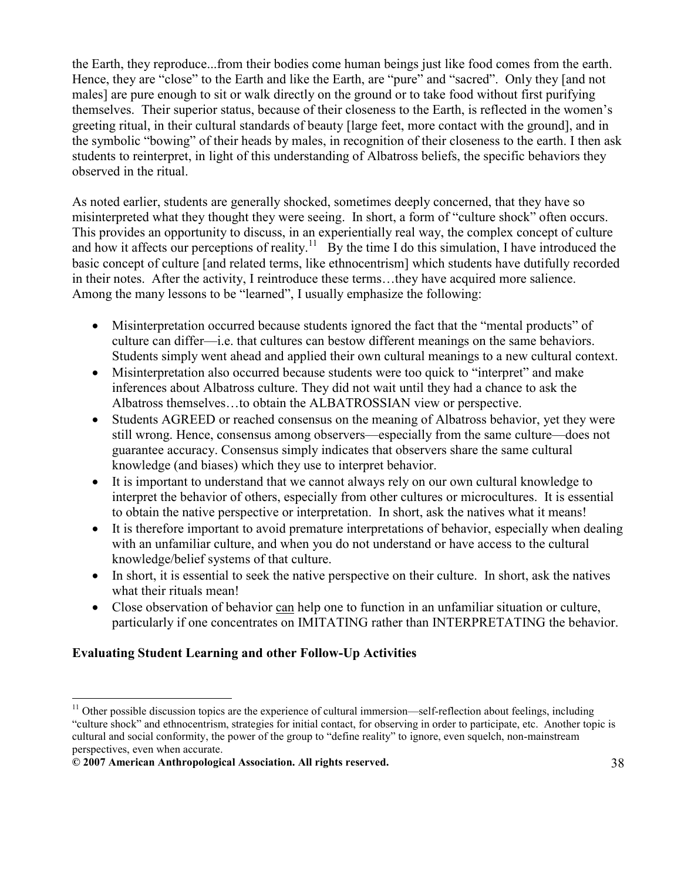the Earth, they reproduce...from their bodies come human beings just like food comes from the earth. Hence, they are "close" to the Earth and like the Earth, are "pure" and "sacred". Only they [and not males] are pure enough to sit or walk directly on the ground or to take food without first purifying themselves. Their superior status, because of their closeness to the Earth, is reflected in the women's greeting ritual, in their cultural standards of beauty [large feet, more contact with the ground], and in the symbolic "bowing" of their heads by males, in recognition of their closeness to the earth. I then ask students to reinterpret, in light of this understanding of Albatross beliefs, the specific behaviors they observed in the ritual.

As noted earlier, students are generally shocked, sometimes deeply concerned, that they have so misinterpreted what they thought they were seeing. In short, a form of "culture shock" often occurs. This provides an opportunity to discuss, in an experientially real way, the complex concept of culture and how it affects our perceptions of reality.[11] By the time I do this simulation, I have introduced the basic concept of culture [and related terms, like ethnocentrism] which students have dutifully recorded in their notes. After the activity, I reintroduce these terms…they have acquired more salience. Among the many lessons to be "learned", I usually emphasize the following:

- Misinterpretation occurred because students ignored the fact that the "mental products" of culture can differ—i.e. that cultures can bestow different meanings on the same behaviors. Students simply went ahead and applied their own cultural meanings to a new cultural context.
- Misinterpretation also occurred because students were too quick to "interpret" and make inferences about Albatross culture. They did not wait until they had a chance to ask the Albatross themselves…to obtain the ALBATROSSIAN view or perspective.
- Students AGREED or reached consensus on the meaning of Albatross behavior, yet they were still wrong. Hence, consensus among observers—especially from the same culture—does not guarantee accuracy. Consensus simply indicates that observers share the same cultural knowledge (and biases) which they use to interpret behavior.
- It is important to understand that we cannot always rely on our own cultural knowledge to interpret the behavior of others, especially from other cultures or microcultures. It is essential to obtain the native perspective or interpretation. In short, ask the natives what it means!
- It is therefore important to avoid premature interpretations of behavior, especially when dealing with an unfamiliar culture, and when you do not understand or have access to the cultural knowledge/belief systems of that culture.
- In short, it is essential to seek the native perspective on their culture. In short, ask the natives what their rituals mean!
- Close observation of behavior <u>can</u> help one to function in an unfamiliar situation or culture, particularly if one concentrates on IMITATING rather than INTERPRETATING the behavior.

**Evaluating Student Learning and other Follow-Up Activities**

[11] Other possible discussion topics are the experience of cultural immersion—self-reflection about feelings, including "culture shock" and ethnocentrism, strategies for initial contact, for observing in order to participate, etc. Another topic is cultural and social conformity, the power of the group to "define reality" to ignore, even squelch, non-mainstream perspectives, even when accurate.

**© 2007 American Anthropological Association. All rights reserved.**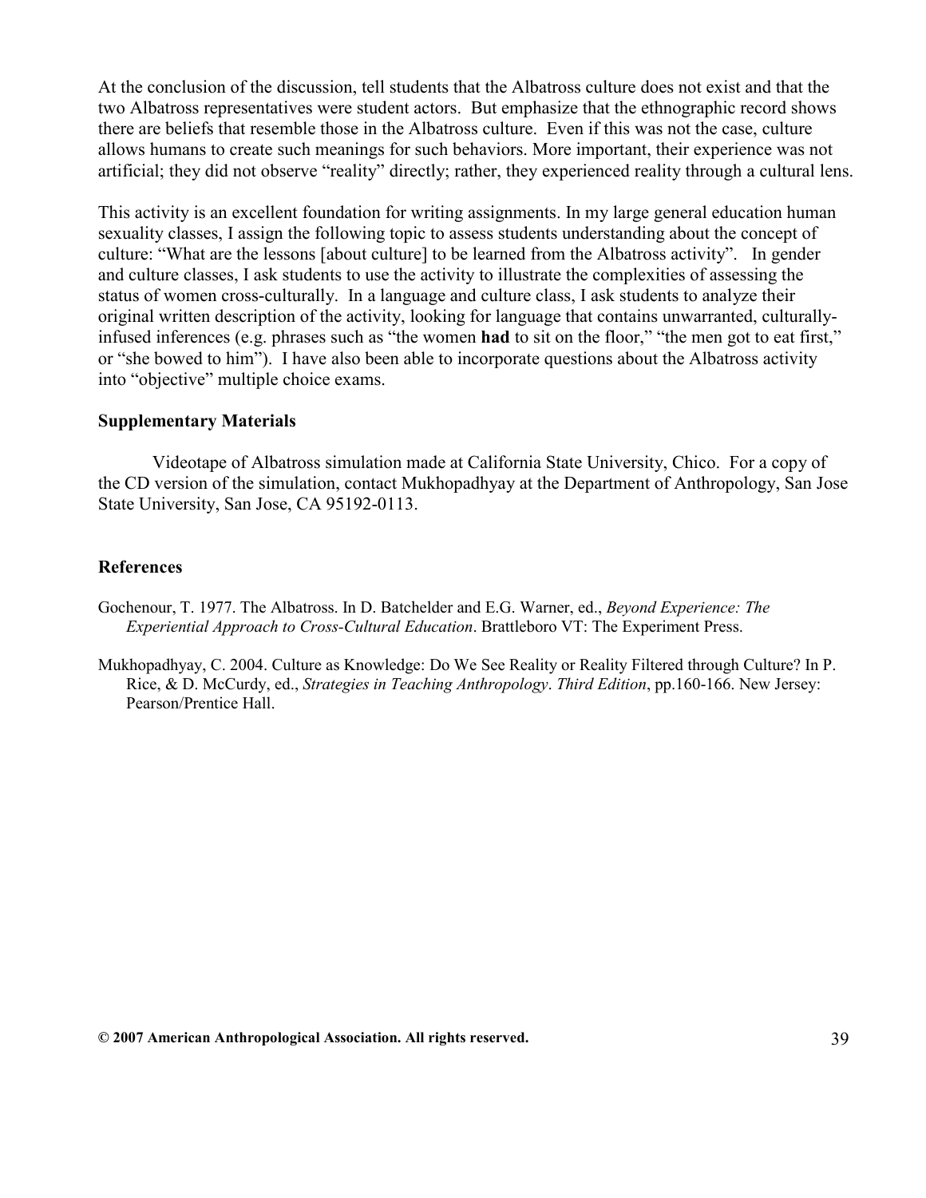At the conclusion of the discussion, tell students that the Albatross culture does not exist and that the two Albatross representatives were student actors. But emphasize that the ethnographic record shows there are beliefs that resemble those in the Albatross culture. Even if this was not the case, culture allows humans to create such meanings for such behaviors. More important, their experience was not artificial; they did not observe "reality" directly; rather, they experienced reality through a cultural lens.

This activity is an excellent foundation for writing assignments. In my large general education human sexuality classes, I assign the following topic to assess students understanding about the concept of culture: "What are the lessons [about culture] to be learned from the Albatross activity". In gender and culture classes, I ask students to use the activity to illustrate the complexities of assessing the status of women cross-culturally. In a language and culture class, I ask students to analyze their original written description of the activity, looking for language that contains unwarranted, culturally-infused inferences (e.g. phrases such as "the women **had** to sit on the floor," "the men got to eat first," or "she bowed to him"). I have also been able to incorporate questions about the Albatross activity into "objective" multiple choice exams.

### Supplementary Materials

Videotape of Albatross simulation made at California State University, Chico. For a copy of the CD version of the simulation, contact Mukhopadhyay at the Department of Anthropology, San Jose State University, San Jose, CA 95192-0113.

### References

Gochenour, T. 1977. The Albatross. In D. Batchelder and E.G. Warner, ed., *Beyond Experience: The Experiential Approach to Cross-Cultural Education*. Brattleboro VT: The Experiment Press.

Mukhopadhyay, C. 2004. Culture as Knowledge: Do We See Reality or Reality Filtered through Culture? In P. Rice, & D. McCurdy, ed., *Strategies in Teaching Anthropology*. *Third Edition*, pp.160-166. New Jersey: Pearson/Prentice Hall.

**© 2007 American Anthropological Association. All rights reserved.**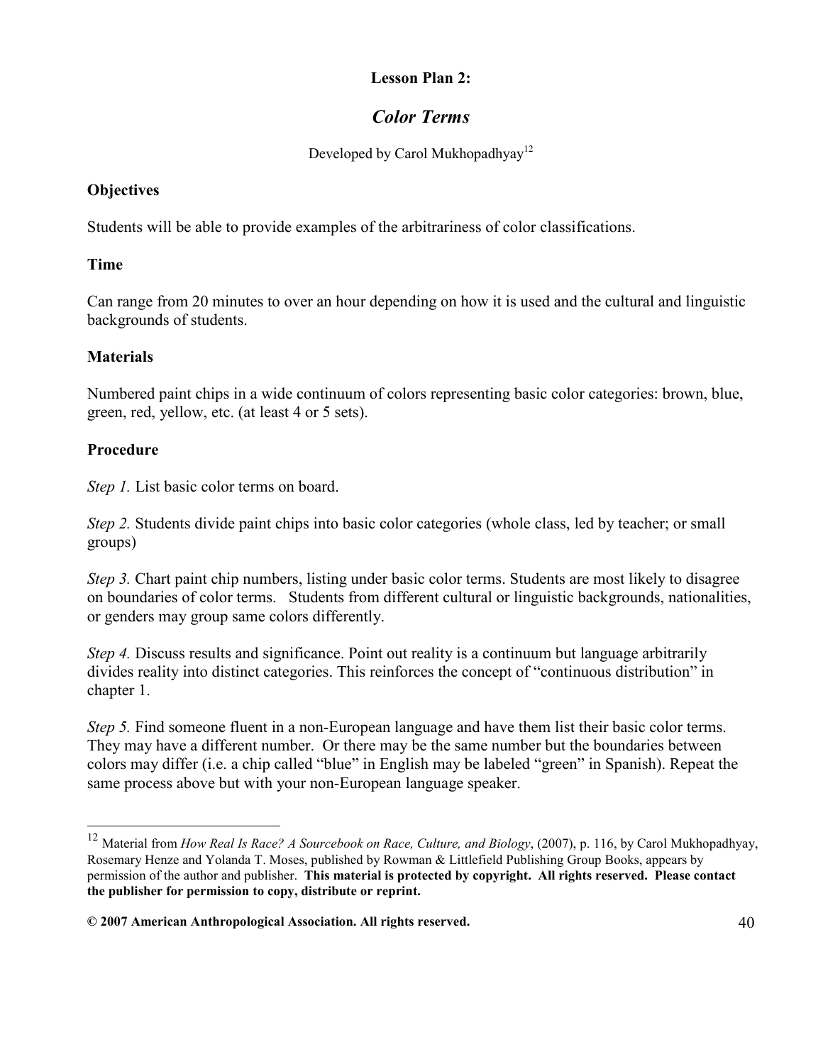**Lesson Plan 2:**

## *Color Terms*

Developed by Carol Mukhopadhyay[12]

### Objectives

Students will be able to provide examples of the arbitrariness of color classifications.

### Time

Can range from 20 minutes to over an hour depending on how it is used and the cultural and linguistic backgrounds of students.

### Materials

Numbered paint chips in a wide continuum of colors representing basic color categories: brown, blue, green, red, yellow, etc. (at least 4 or 5 sets).

### Procedure

*Step 1.* List basic color terms on board.

*Step 2.* Students divide paint chips into basic color categories (whole class, led by teacher; or small groups)

*Step 3.* Chart paint chip numbers, listing under basic color terms. Students are most likely to disagree on boundaries of color terms. Students from different cultural or linguistic backgrounds, nationalities, or genders may group same colors differently.

*Step 4.* Discuss results and significance. Point out reality is a continuum but language arbitrarily divides reality into distinct categories. This reinforces the concept of "continuous distribution" in chapter 1.

*Step 5.* Find someone fluent in a non-European language and have them list their basic color terms. They may have a different number. Or there may be the same number but the boundaries between colors may differ (i.e. a chip called "blue" in English may be labeled "green" in Spanish). Repeat the same process above but with your non-European language speaker.

---

[12] Material from *How Real Is Race? A Sourcebook on Race, Culture, and Biology*, (2007), p. 116, by Carol Mukhopadhyay, Rosemary Henze and Yolanda T. Moses, published by Rowman & Littlefield Publishing Group Books, appears by permission of the author and publisher. **This material is protected by copyright. All rights reserved. Please contact the publisher for permission to copy, distribute or reprint.**

**© 2007 American Anthropological Association. All rights reserved.**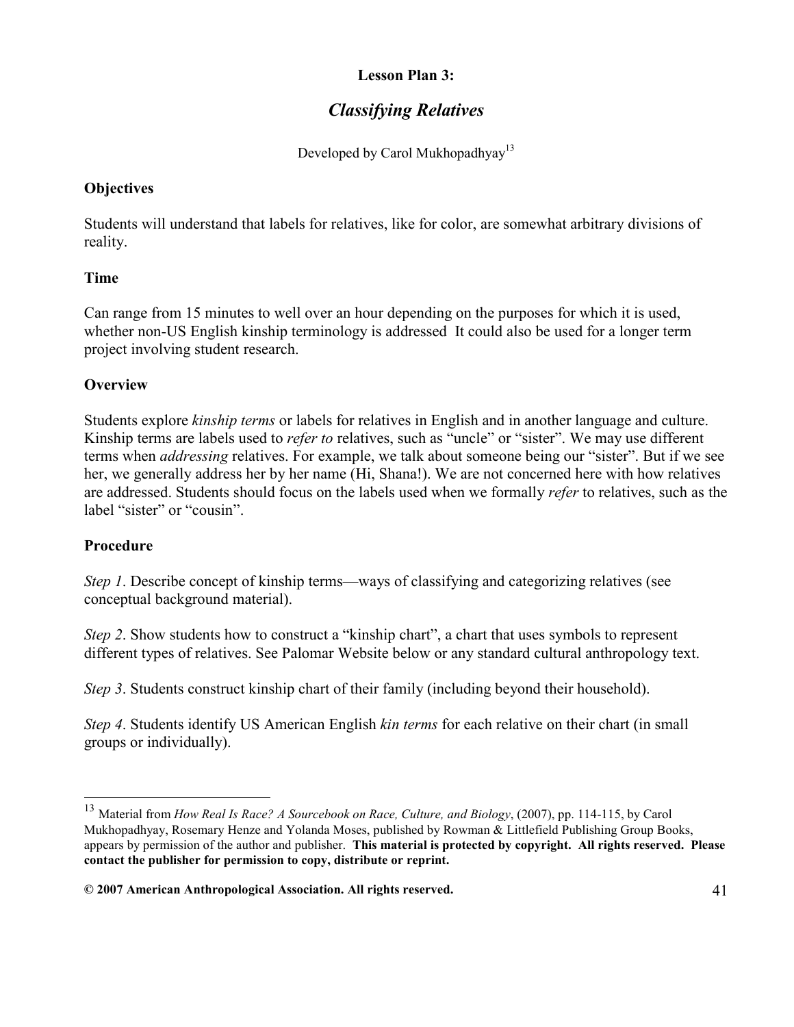**Lesson Plan 3:**

## *Classifying Relatives*

Developed by Carol Mukhopadhyay[13]

### Objectives

Students will understand that labels for relatives, like for color, are somewhat arbitrary divisions of reality.

### Time

Can range from 15 minutes to well over an hour depending on the purposes for which it is used, whether non-US English kinship terminology is addressed  It could also be used for a longer term project involving student research.

### Overview

Students explore *kinship terms* or labels for relatives in English and in another language and culture. Kinship terms are labels used to *refer to* relatives, such as "uncle" or "sister". We may use different terms when *addressing* relatives. For example, we talk about someone being our "sister". But if we see her, we generally address her by her name (Hi, Shana!). We are not concerned here with how relatives are addressed. Students should focus on the labels used when we formally *refer* to relatives, such as the label "sister" or "cousin".

### Procedure

*Step 1*. Describe concept of kinship terms—ways of classifying and categorizing relatives (see conceptual background material).

*Step 2*. Show students how to construct a "kinship chart", a chart that uses symbols to represent different types of relatives. See Palomar Website below or any standard cultural anthropology text.

*Step 3*. Students construct kinship chart of their family (including beyond their household).

*Step 4*. Students identify US American English *kin terms* for each relative on their chart (in small groups or individually).

---

[13] Material from *How Real Is Race? A Sourcebook on Race, Culture, and Biology*, (2007), pp. 114-115, by Carol Mukhopadhyay, Rosemary Henze and Yolanda Moses, published by Rowman & Littlefield Publishing Group Books, appears by permission of the author and publisher. **This material is protected by copyright. All rights reserved. Please contact the publisher for permission to copy, distribute or reprint.**

**© 2007 American Anthropological Association. All rights reserved.**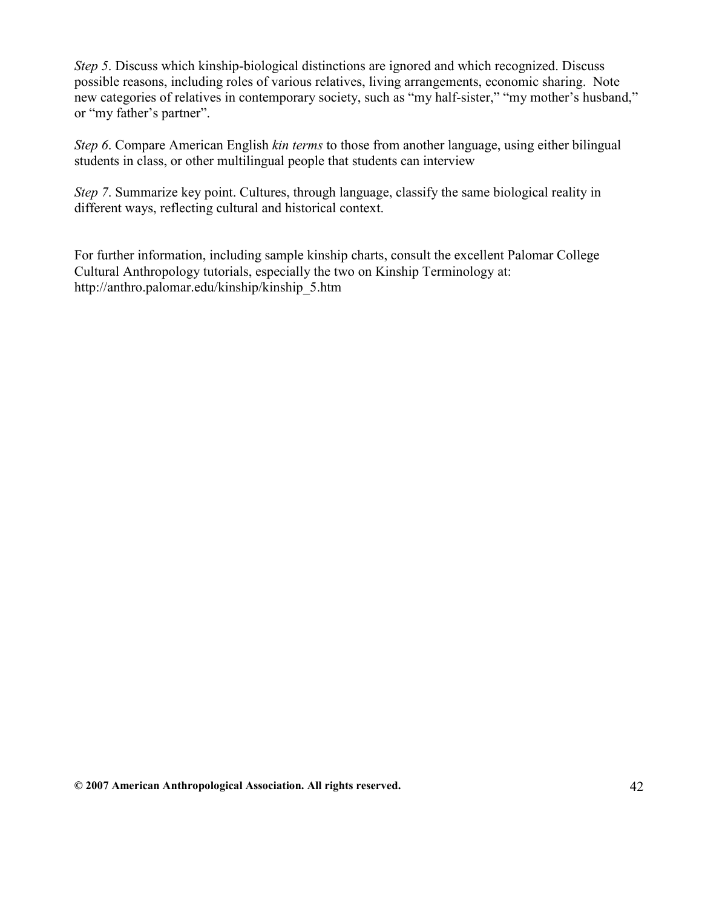*Step 5*. Discuss which kinship-biological distinctions are ignored and which recognized. Discuss possible reasons, including roles of various relatives, living arrangements, economic sharing. Note new categories of relatives in contemporary society, such as “my half-sister,” “my mother’s husband,” or “my father’s partner”.

*Step 6*. Compare American English *kin terms* to those from another language, using either bilingual students in class, or other multilingual people that students can interview

*Step 7*. Summarize key point. Cultures, through language, classify the same biological reality in different ways, reflecting cultural and historical context.

For further information, including sample kinship charts, consult the excellent Palomar College Cultural Anthropology tutorials, especially the two on Kinship Terminology at: http://anthro.palomar.edu/kinship/kinship_5.htm

**© 2007 American Anthropological Association. All rights reserved.**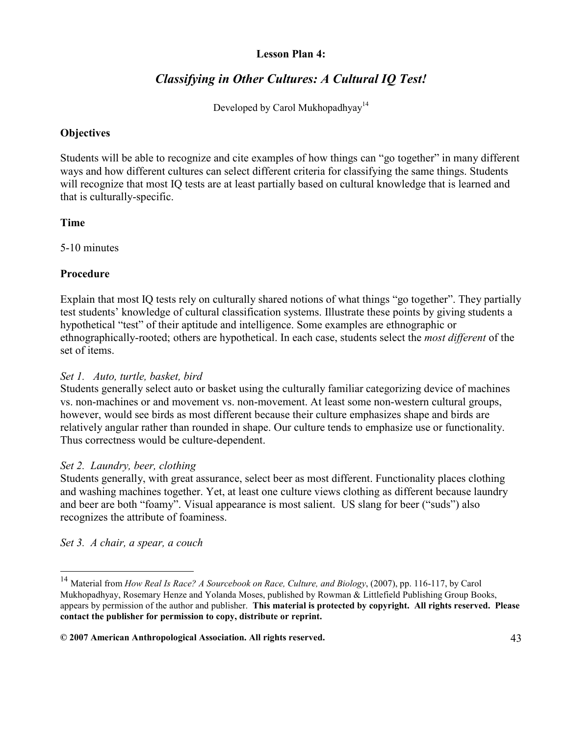**Lesson Plan 4:**

# *Classifying in Other Cultures: A Cultural IQ Test!*

Developed by Carol Mukhopadhyay[14]

## Objectives

Students will be able to recognize and cite examples of how things can "go together" in many different ways and how different cultures can select different criteria for classifying the same things. Students will recognize that most IQ tests are at least partially based on cultural knowledge that is learned and that is culturally-specific.

## Time

5-10 minutes

## Procedure

Explain that most IQ tests rely on culturally shared notions of what things "go together". They partially test students' knowledge of cultural classification systems. Illustrate these points by giving students a hypothetical "test" of their aptitude and intelligence. Some examples are ethnographic or ethnographically-rooted; others are hypothetical. In each case, students select the *most different* of the set of items.

*Set 1. Auto, turtle, basket, bird*
Students generally select auto or basket using the culturally familiar categorizing device of machines vs. non-machines or and movement vs. non-movement. At least some non-western cultural groups, however, would see birds as most different because their culture emphasizes shape and birds are relatively angular rather than rounded in shape. Our culture tends to emphasize use or functionality. Thus correctness would be culture-dependent.

*Set 2. Laundry, beer, clothing*
Students generally, with great assurance, select beer as most different. Functionality places clothing and washing machines together. Yet, at least one culture views clothing as different because laundry and beer are both "foamy". Visual appearance is most salient. US slang for beer ("suds") also recognizes the attribute of foaminess.

*Set 3. A chair, a spear, a couch*

[14] Material from *How Real Is Race? A Sourcebook on Race, Culture, and Biology*, (2007), pp. 116-117, by Carol Mukhopadhyay, Rosemary Henze and Yolanda Moses, published by Rowman & Littlefield Publishing Group Books, appears by permission of the author and publisher. **This material is protected by copyright. All rights reserved. Please contact the publisher for permission to copy, distribute or reprint.**

**© 2007 American Anthropological Association. All rights reserved.**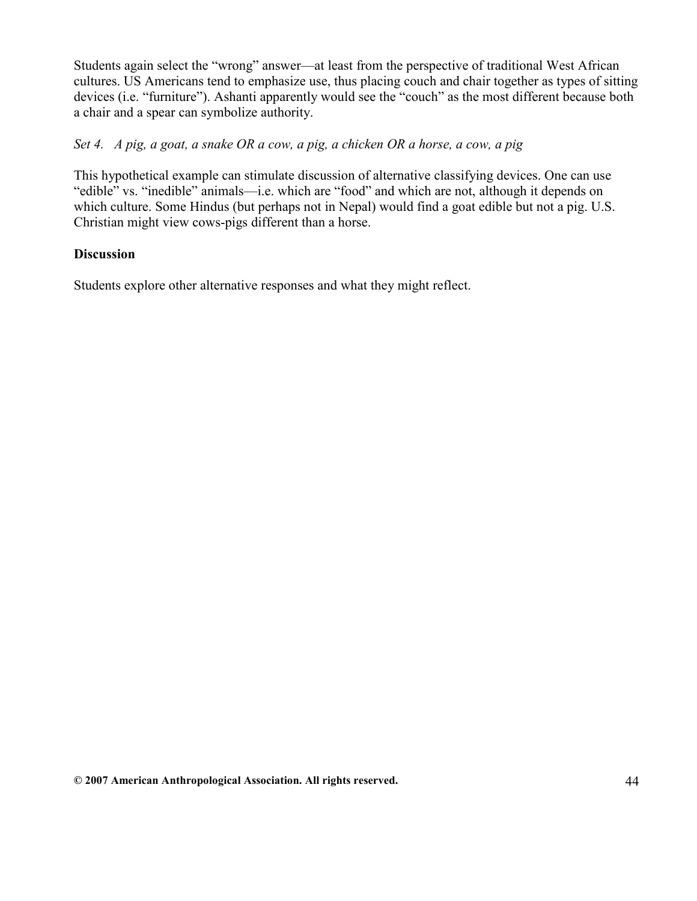Students again select the "wrong" answer—at least from the perspective of traditional West African cultures. US Americans tend to emphasize use, thus placing couch and chair together as types of sitting devices (i.e. "furniture"). Ashanti apparently would see the "couch" as the most different because both a chair and a spear can symbolize authority.

*Set 4. A pig, a goat, a snake OR a cow, a pig, a chicken OR a horse, a cow, a pig*

This hypothetical example can stimulate discussion of alternative classifying devices. One can use "edible" vs. "inedible" animals—i.e. which are "food" and which are not, although it depends on which culture. Some Hindus (but perhaps not in Nepal) would find a goat edible but not a pig. U.S. Christian might view cows-pigs different than a horse.

**Discussion**

Students explore other alternative responses and what they might reflect.

**© 2007 American Anthropological Association. All rights reserved.**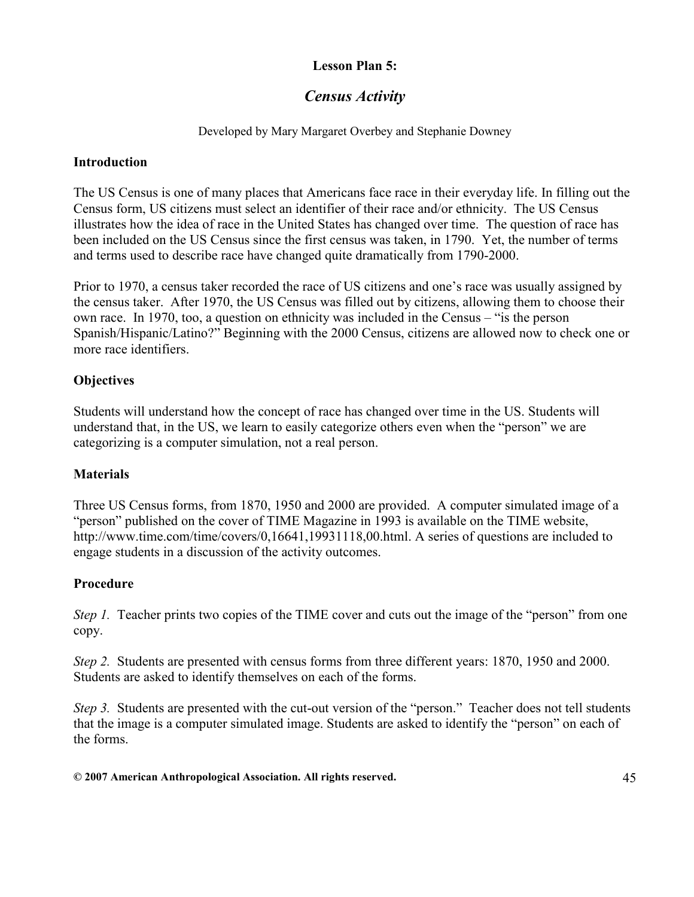**Lesson Plan 5:**

## *Census Activity*

Developed by Mary Margaret Overbey and Stephanie Downey

### Introduction

The US Census is one of many places that Americans face race in their everyday life. In filling out the Census form, US citizens must select an identifier of their race and/or ethnicity. The US Census illustrates how the idea of race in the United States has changed over time. The question of race has been included on the US Census since the first census was taken, in 1790. Yet, the number of terms and terms used to describe race have changed quite dramatically from 1790-2000.

Prior to 1970, a census taker recorded the race of US citizens and one's race was usually assigned by the census taker. After 1970, the US Census was filled out by citizens, allowing them to choose their own race. In 1970, too, a question on ethnicity was included in the Census – "is the person Spanish/Hispanic/Latino?" Beginning with the 2000 Census, citizens are allowed now to check one or more race identifiers.

### Objectives

Students will understand how the concept of race has changed over time in the US. Students will understand that, in the US, we learn to easily categorize others even when the "person" we are categorizing is a computer simulation, not a real person.

### Materials

Three US Census forms, from 1870, 1950 and 2000 are provided. A computer simulated image of a "person" published on the cover of TIME Magazine in 1993 is available on the TIME website, http://www.time.com/time/covers/0,16641,19931118,00.html. A series of questions are included to engage students in a discussion of the activity outcomes.

### Procedure

*Step 1.* Teacher prints two copies of the TIME cover and cuts out the image of the "person" from one copy.

*Step 2.* Students are presented with census forms from three different years: 1870, 1950 and 2000. Students are asked to identify themselves on each of the forms.

*Step 3.* Students are presented with the cut-out version of the "person." Teacher does not tell students that the image is a computer simulated image. Students are asked to identify the "person" on each of the forms.

**© 2007 American Anthropological Association. All rights reserved.**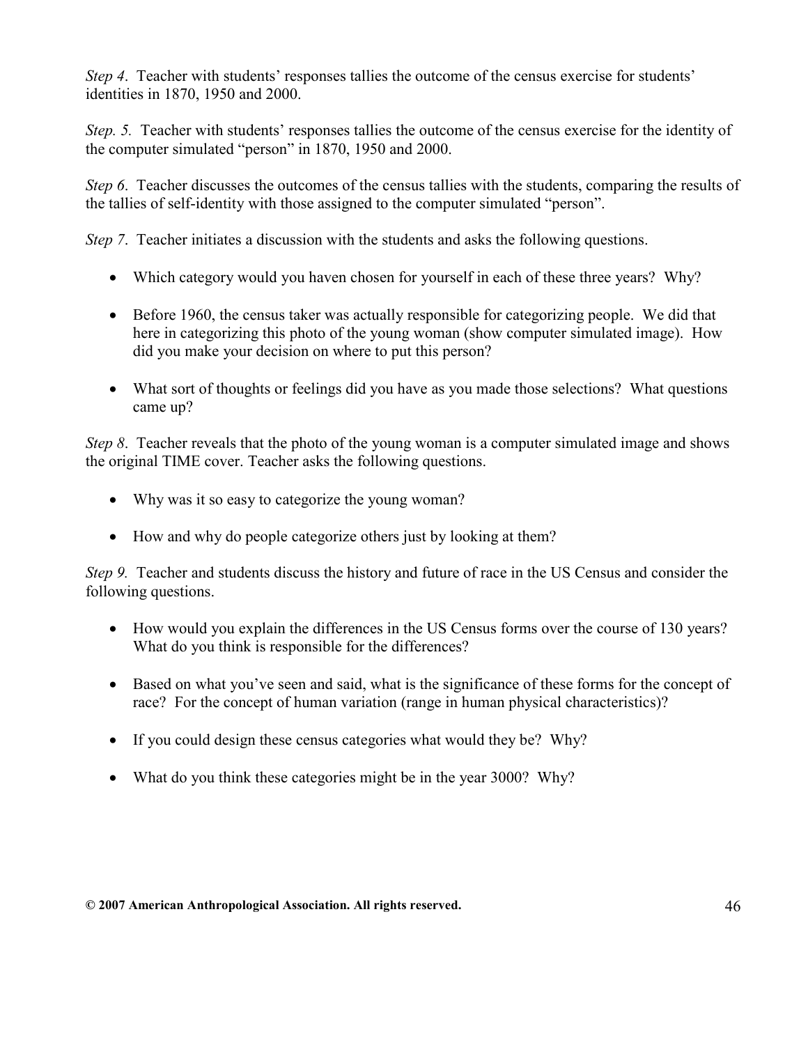*Step 4*. Teacher with students' responses tallies the outcome of the census exercise for students' identities in 1870, 1950 and 2000.

*Step. 5.* Teacher with students' responses tallies the outcome of the census exercise for the identity of the computer simulated "person" in 1870, 1950 and 2000.

*Step 6*. Teacher discusses the outcomes of the census tallies with the students, comparing the results of the tallies of self-identity with those assigned to the computer simulated "person".

*Step 7*. Teacher initiates a discussion with the students and asks the following questions.

- Which category would you haven chosen for yourself in each of these three years? Why?
- Before 1960, the census taker was actually responsible for categorizing people. We did that here in categorizing this photo of the young woman (show computer simulated image). How did you make your decision on where to put this person?
- What sort of thoughts or feelings did you have as you made those selections? What questions came up?

*Step 8*. Teacher reveals that the photo of the young woman is a computer simulated image and shows the original TIME cover. Teacher asks the following questions.

- Why was it so easy to categorize the young woman?
- How and why do people categorize others just by looking at them?

*Step 9.* Teacher and students discuss the history and future of race in the US Census and consider the following questions.

- How would you explain the differences in the US Census forms over the course of 130 years? What do you think is responsible for the differences?
- Based on what you've seen and said, what is the significance of these forms for the concept of race? For the concept of human variation (range in human physical characteristics)?
- If you could design these census categories what would they be? Why?
- What do you think these categories might be in the year 3000? Why?

**© 2007 American Anthropological Association. All rights reserved.**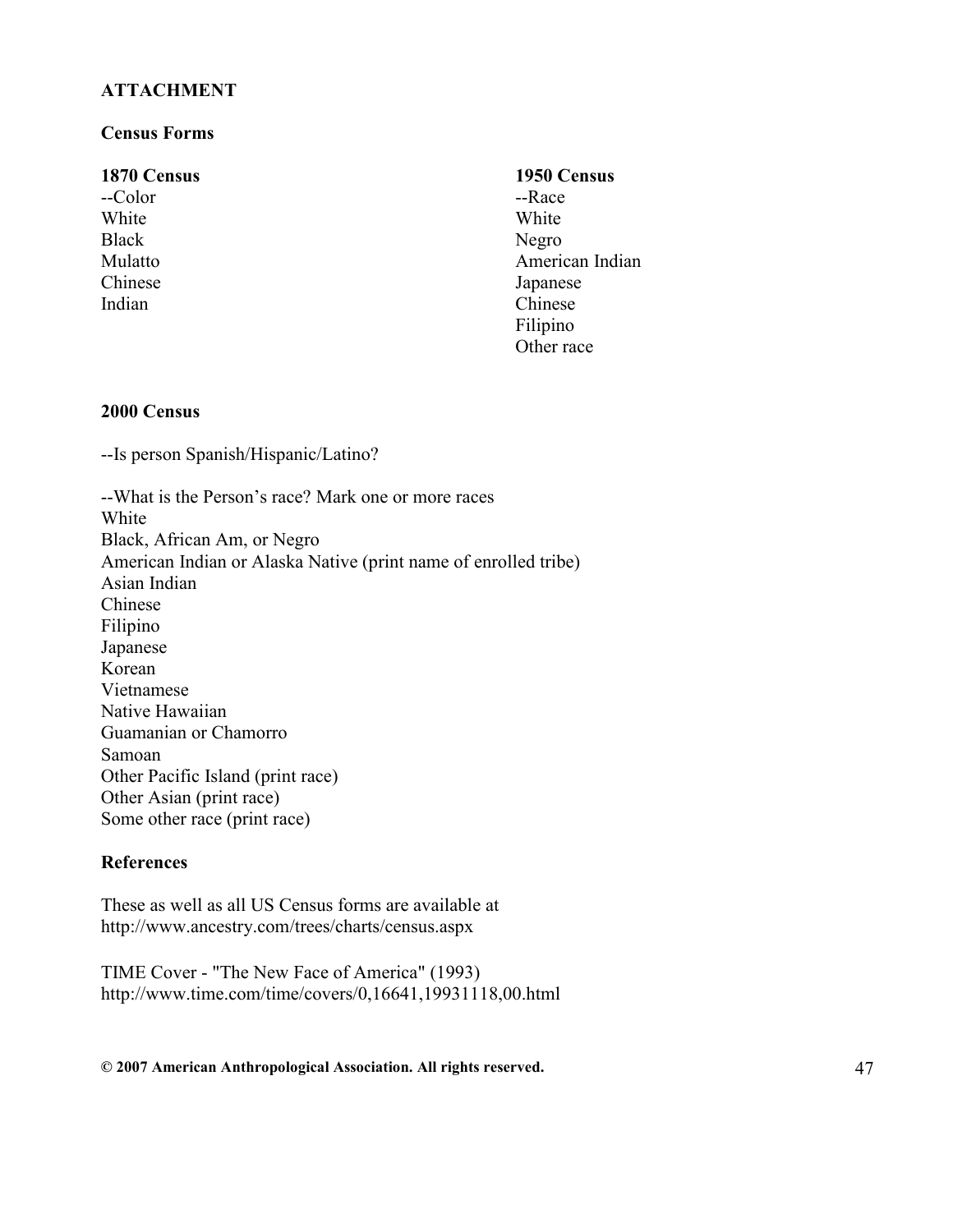**ATTACHMENT**

**Census Forms**

**1870 Census**

--Color
White
Black
Mulatto
Chinese
Indian

**1950 Census**

--Race
White
Negro
American Indian
Japanese
Chinese
Filipino
Other race

**2000 Census**

--Is person Spanish/Hispanic/Latino?

--What is the Person's race? Mark one or more races
White
Black, African Am, or Negro
American Indian or Alaska Native (print name of enrolled tribe)
Asian Indian
Chinese
Filipino
Japanese
Korean
Vietnamese
Native Hawaiian
Guamanian or Chamorro
Samoan
Other Pacific Island (print race)
Other Asian (print race)
Some other race (print race)

**References**

These as well as all US Census forms are available at
http://www.ancestry.com/trees/charts/census.aspx

TIME Cover - "The New Face of America" (1993)
http://www.time.com/time/covers/0,16641,19931118,00.html

**© 2007 American Anthropological Association. All rights reserved.**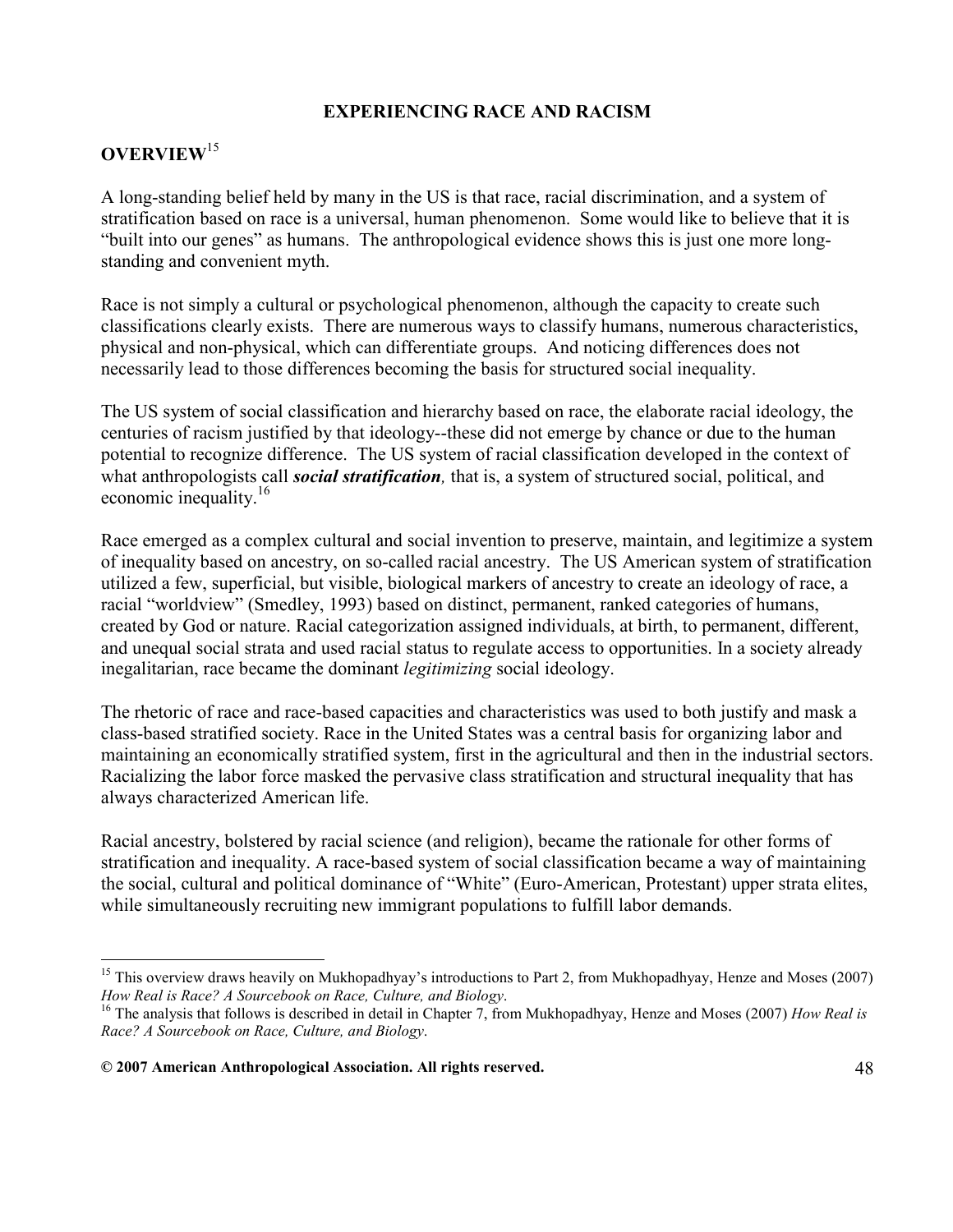# EXPERIENCING RACE AND RACISM

## OVERVIEW[15]

A long-standing belief held by many in the US is that race, racial discrimination, and a system of stratification based on race is a universal, human phenomenon. Some would like to believe that it is "built into our genes" as humans. The anthropological evidence shows this is just one more long-standing and convenient myth.

Race is not simply a cultural or psychological phenomenon, although the capacity to create such classifications clearly exists. There are numerous ways to classify humans, numerous characteristics, physical and non-physical, which can differentiate groups. And noticing differences does not necessarily lead to those differences becoming the basis for structured social inequality.

The US system of social classification and hierarchy based on race, the elaborate racial ideology, the centuries of racism justified by that ideology--these did not emerge by chance or due to the human potential to recognize difference. The US system of racial classification developed in the context of what anthropologists call ***social stratification****,* that is, a system of structured social, political, and economic inequality.[16]

Race emerged as a complex cultural and social invention to preserve, maintain, and legitimize a system of inequality based on ancestry, on so-called racial ancestry. The US American system of stratification utilized a few, superficial, but visible, biological markers of ancestry to create an ideology of race, a racial "worldview" (Smedley, 1993) based on distinct, permanent, ranked categories of humans, created by God or nature. Racial categorization assigned individuals, at birth, to permanent, different, and unequal social strata and used racial status to regulate access to opportunities. In a society already inegalitarian, race became the dominant *legitimizing* social ideology.

The rhetoric of race and race-based capacities and characteristics was used to both justify and mask a class-based stratified society. Race in the United States was a central basis for organizing labor and maintaining an economically stratified system, first in the agricultural and then in the industrial sectors. Racializing the labor force masked the pervasive class stratification and structural inequality that has always characterized American life.

Racial ancestry, bolstered by racial science (and religion), became the rationale for other forms of stratification and inequality. A race-based system of social classification became a way of maintaining the social, cultural and political dominance of "White" (Euro-American, Protestant) upper strata elites, while simultaneously recruiting new immigrant populations to fulfill labor demands.

---

[15] This overview draws heavily on Mukhopadhyay's introductions to Part 2, from Mukhopadhyay, Henze and Moses (2007) *How Real is Race? A Sourcebook on Race, Culture, and Biology*.

[16] The analysis that follows is described in detail in Chapter 7, from Mukhopadhyay, Henze and Moses (2007) *How Real is Race? A Sourcebook on Race, Culture, and Biology*.

**© 2007 American Anthropological Association. All rights reserved.**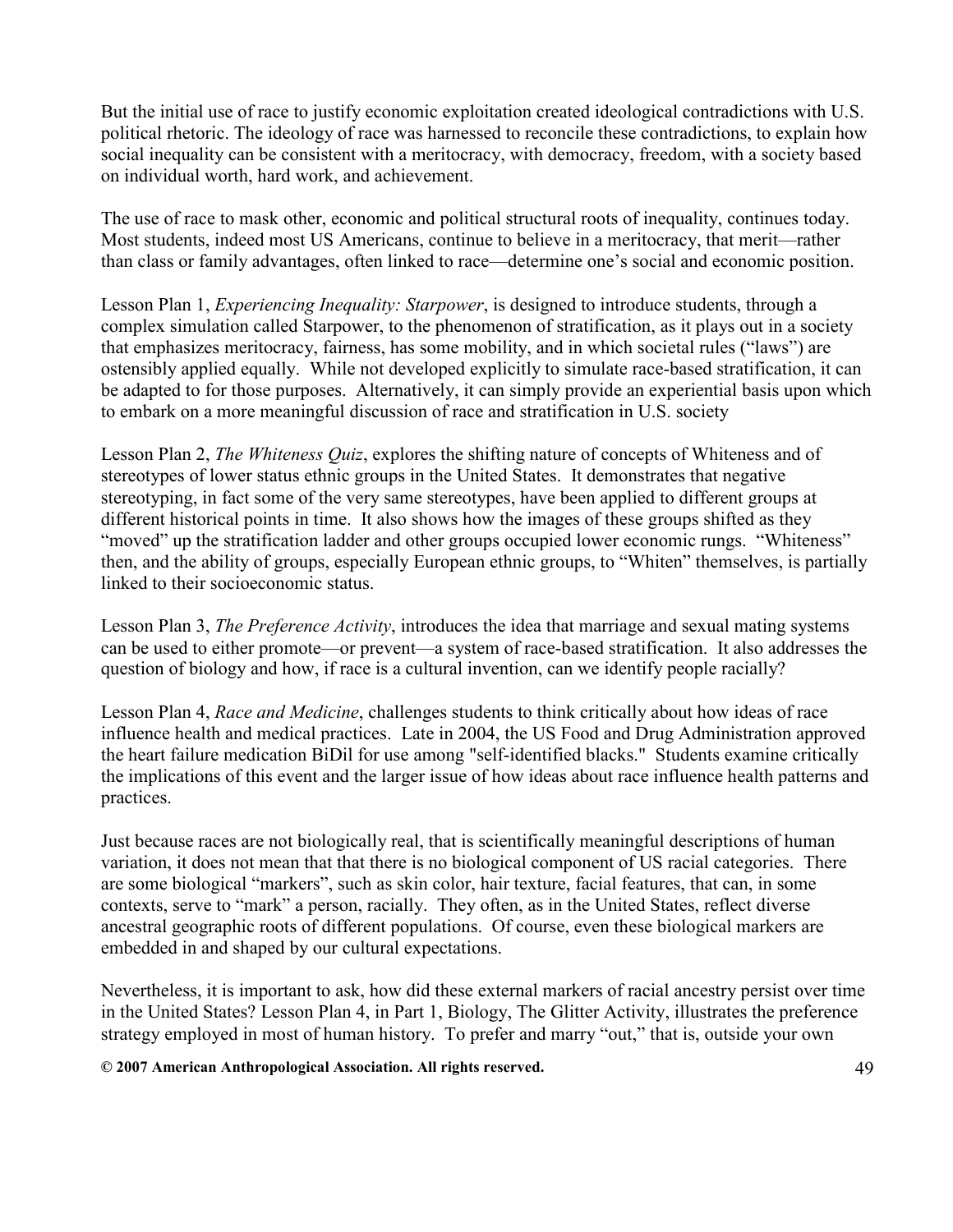But the initial use of race to justify economic exploitation created ideological contradictions with U.S. political rhetoric. The ideology of race was harnessed to reconcile these contradictions, to explain how social inequality can be consistent with a meritocracy, with democracy, freedom, with a society based on individual worth, hard work, and achievement.

The use of race to mask other, economic and political structural roots of inequality, continues today. Most students, indeed most US Americans, continue to believe in a meritocracy, that merit—rather than class or family advantages, often linked to race—determine one's social and economic position.

Lesson Plan 1, *Experiencing Inequality: Starpower*, is designed to introduce students, through a complex simulation called Starpower, to the phenomenon of stratification, as it plays out in a society that emphasizes meritocracy, fairness, has some mobility, and in which societal rules ("laws") are ostensibly applied equally. While not developed explicitly to simulate race-based stratification, it can be adapted to for those purposes. Alternatively, it can simply provide an experiential basis upon which to embark on a more meaningful discussion of race and stratification in U.S. society

Lesson Plan 2, *The Whiteness Quiz*, explores the shifting nature of concepts of Whiteness and of stereotypes of lower status ethnic groups in the United States. It demonstrates that negative stereotyping, in fact some of the very same stereotypes, have been applied to different groups at different historical points in time. It also shows how the images of these groups shifted as they "moved" up the stratification ladder and other groups occupied lower economic rungs. "Whiteness" then, and the ability of groups, especially European ethnic groups, to "Whiten" themselves, is partially linked to their socioeconomic status.

Lesson Plan 3, *The Preference Activity*, introduces the idea that marriage and sexual mating systems can be used to either promote—or prevent—a system of race-based stratification. It also addresses the question of biology and how, if race is a cultural invention, can we identify people racially?

Lesson Plan 4, *Race and Medicine*, challenges students to think critically about how ideas of race influence health and medical practices. Late in 2004, the US Food and Drug Administration approved the heart failure medication BiDil for use among "self-identified blacks." Students examine critically the implications of this event and the larger issue of how ideas about race influence health patterns and practices.

Just because races are not biologically real, that is scientifically meaningful descriptions of human variation, it does not mean that that there is no biological component of US racial categories. There are some biological "markers", such as skin color, hair texture, facial features, that can, in some contexts, serve to "mark" a person, racially. They often, as in the United States, reflect diverse ancestral geographic roots of different populations. Of course, even these biological markers are embedded in and shaped by our cultural expectations.

Nevertheless, it is important to ask, how did these external markers of racial ancestry persist over time in the United States? Lesson Plan 4, in Part 1, Biology, The Glitter Activity, illustrates the preference strategy employed in most of human history. To prefer and marry "out," that is, outside your own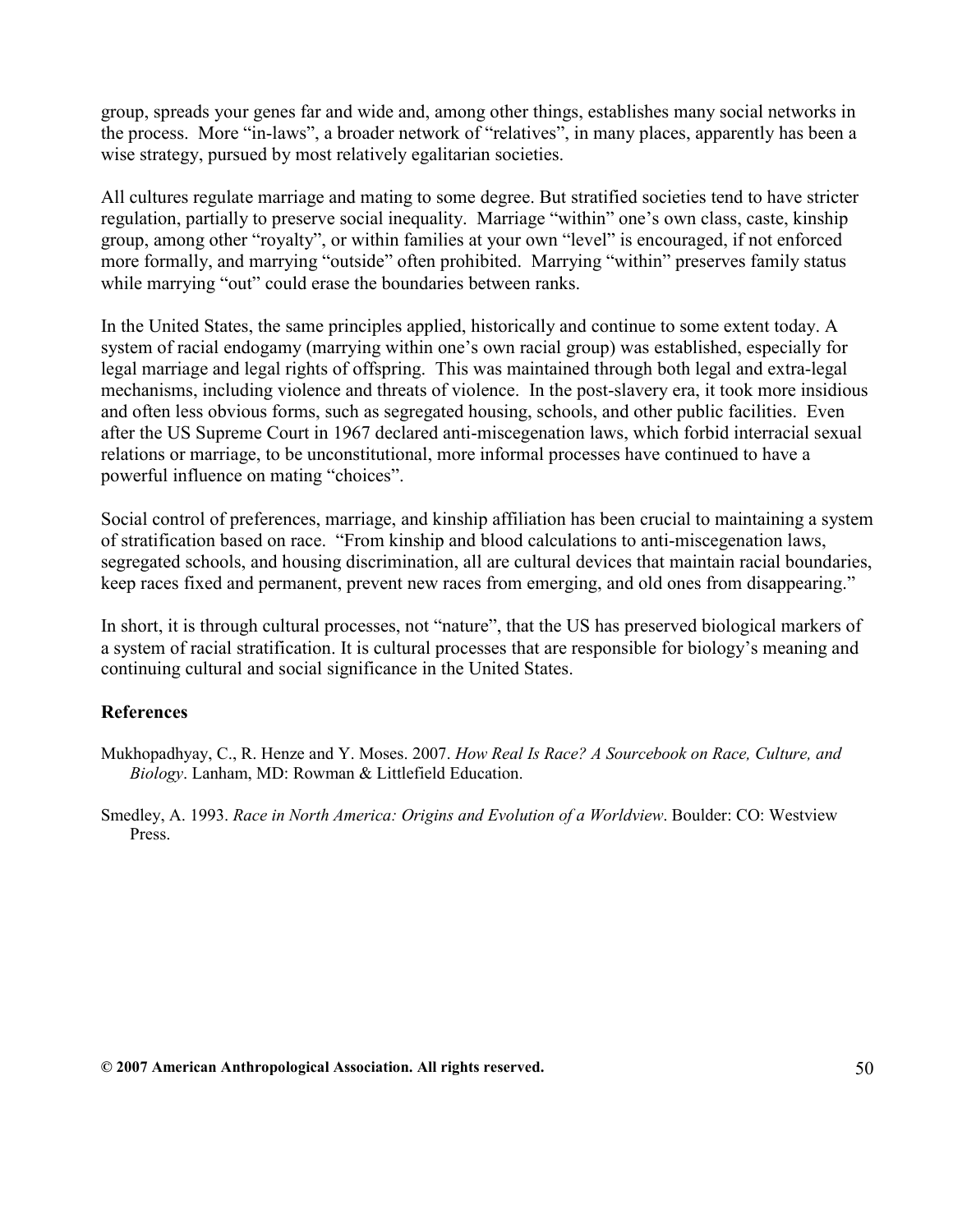group, spreads your genes far and wide and, among other things, establishes many social networks in the process. More "in-laws", a broader network of "relatives", in many places, apparently has been a wise strategy, pursued by most relatively egalitarian societies.

All cultures regulate marriage and mating to some degree. But stratified societies tend to have stricter regulation, partially to preserve social inequality. Marriage "within" one's own class, caste, kinship group, among other "royalty", or within families at your own "level" is encouraged, if not enforced more formally, and marrying "outside" often prohibited. Marrying "within" preserves family status while marrying "out" could erase the boundaries between ranks.

In the United States, the same principles applied, historically and continue to some extent today. A system of racial endogamy (marrying within one's own racial group) was established, especially for legal marriage and legal rights of offspring. This was maintained through both legal and extra-legal mechanisms, including violence and threats of violence. In the post-slavery era, it took more insidious and often less obvious forms, such as segregated housing, schools, and other public facilities. Even after the US Supreme Court in 1967 declared anti-miscegenation laws, which forbid interracial sexual relations or marriage, to be unconstitutional, more informal processes have continued to have a powerful influence on mating "choices".

Social control of preferences, marriage, and kinship affiliation has been crucial to maintaining a system of stratification based on race. "From kinship and blood calculations to anti-miscegenation laws, segregated schools, and housing discrimination, all are cultural devices that maintain racial boundaries, keep races fixed and permanent, prevent new races from emerging, and old ones from disappearing."

In short, it is through cultural processes, not "nature", that the US has preserved biological markers of a system of racial stratification. It is cultural processes that are responsible for biology's meaning and continuing cultural and social significance in the United States.

### References

Mukhopadhyay, C., R. Henze and Y. Moses. 2007. *How Real Is Race? A Sourcebook on Race, Culture, and Biology*. Lanham, MD: Rowman & Littlefield Education.

Smedley, A. 1993. *Race in North America: Origins and Evolution of a Worldview*. Boulder: CO: Westview Press.

**© 2007 American Anthropological Association. All rights reserved.**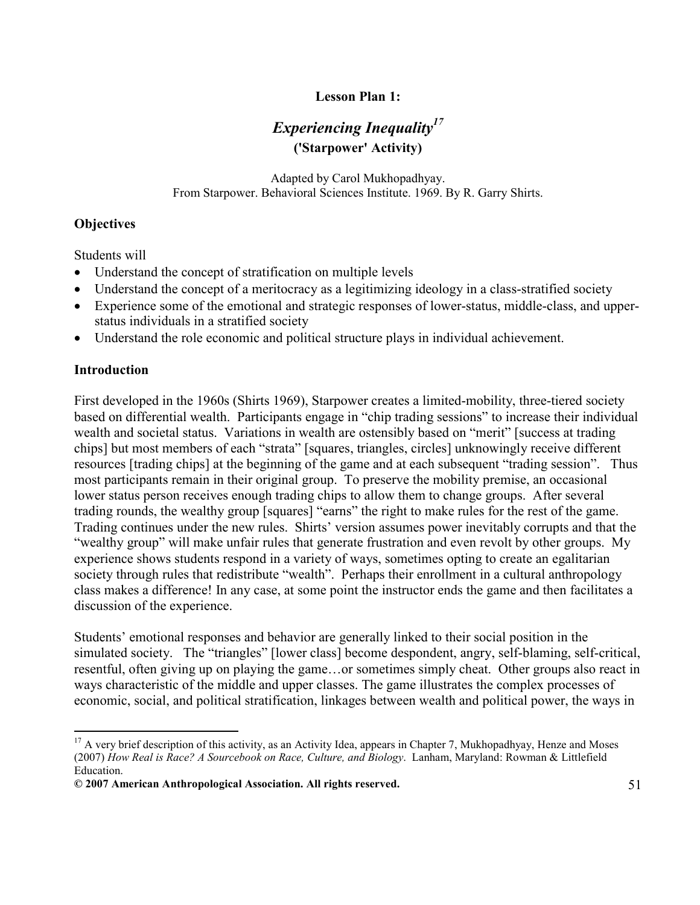**Lesson Plan 1:**

# *Experiencing Inequality*[17]

**('Starpower' Activity)**

Adapted by Carol Mukhopadhyay.
From Starpower. Behavioral Sciences Institute. 1969. By R. Garry Shirts.

## Objectives

Students will

- Understand the concept of stratification on multiple levels
- Understand the concept of a meritocracy as a legitimizing ideology in a class-stratified society
- Experience some of the emotional and strategic responses of lower-status, middle-class, and upper-status individuals in a stratified society
- Understand the role economic and political structure plays in individual achievement.

## Introduction

First developed in the 1960s (Shirts 1969), Starpower creates a limited-mobility, three-tiered society based on differential wealth. Participants engage in "chip trading sessions" to increase their individual wealth and societal status. Variations in wealth are ostensibly based on "merit" [success at trading chips] but most members of each "strata" [squares, triangles, circles] unknowingly receive different resources [trading chips] at the beginning of the game and at each subsequent "trading session". Thus most participants remain in their original group. To preserve the mobility premise, an occasional lower status person receives enough trading chips to allow them to change groups. After several trading rounds, the wealthy group [squares] "earns" the right to make rules for the rest of the game. Trading continues under the new rules. Shirts' version assumes power inevitably corrupts and that the "wealthy group" will make unfair rules that generate frustration and even revolt by other groups. My experience shows students respond in a variety of ways, sometimes opting to create an egalitarian society through rules that redistribute "wealth". Perhaps their enrollment in a cultural anthropology class makes a difference! In any case, at some point the instructor ends the game and then facilitates a discussion of the experience.

Students' emotional responses and behavior are generally linked to their social position in the simulated society. The "triangles" [lower class] become despondent, angry, self-blaming, self-critical, resentful, often giving up on playing the game…or sometimes simply cheat. Other groups also react in ways characteristic of the middle and upper classes. The game illustrates the complex processes of economic, social, and political stratification, linkages between wealth and political power, the ways in

---

[17] A very brief description of this activity, as an Activity Idea, appears in Chapter 7, Mukhopadhyay, Henze and Moses (2007) *How Real is Race? A Sourcebook on Race, Culture, and Biology*. Lanham, Maryland: Rowman & Littlefield Education.

**© 2007 American Anthropological Association. All rights reserved.**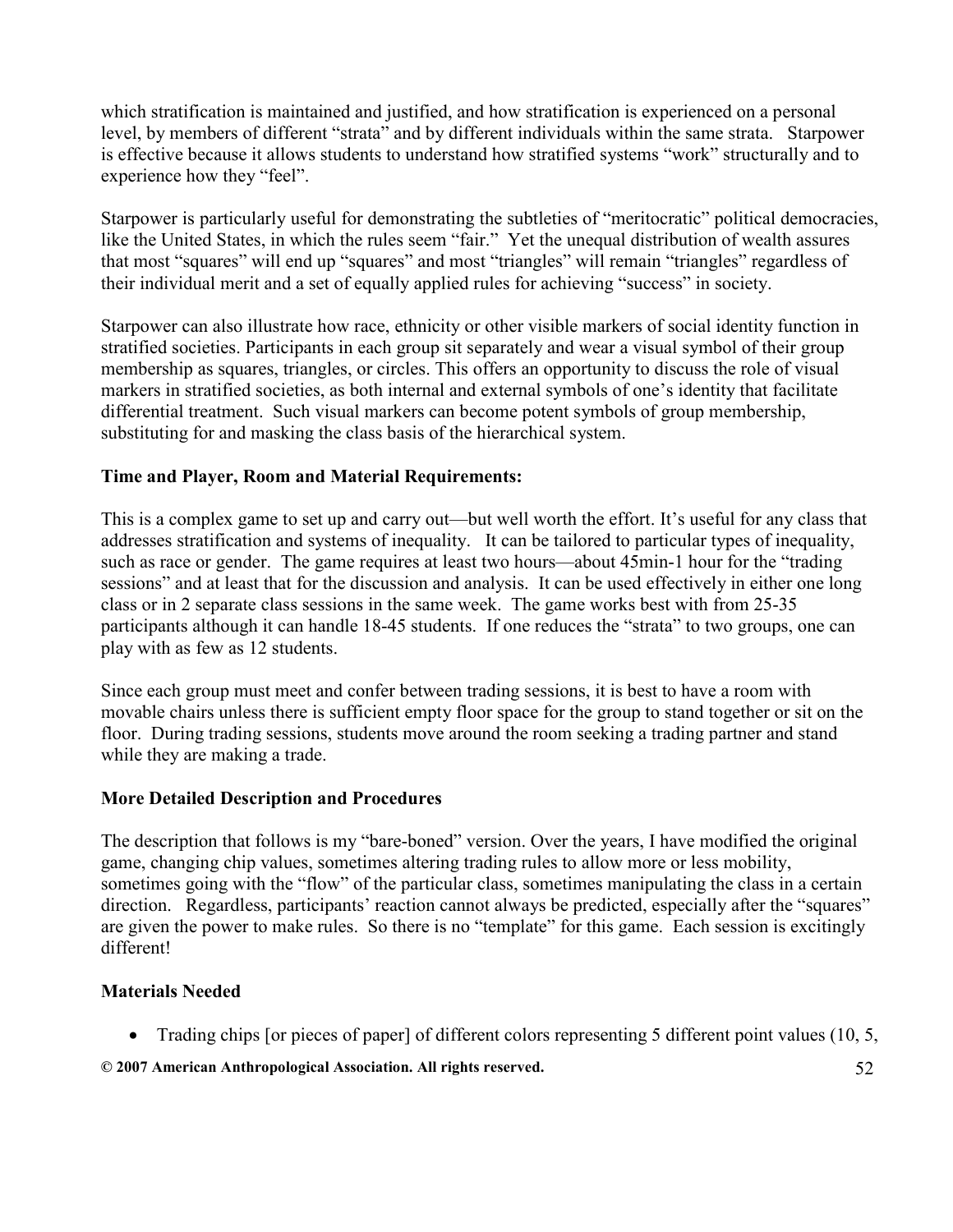which stratification is maintained and justified, and how stratification is experienced on a personal level, by members of different "strata" and by different individuals within the same strata. Starpower is effective because it allows students to understand how stratified systems "work" structurally and to experience how they "feel".

Starpower is particularly useful for demonstrating the subtleties of "meritocratic" political democracies, like the United States, in which the rules seem "fair." Yet the unequal distribution of wealth assures that most "squares" will end up "squares" and most "triangles" will remain "triangles" regardless of their individual merit and a set of equally applied rules for achieving "success" in society.

Starpower can also illustrate how race, ethnicity or other visible markers of social identity function in stratified societies. Participants in each group sit separately and wear a visual symbol of their group membership as squares, triangles, or circles. This offers an opportunity to discuss the role of visual markers in stratified societies, as both internal and external symbols of one's identity that facilitate differential treatment. Such visual markers can become potent symbols of group membership, substituting for and masking the class basis of the hierarchical system.

**Time and Player, Room and Material Requirements:**

This is a complex game to set up and carry out—but well worth the effort. It's useful for any class that addresses stratification and systems of inequality. It can be tailored to particular types of inequality, such as race or gender. The game requires at least two hours—about 45min-1 hour for the "trading sessions" and at least that for the discussion and analysis. It can be used effectively in either one long class or in 2 separate class sessions in the same week. The game works best with from 25-35 participants although it can handle 18-45 students. If one reduces the "strata" to two groups, one can play with as few as 12 students.

Since each group must meet and confer between trading sessions, it is best to have a room with movable chairs unless there is sufficient empty floor space for the group to stand together or sit on the floor. During trading sessions, students move around the room seeking a trading partner and stand while they are making a trade.

**More Detailed Description and Procedures**

The description that follows is my "bare-boned" version. Over the years, I have modified the original game, changing chip values, sometimes altering trading rules to allow more or less mobility, sometimes going with the "flow" of the particular class, sometimes manipulating the class in a certain direction. Regardless, participants' reaction cannot always be predicted, especially after the "squares" are given the power to make rules. So there is no "template" for this game. Each session is excitingly different!

**Materials Needed**

- Trading chips [or pieces of paper] of different colors representing 5 different point values (10, 5,

**© 2007 American Anthropological Association. All rights reserved.**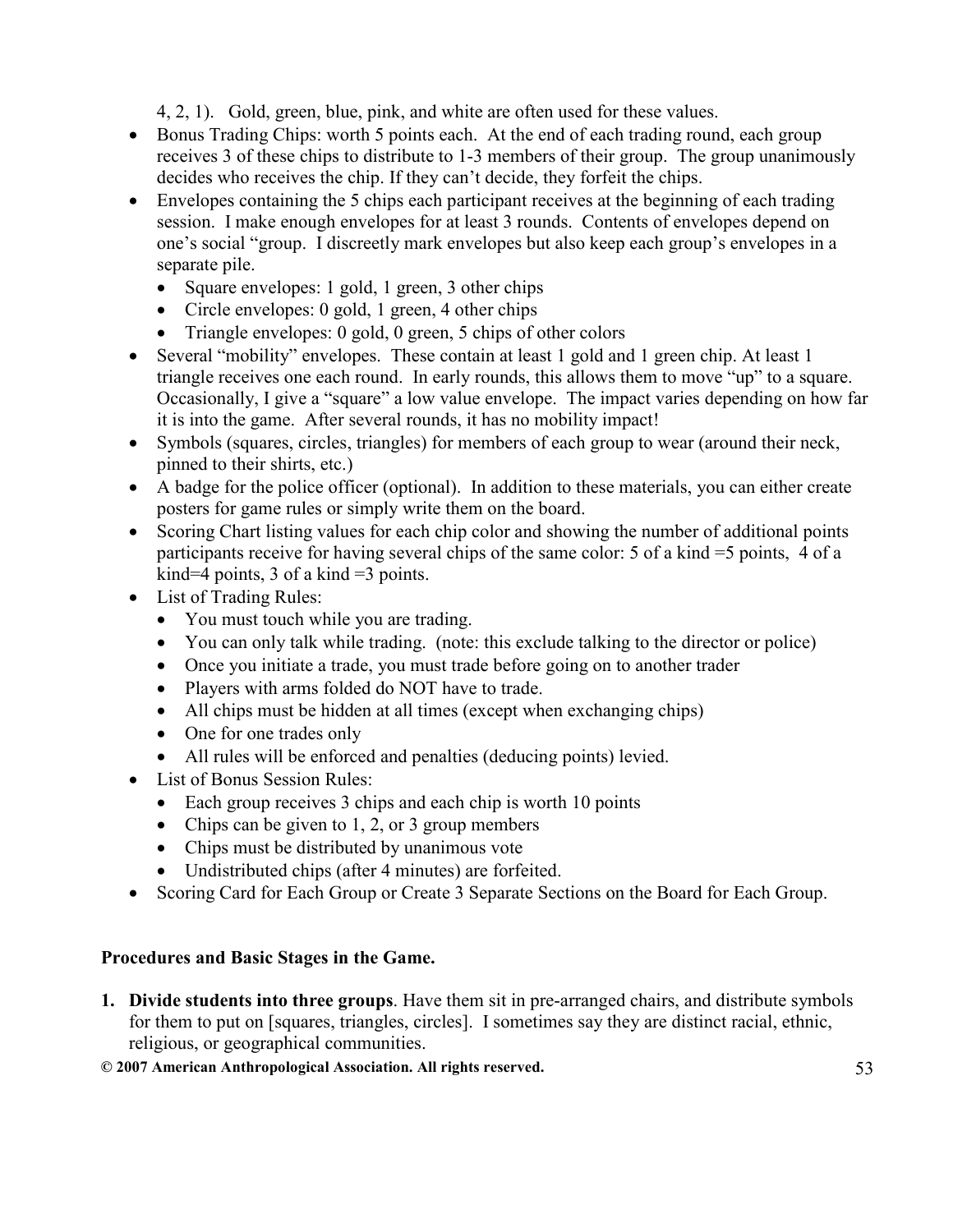4, 2, 1). Gold, green, blue, pink, and white are often used for these values.

- Bonus Trading Chips: worth 5 points each. At the end of each trading round, each group receives 3 of these chips to distribute to 1-3 members of their group. The group unanimously decides who receives the chip. If they can't decide, they forfeit the chips.
- Envelopes containing the 5 chips each participant receives at the beginning of each trading session. I make enough envelopes for at least 3 rounds. Contents of envelopes depend on one's social "group. I discreetly mark envelopes but also keep each group's envelopes in a separate pile.
  - Square envelopes: 1 gold, 1 green, 3 other chips
  - Circle envelopes: 0 gold, 1 green, 4 other chips
  - Triangle envelopes: 0 gold, 0 green, 5 chips of other colors
- Several "mobility" envelopes. These contain at least 1 gold and 1 green chip. At least 1 triangle receives one each round. In early rounds, this allows them to move "up" to a square. Occasionally, I give a "square" a low value envelope. The impact varies depending on how far it is into the game. After several rounds, it has no mobility impact!
- Symbols (squares, circles, triangles) for members of each group to wear (around their neck, pinned to their shirts, etc.)
- A badge for the police officer (optional). In addition to these materials, you can either create posters for game rules or simply write them on the board.
- Scoring Chart listing values for each chip color and showing the number of additional points participants receive for having several chips of the same color: 5 of a kind =5 points, 4 of a kind=4 points, 3 of a kind =3 points.
- List of Trading Rules:
  - You must touch while you are trading.
  - You can only talk while trading. (note: this exclude talking to the director or police)
  - Once you initiate a trade, you must trade before going on to another trader
  - Players with arms folded do NOT have to trade.
  - All chips must be hidden at all times (except when exchanging chips)
  - One for one trades only
  - All rules will be enforced and penalties (deducing points) levied.
- List of Bonus Session Rules:
  - Each group receives 3 chips and each chip is worth 10 points
  - Chips can be given to 1, 2, or 3 group members
  - Chips must be distributed by unanimous vote
  - Undistributed chips (after 4 minutes) are forfeited.
- Scoring Card for Each Group or Create 3 Separate Sections on the Board for Each Group.

**Procedures and Basic Stages in the Game.**

1. **Divide students into three groups**. Have them sit in pre-arranged chairs, and distribute symbols for them to put on [squares, triangles, circles]. I sometimes say they are distinct racial, ethnic, religious, or geographical communities.

**© 2007 American Anthropological Association. All rights reserved.**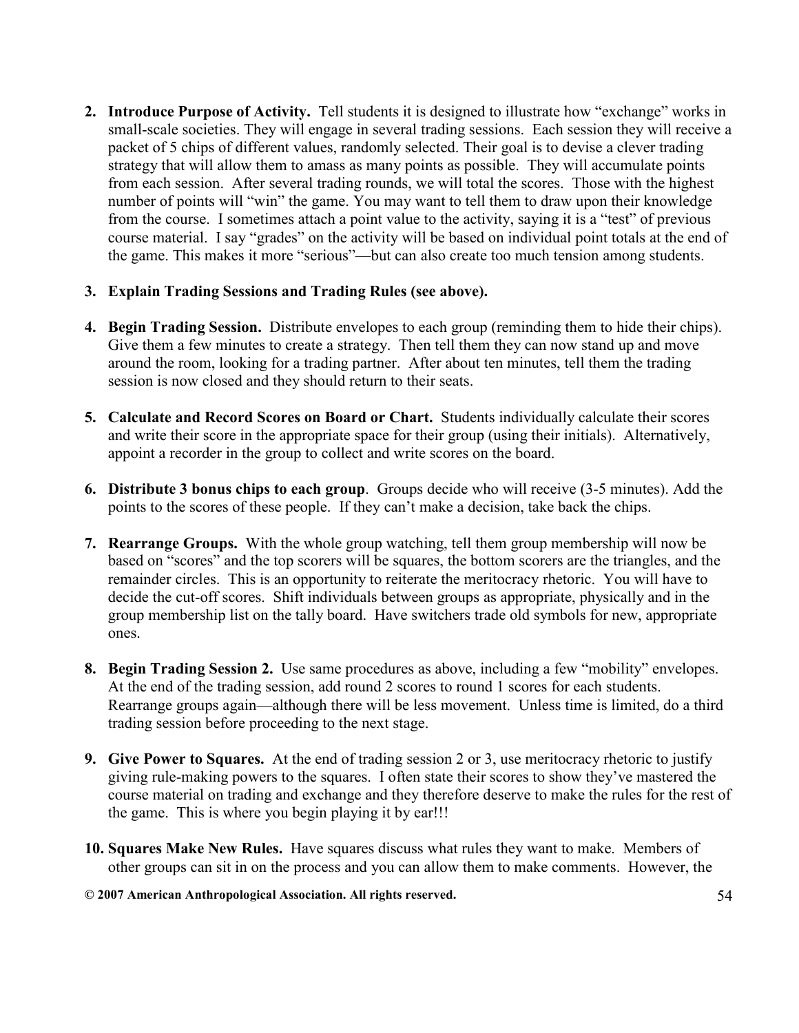2. **Introduce Purpose of Activity.** Tell students it is designed to illustrate how "exchange" works in small-scale societies. They will engage in several trading sessions. Each session they will receive a packet of 5 chips of different values, randomly selected. Their goal is to devise a clever trading strategy that will allow them to amass as many points as possible. They will accumulate points from each session. After several trading rounds, we will total the scores. Those with the highest number of points will "win" the game. You may want to tell them to draw upon their knowledge from the course. I sometimes attach a point value to the activity, saying it is a "test" of previous course material. I say "grades" on the activity will be based on individual point totals at the end of the game. This makes it more "serious"—but can also create too much tension among students.

3. **Explain Trading Sessions and Trading Rules (see above).**

4. **Begin Trading Session.** Distribute envelopes to each group (reminding them to hide their chips). Give them a few minutes to create a strategy. Then tell them they can now stand up and move around the room, looking for a trading partner. After about ten minutes, tell them the trading session is now closed and they should return to their seats.

5. **Calculate and Record Scores on Board or Chart.** Students individually calculate their scores and write their score in the appropriate space for their group (using their initials). Alternatively, appoint a recorder in the group to collect and write scores on the board.

6. **Distribute 3 bonus chips to each group**. Groups decide who will receive (3-5 minutes). Add the points to the scores of these people. If they can't make a decision, take back the chips.

7. **Rearrange Groups.** With the whole group watching, tell them group membership will now be based on "scores" and the top scorers will be squares, the bottom scorers are the triangles, and the remainder circles. This is an opportunity to reiterate the meritocracy rhetoric. You will have to decide the cut-off scores. Shift individuals between groups as appropriate, physically and in the group membership list on the tally board. Have switchers trade old symbols for new, appropriate ones.

8. **Begin Trading Session 2.** Use same procedures as above, including a few "mobility" envelopes. At the end of the trading session, add round 2 scores to round 1 scores for each students. Rearrange groups again—although there will be less movement. Unless time is limited, do a third trading session before proceeding to the next stage.

9. **Give Power to Squares.** At the end of trading session 2 or 3, use meritocracy rhetoric to justify giving rule-making powers to the squares. I often state their scores to show they've mastered the course material on trading and exchange and they therefore deserve to make the rules for the rest of the game. This is where you begin playing it by ear!!!

10. **Squares Make New Rules.** Have squares discuss what rules they want to make. Members of other groups can sit in on the process and you can allow them to make comments. However, the

**© 2007 American Anthropological Association. All rights reserved.**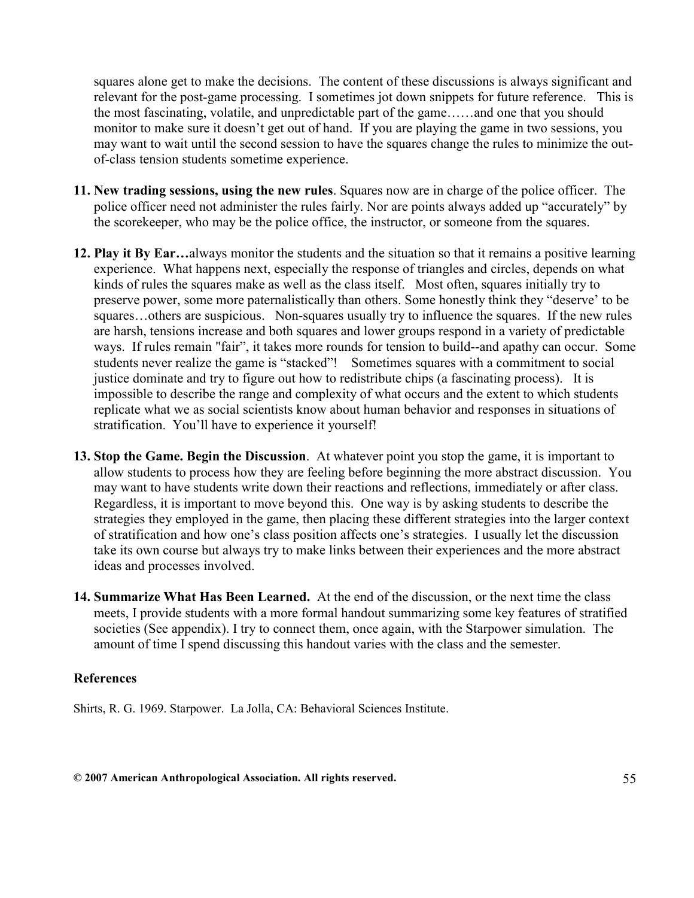squares alone get to make the decisions. The content of these discussions is always significant and relevant for the post-game processing. I sometimes jot down snippets for future reference. This is the most fascinating, volatile, and unpredictable part of the game……and one that you should monitor to make sure it doesn't get out of hand. If you are playing the game in two sessions, you may want to wait until the second session to have the squares change the rules to minimize the out-of-class tension students sometime experience.

11. **New trading sessions, using the new rules**. Squares now are in charge of the police officer. The police officer need not administer the rules fairly. Nor are points always added up "accurately" by the scorekeeper, who may be the police office, the instructor, or someone from the squares.

12. **Play it By Ear…**always monitor the students and the situation so that it remains a positive learning experience. What happens next, especially the response of triangles and circles, depends on what kinds of rules the squares make as well as the class itself. Most often, squares initially try to preserve power, some more paternalistically than others. Some honestly think they "deserve' to be squares…others are suspicious. Non-squares usually try to influence the squares. If the new rules are harsh, tensions increase and both squares and lower groups respond in a variety of predictable ways. If rules remain "fair", it takes more rounds for tension to build--and apathy can occur. Some students never realize the game is "stacked"! Sometimes squares with a commitment to social justice dominate and try to figure out how to redistribute chips (a fascinating process). It is impossible to describe the range and complexity of what occurs and the extent to which students replicate what we as social scientists know about human behavior and responses in situations of stratification. You'll have to experience it yourself!

13. **Stop the Game. Begin the Discussion**. At whatever point you stop the game, it is important to allow students to process how they are feeling before beginning the more abstract discussion. You may want to have students write down their reactions and reflections, immediately or after class. Regardless, it is important to move beyond this. One way is by asking students to describe the strategies they employed in the game, then placing these different strategies into the larger context of stratification and how one's class position affects one's strategies. I usually let the discussion take its own course but always try to make links between their experiences and the more abstract ideas and processes involved.

14. **Summarize What Has Been Learned.** At the end of the discussion, or the next time the class meets, I provide students with a more formal handout summarizing some key features of stratified societies (See appendix). I try to connect them, once again, with the Starpower simulation. The amount of time I spend discussing this handout varies with the class and the semester.

### References

Shirts, R. G. 1969. Starpower. La Jolla, CA: Behavioral Sciences Institute.

**© 2007 American Anthropological Association. All rights reserved.**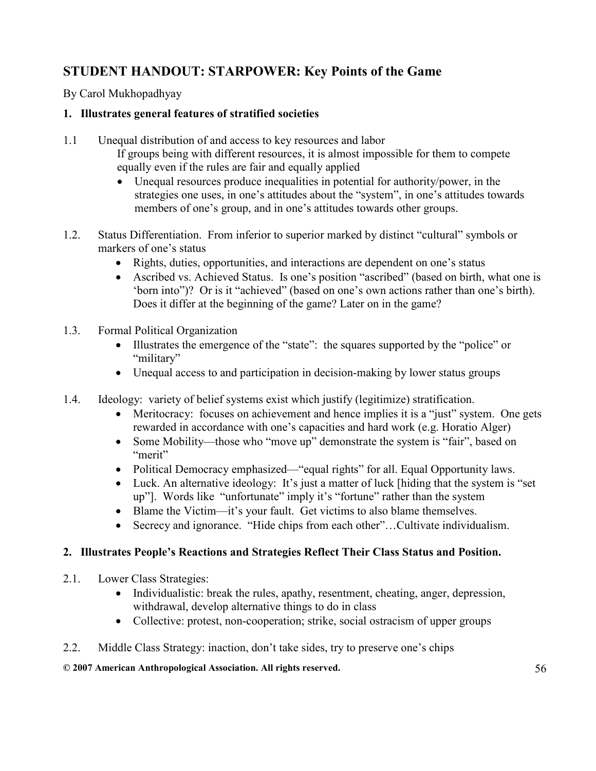## STUDENT HANDOUT: STARPOWER: Key Points of the Game

By Carol Mukhopadhyay

### 1. Illustrates general features of stratified societies

1.1 Unequal distribution of and access to key resources and labor

If groups being with different resources, it is almost impossible for them to compete equally even if the rules are fair and equally applied

- Unequal resources produce inequalities in potential for authority/power, in the strategies one uses, in one's attitudes about the "system", in one's attitudes towards members of one's group, and in one's attitudes towards other groups.

1.2. Status Differentiation. From inferior to superior marked by distinct "cultural" symbols or markers of one's status

- Rights, duties, opportunities, and interactions are dependent on one's status
- Ascribed vs. Achieved Status. Is one's position "ascribed" (based on birth, what one is 'born into")? Or is it "achieved" (based on one's own actions rather than one's birth). Does it differ at the beginning of the game? Later on in the game?

1.3. Formal Political Organization

- Illustrates the emergence of the "state": the squares supported by the "police" or "military"
- Unequal access to and participation in decision-making by lower status groups

1.4. Ideology: variety of belief systems exist which justify (legitimize) stratification.

- Meritocracy: focuses on achievement and hence implies it is a "just" system. One gets rewarded in accordance with one's capacities and hard work (e.g. Horatio Alger)
- Some Mobility—those who "move up" demonstrate the system is "fair", based on "merit"
- Political Democracy emphasized—"equal rights" for all. Equal Opportunity laws.
- Luck. An alternative ideology: It's just a matter of luck [hiding that the system is "set up"]. Words like "unfortunate" imply it's "fortune" rather than the system
- Blame the Victim—it's your fault. Get victims to also blame themselves.
- Secrecy and ignorance. "Hide chips from each other"…Cultivate individualism.

### 2. Illustrates People's Reactions and Strategies Reflect Their Class Status and Position.

2.1. Lower Class Strategies:

- Individualistic: break the rules, apathy, resentment, cheating, anger, depression, withdrawal, develop alternative things to do in class
- Collective: protest, non-cooperation; strike, social ostracism of upper groups

2.2. Middle Class Strategy: inaction, don't take sides, try to preserve one's chips

**© 2007 American Anthropological Association. All rights reserved.**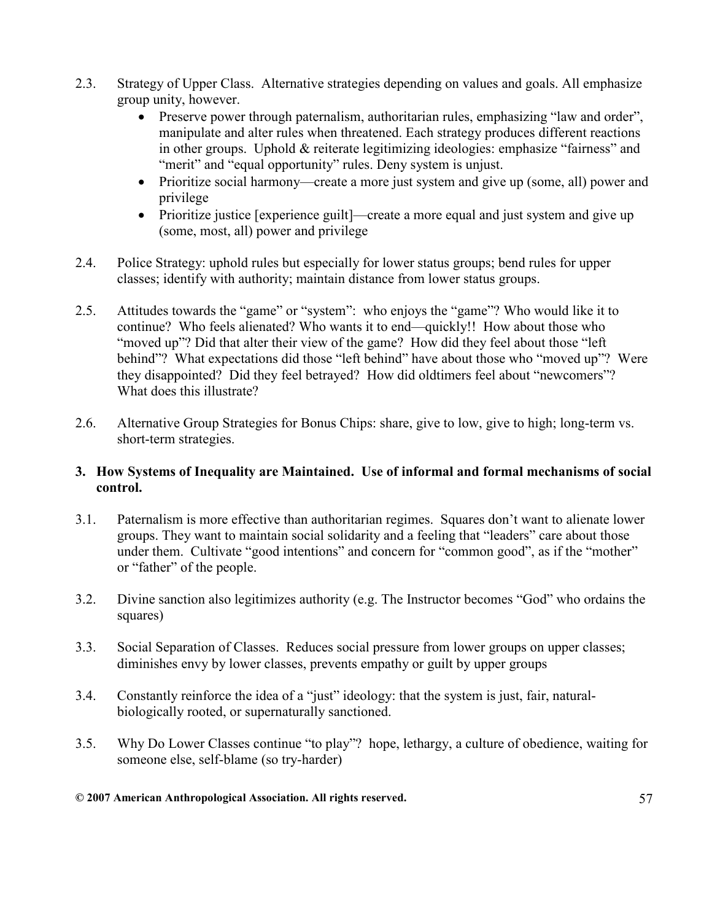2.3. Strategy of Upper Class. Alternative strategies depending on values and goals. All emphasize group unity, however.

- Preserve power through paternalism, authoritarian rules, emphasizing "law and order", manipulate and alter rules when threatened. Each strategy produces different reactions in other groups. Uphold & reiterate legitimizing ideologies: emphasize "fairness" and "merit" and "equal opportunity" rules. Deny system is unjust.
- Prioritize social harmony—create a more just system and give up (some, all) power and privilege
- Prioritize justice [experience guilt]—create a more equal and just system and give up (some, most, all) power and privilege

2.4. Police Strategy: uphold rules but especially for lower status groups; bend rules for upper classes; identify with authority; maintain distance from lower status groups.

2.5. Attitudes towards the "game" or "system": who enjoys the "game"? Who would like it to continue? Who feels alienated? Who wants it to end—quickly!! How about those who "moved up"? Did that alter their view of the game? How did they feel about those "left behind"? What expectations did those "left behind" have about those who "moved up"? Were they disappointed? Did they feel betrayed? How did oldtimers feel about "newcomers"? What does this illustrate?

2.6. Alternative Group Strategies for Bonus Chips: share, give to low, give to high; long-term vs. short-term strategies.

**3. How Systems of Inequality are Maintained. Use of informal and formal mechanisms of social control.**

3.1. Paternalism is more effective than authoritarian regimes. Squares don't want to alienate lower groups. They want to maintain social solidarity and a feeling that "leaders" care about those under them. Cultivate "good intentions" and concern for "common good", as if the "mother" or "father" of the people.

3.2. Divine sanction also legitimizes authority (e.g. The Instructor becomes "God" who ordains the squares)

3.3. Social Separation of Classes. Reduces social pressure from lower groups on upper classes; diminishes envy by lower classes, prevents empathy or guilt by upper groups

3.4. Constantly reinforce the idea of a "just" ideology: that the system is just, fair, natural-biologically rooted, or supernaturally sanctioned.

3.5. Why Do Lower Classes continue "to play"? hope, lethargy, a culture of obedience, waiting for someone else, self-blame (so try-harder)

**© 2007 American Anthropological Association. All rights reserved.**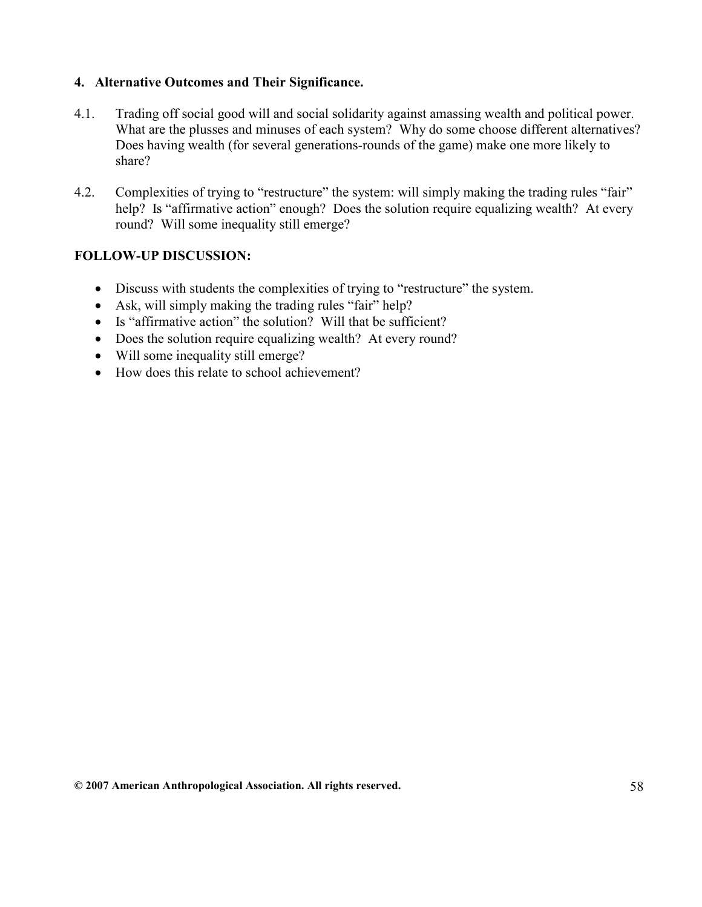### 4. Alternative Outcomes and Their Significance.

4.1. Trading off social good will and social solidarity against amassing wealth and political power. What are the plusses and minuses of each system? Why do some choose different alternatives? Does having wealth (for several generations-rounds of the game) make one more likely to share?

4.2. Complexities of trying to "restructure" the system: will simply making the trading rules "fair" help? Is "affirmative action" enough? Does the solution require equalizing wealth? At every round? Will some inequality still emerge?

**FOLLOW-UP DISCUSSION:**

- Discuss with students the complexities of trying to "restructure" the system.
- Ask, will simply making the trading rules "fair" help?
- Is "affirmative action" the solution? Will that be sufficient?
- Does the solution require equalizing wealth? At every round?
- Will some inequality still emerge?
- How does this relate to school achievement?

**© 2007 American Anthropological Association. All rights reserved.**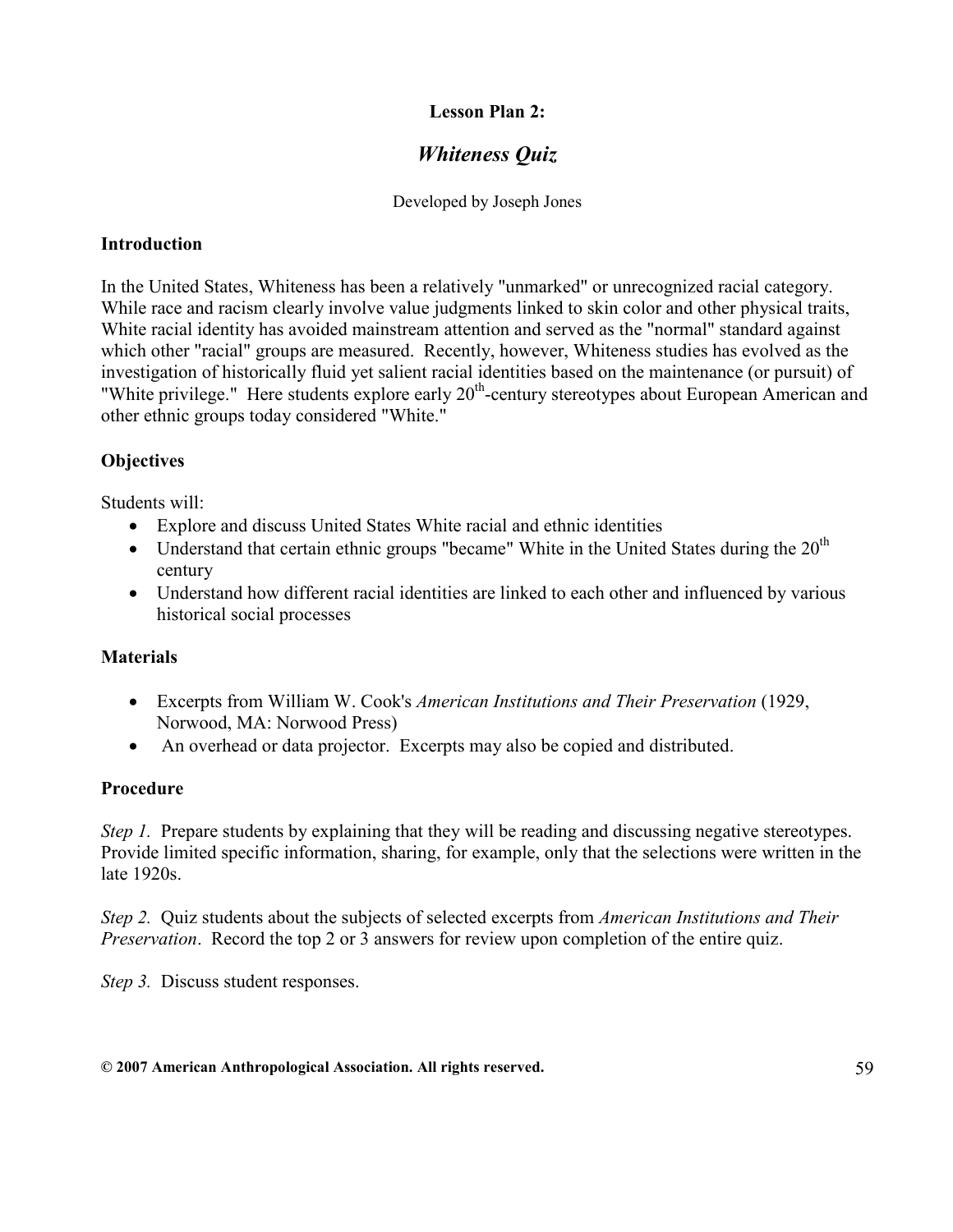**Lesson Plan 2:**

## *Whiteness Quiz*

Developed by Joseph Jones

### Introduction

In the United States, Whiteness has been a relatively "unmarked" or unrecognized racial category. While race and racism clearly involve value judgments linked to skin color and other physical traits, White racial identity has avoided mainstream attention and served as the "normal" standard against which other "racial" groups are measured. Recently, however, Whiteness studies has evolved as the investigation of historically fluid yet salient racial identities based on the maintenance (or pursuit) of "White privilege." Here students explore early 20th-century stereotypes about European American and other ethnic groups today considered "White."

### Objectives

Students will:

- Explore and discuss United States White racial and ethnic identities
- Understand that certain ethnic groups "became" White in the United States during the 20th century
- Understand how different racial identities are linked to each other and influenced by various historical social processes

### Materials

- Excerpts from William W. Cook's *American Institutions and Their Preservation* (1929, Norwood, MA: Norwood Press)
- An overhead or data projector. Excerpts may also be copied and distributed.

### Procedure

*Step 1.* Prepare students by explaining that they will be reading and discussing negative stereotypes. Provide limited specific information, sharing, for example, only that the selections were written in the late 1920s.

*Step 2.* Quiz students about the subjects of selected excerpts from *American Institutions and Their Preservation*. Record the top 2 or 3 answers for review upon completion of the entire quiz.

*Step 3.* Discuss student responses.

**© 2007 American Anthropological Association. All rights reserved.**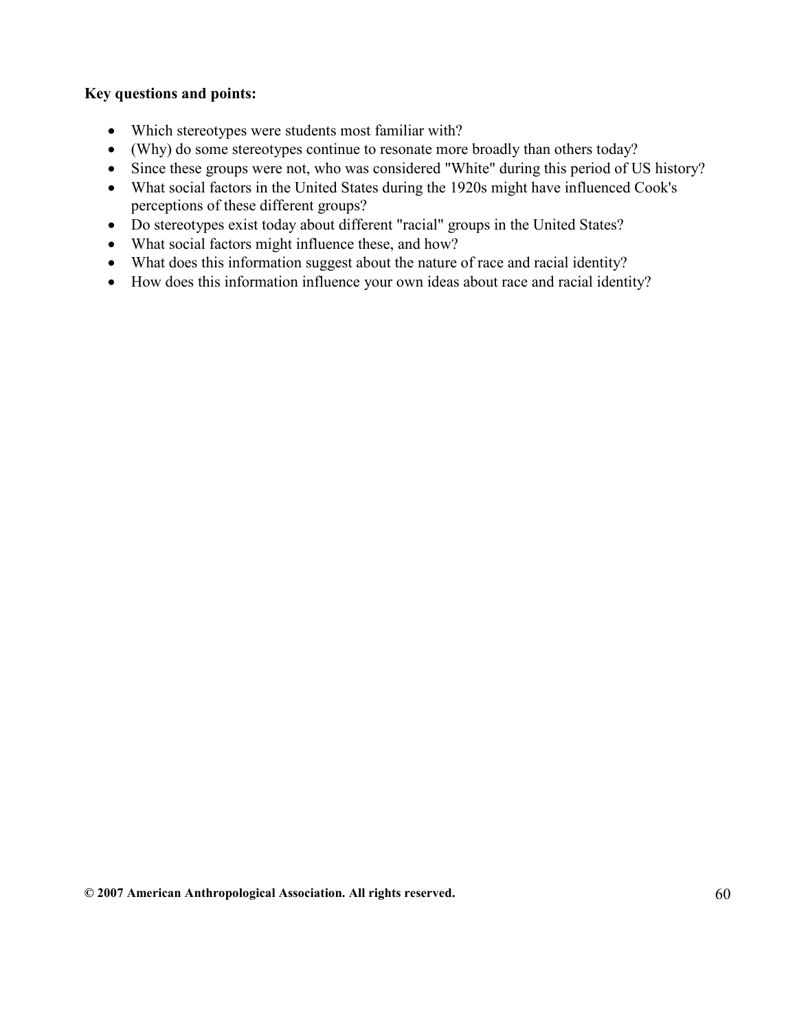**Key questions and points:**

- Which stereotypes were students most familiar with?
- (Why) do some stereotypes continue to resonate more broadly than others today?
- Since these groups were not, who was considered "White" during this period of US history?
- What social factors in the United States during the 1920s might have influenced Cook's perceptions of these different groups?
- Do stereotypes exist today about different "racial" groups in the United States?
- What social factors might influence these, and how?
- What does this information suggest about the nature of race and racial identity?
- How does this information influence your own ideas about race and racial identity?

**© 2007 American Anthropological Association. All rights reserved.**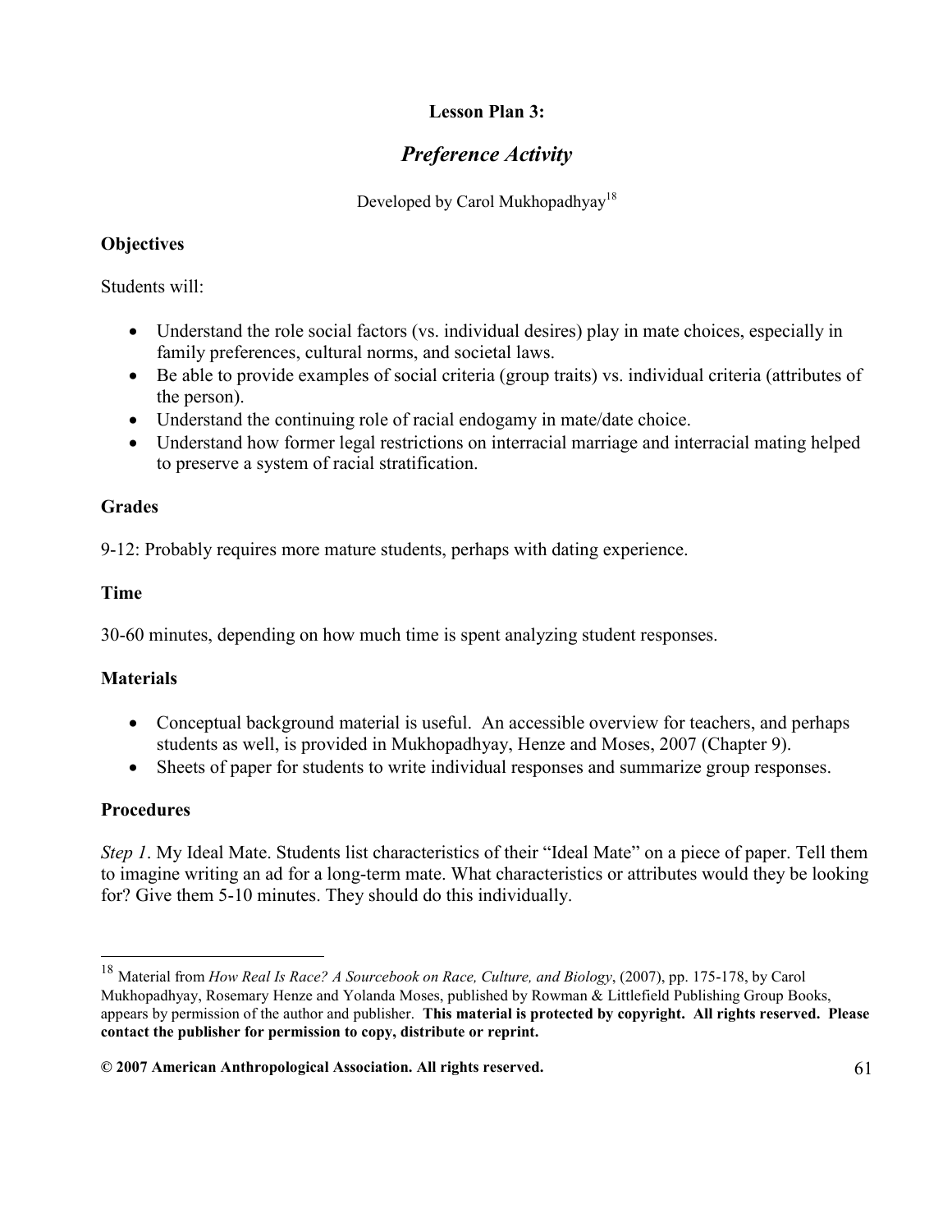**Lesson Plan 3:**

## *Preference Activity*

Developed by Carol Mukhopadhyay[18]

**Objectives**

Students will:

- Understand the role social factors (vs. individual desires) play in mate choices, especially in family preferences, cultural norms, and societal laws.
- Be able to provide examples of social criteria (group traits) vs. individual criteria (attributes of the person).
- Understand the continuing role of racial endogamy in mate/date choice.
- Understand how former legal restrictions on interracial marriage and interracial mating helped to preserve a system of racial stratification.

**Grades**

9-12: Probably requires more mature students, perhaps with dating experience.

**Time**

30-60 minutes, depending on how much time is spent analyzing student responses.

**Materials**

- Conceptual background material is useful. An accessible overview for teachers, and perhaps students as well, is provided in Mukhopadhyay, Henze and Moses, 2007 (Chapter 9).
- Sheets of paper for students to write individual responses and summarize group responses.

**Procedures**

*Step 1*. My Ideal Mate. Students list characteristics of their "Ideal Mate" on a piece of paper. Tell them to imagine writing an ad for a long-term mate. What characteristics or attributes would they be looking for? Give them 5-10 minutes. They should do this individually.

---

[18] Material from *How Real Is Race? A Sourcebook on Race, Culture, and Biology*, (2007), pp. 175-178, by Carol Mukhopadhyay, Rosemary Henze and Yolanda Moses, published by Rowman & Littlefield Publishing Group Books, appears by permission of the author and publisher. **This material is protected by copyright. All rights reserved. Please contact the publisher for permission to copy, distribute or reprint.**

**© 2007 American Anthropological Association. All rights reserved.**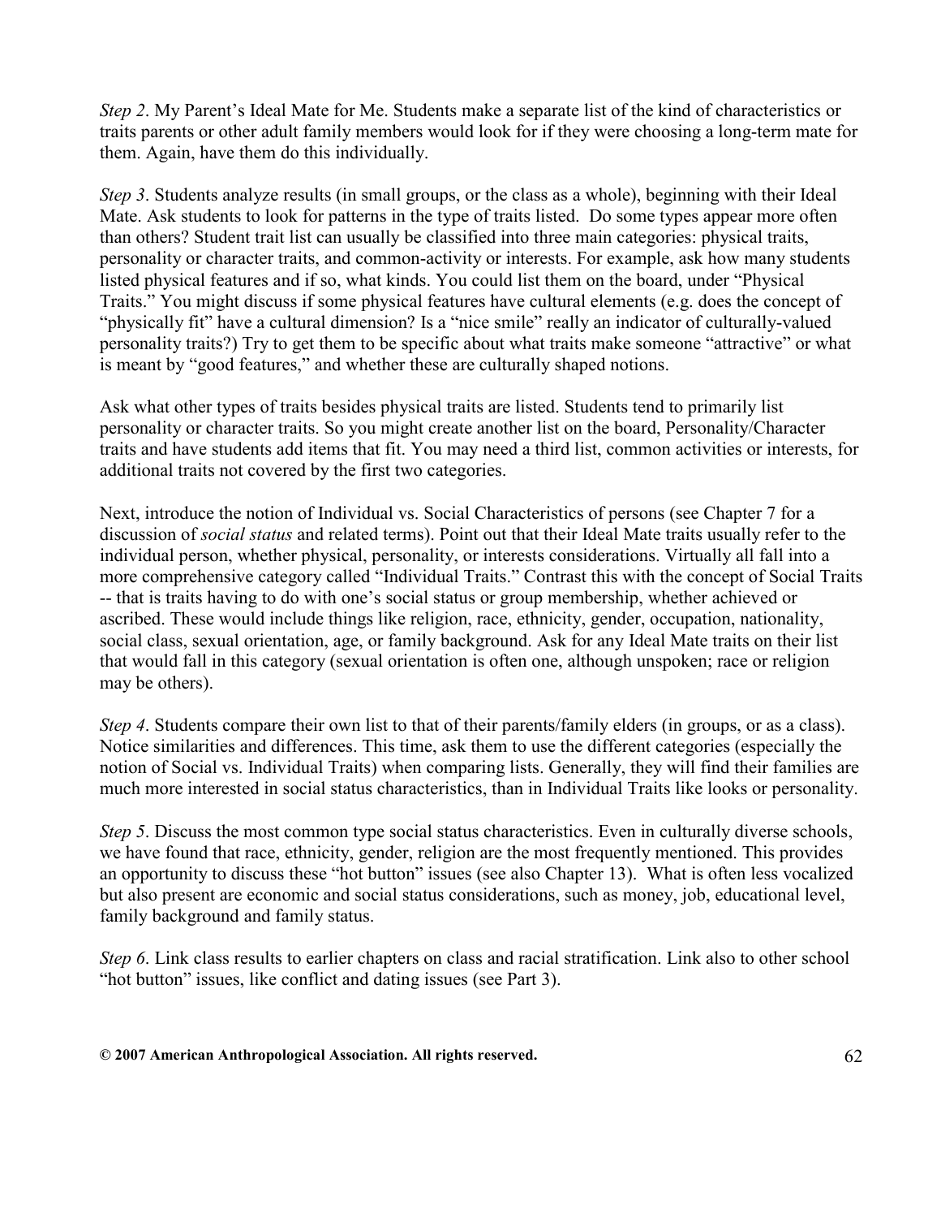*Step 2*. My Parent's Ideal Mate for Me. Students make a separate list of the kind of characteristics or traits parents or other adult family members would look for if they were choosing a long-term mate for them. Again, have them do this individually.

*Step 3*. Students analyze results (in small groups, or the class as a whole), beginning with their Ideal Mate. Ask students to look for patterns in the type of traits listed. Do some types appear more often than others? Student trait list can usually be classified into three main categories: physical traits, personality or character traits, and common-activity or interests. For example, ask how many students listed physical features and if so, what kinds. You could list them on the board, under "Physical Traits." You might discuss if some physical features have cultural elements (e.g. does the concept of "physically fit" have a cultural dimension? Is a "nice smile" really an indicator of culturally-valued personality traits?) Try to get them to be specific about what traits make someone "attractive" or what is meant by "good features," and whether these are culturally shaped notions.

Ask what other types of traits besides physical traits are listed. Students tend to primarily list personality or character traits. So you might create another list on the board, Personality/Character traits and have students add items that fit. You may need a third list, common activities or interests, for additional traits not covered by the first two categories.

Next, introduce the notion of Individual vs. Social Characteristics of persons (see Chapter 7 for a discussion of *social status* and related terms). Point out that their Ideal Mate traits usually refer to the individual person, whether physical, personality, or interests considerations. Virtually all fall into a more comprehensive category called "Individual Traits." Contrast this with the concept of Social Traits -- that is traits having to do with one's social status or group membership, whether achieved or ascribed. These would include things like religion, race, ethnicity, gender, occupation, nationality, social class, sexual orientation, age, or family background. Ask for any Ideal Mate traits on their list that would fall in this category (sexual orientation is often one, although unspoken; race or religion may be others).

*Step 4*. Students compare their own list to that of their parents/family elders (in groups, or as a class). Notice similarities and differences. This time, ask them to use the different categories (especially the notion of Social vs. Individual Traits) when comparing lists. Generally, they will find their families are much more interested in social status characteristics, than in Individual Traits like looks or personality.

*Step 5*. Discuss the most common type social status characteristics. Even in culturally diverse schools, we have found that race, ethnicity, gender, religion are the most frequently mentioned. This provides an opportunity to discuss these "hot button" issues (see also Chapter 13). What is often less vocalized but also present are economic and social status considerations, such as money, job, educational level, family background and family status.

*Step 6*. Link class results to earlier chapters on class and racial stratification. Link also to other school "hot button" issues, like conflict and dating issues (see Part 3).

**© 2007 American Anthropological Association. All rights reserved.**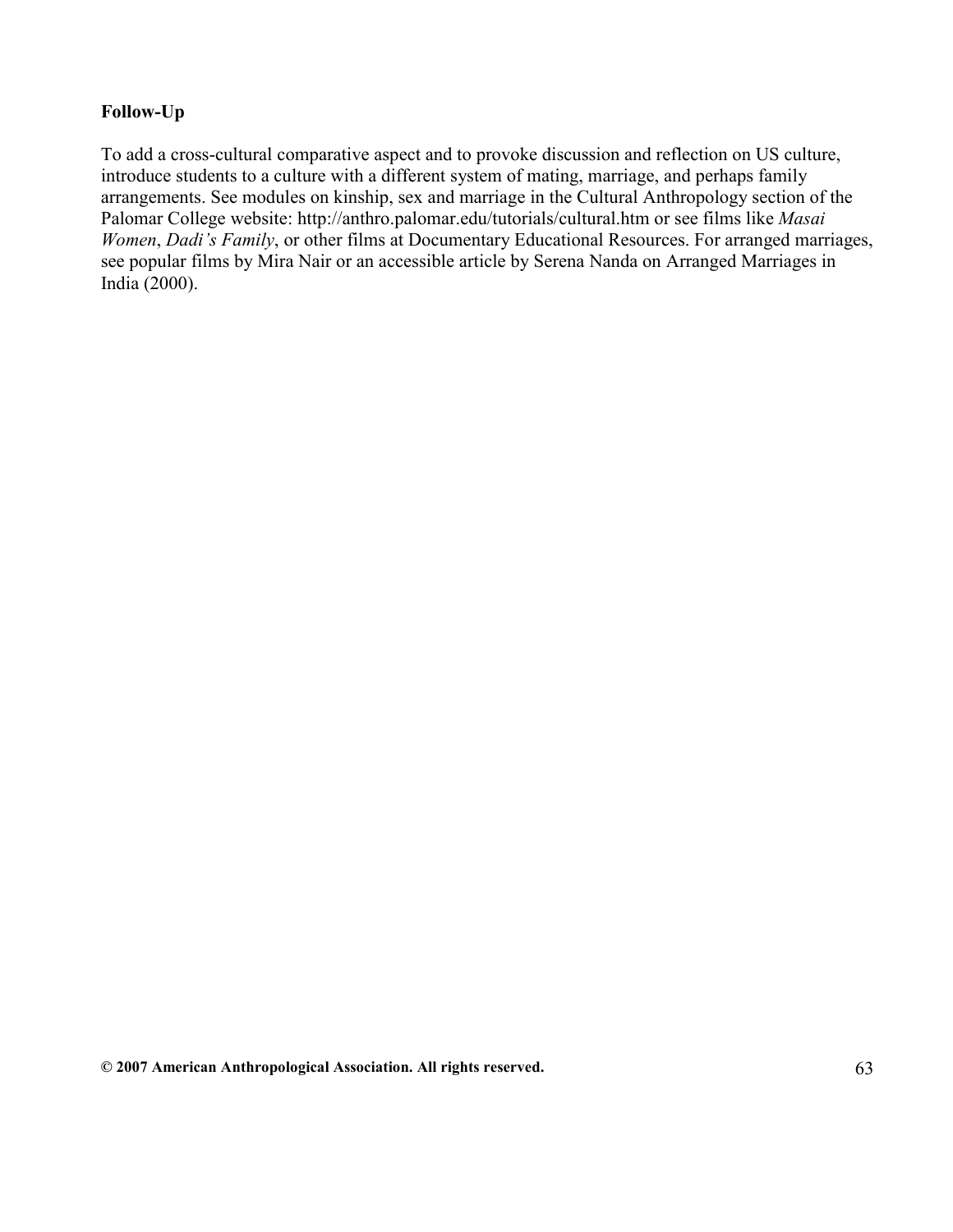**Follow-Up**

To add a cross-cultural comparative aspect and to provoke discussion and reflection on US culture, introduce students to a culture with a different system of mating, marriage, and perhaps family arrangements. See modules on kinship, sex and marriage in the Cultural Anthropology section of the Palomar College website: http://anthro.palomar.edu/tutorials/cultural.htm or see films like *Masai Women*, *Dadi's Family*, or other films at Documentary Educational Resources. For arranged marriages, see popular films by Mira Nair or an accessible article by Serena Nanda on Arranged Marriages in India (2000).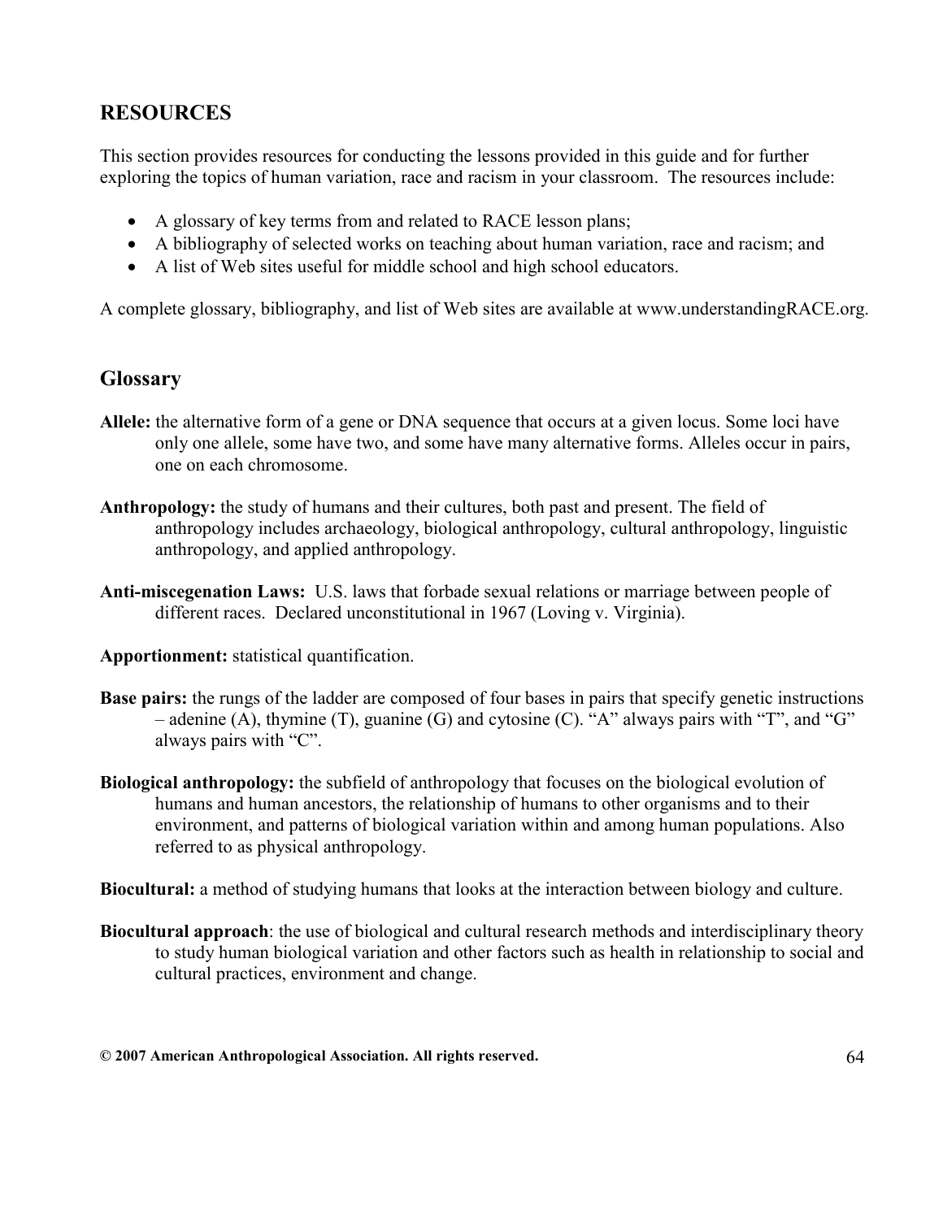## RESOURCES

This section provides resources for conducting the lessons provided in this guide and for further exploring the topics of human variation, race and racism in your classroom. The resources include:

- A glossary of key terms from and related to RACE lesson plans;
- A bibliography of selected works on teaching about human variation, race and racism; and
- A list of Web sites useful for middle school and high school educators.

A complete glossary, bibliography, and list of Web sites are available at www.understandingRACE.org.

## Glossary

**Allele:** the alternative form of a gene or DNA sequence that occurs at a given locus. Some loci have only one allele, some have two, and some have many alternative forms. Alleles occur in pairs, one on each chromosome.

**Anthropology:** the study of humans and their cultures, both past and present. The field of anthropology includes archaeology, biological anthropology, cultural anthropology, linguistic anthropology, and applied anthropology.

**Anti-miscegenation Laws:** U.S. laws that forbade sexual relations or marriage between people of different races. Declared unconstitutional in 1967 (Loving v. Virginia).

**Apportionment:** statistical quantification.

**Base pairs:** the rungs of the ladder are composed of four bases in pairs that specify genetic instructions – adenine (A), thymine (T), guanine (G) and cytosine (C). "A" always pairs with "T", and "G" always pairs with "C".

**Biological anthropology:** the subfield of anthropology that focuses on the biological evolution of humans and human ancestors, the relationship of humans to other organisms and to their environment, and patterns of biological variation within and among human populations. Also referred to as physical anthropology.

**Biocultural:** a method of studying humans that looks at the interaction between biology and culture.

**Biocultural approach**: the use of biological and cultural research methods and interdisciplinary theory to study human biological variation and other factors such as health in relationship to social and cultural practices, environment and change.

**© 2007 American Anthropological Association. All rights reserved.**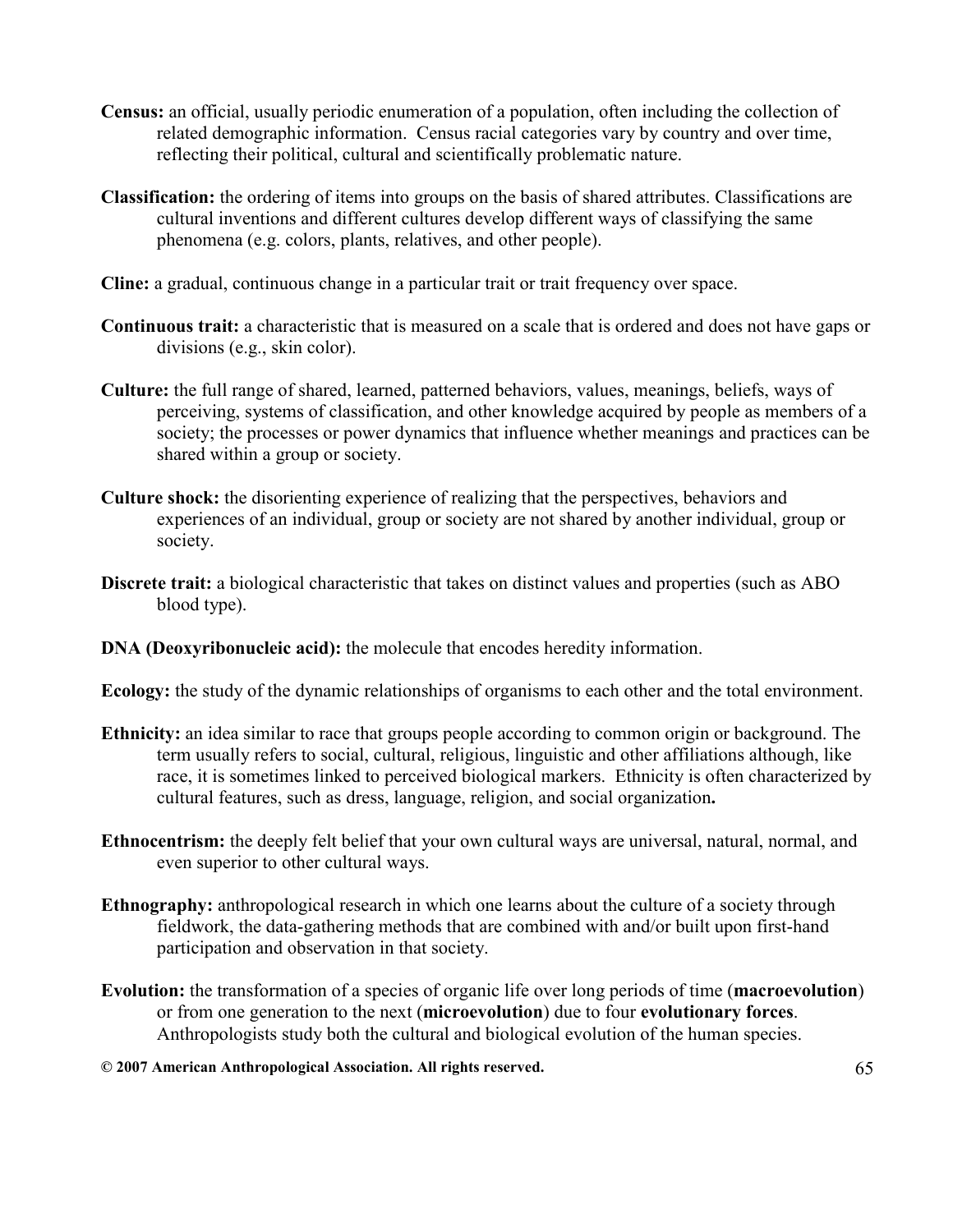**Census:** an official, usually periodic enumeration of a population, often including the collection of related demographic information. Census racial categories vary by country and over time, reflecting their political, cultural and scientifically problematic nature.

**Classification:** the ordering of items into groups on the basis of shared attributes. Classifications are cultural inventions and different cultures develop different ways of classifying the same phenomena (e.g. colors, plants, relatives, and other people).

**Cline:** a gradual, continuous change in a particular trait or trait frequency over space.

**Continuous trait:** a characteristic that is measured on a scale that is ordered and does not have gaps or divisions (e.g., skin color).

**Culture:** the full range of shared, learned, patterned behaviors, values, meanings, beliefs, ways of perceiving, systems of classification, and other knowledge acquired by people as members of a society; the processes or power dynamics that influence whether meanings and practices can be shared within a group or society.

**Culture shock:** the disorienting experience of realizing that the perspectives, behaviors and experiences of an individual, group or society are not shared by another individual, group or society.

**Discrete trait:** a biological characteristic that takes on distinct values and properties (such as ABO blood type).

**DNA (Deoxyribonucleic acid):** the molecule that encodes heredity information.

**Ecology:** the study of the dynamic relationships of organisms to each other and the total environment.

**Ethnicity:** an idea similar to race that groups people according to common origin or background. The term usually refers to social, cultural, religious, linguistic and other affiliations although, like race, it is sometimes linked to perceived biological markers. Ethnicity is often characterized by cultural features, such as dress, language, religion, and social organization**.**

**Ethnocentrism:** the deeply felt belief that your own cultural ways are universal, natural, normal, and even superior to other cultural ways.

**Ethnography:** anthropological research in which one learns about the culture of a society through fieldwork, the data-gathering methods that are combined with and/or built upon first-hand participation and observation in that society.

**Evolution:** the transformation of a species of organic life over long periods of time (**macroevolution**) or from one generation to the next (**microevolution**) due to four **evolutionary forces**. Anthropologists study both the cultural and biological evolution of the human species.

**© 2007 American Anthropological Association. All rights reserved.**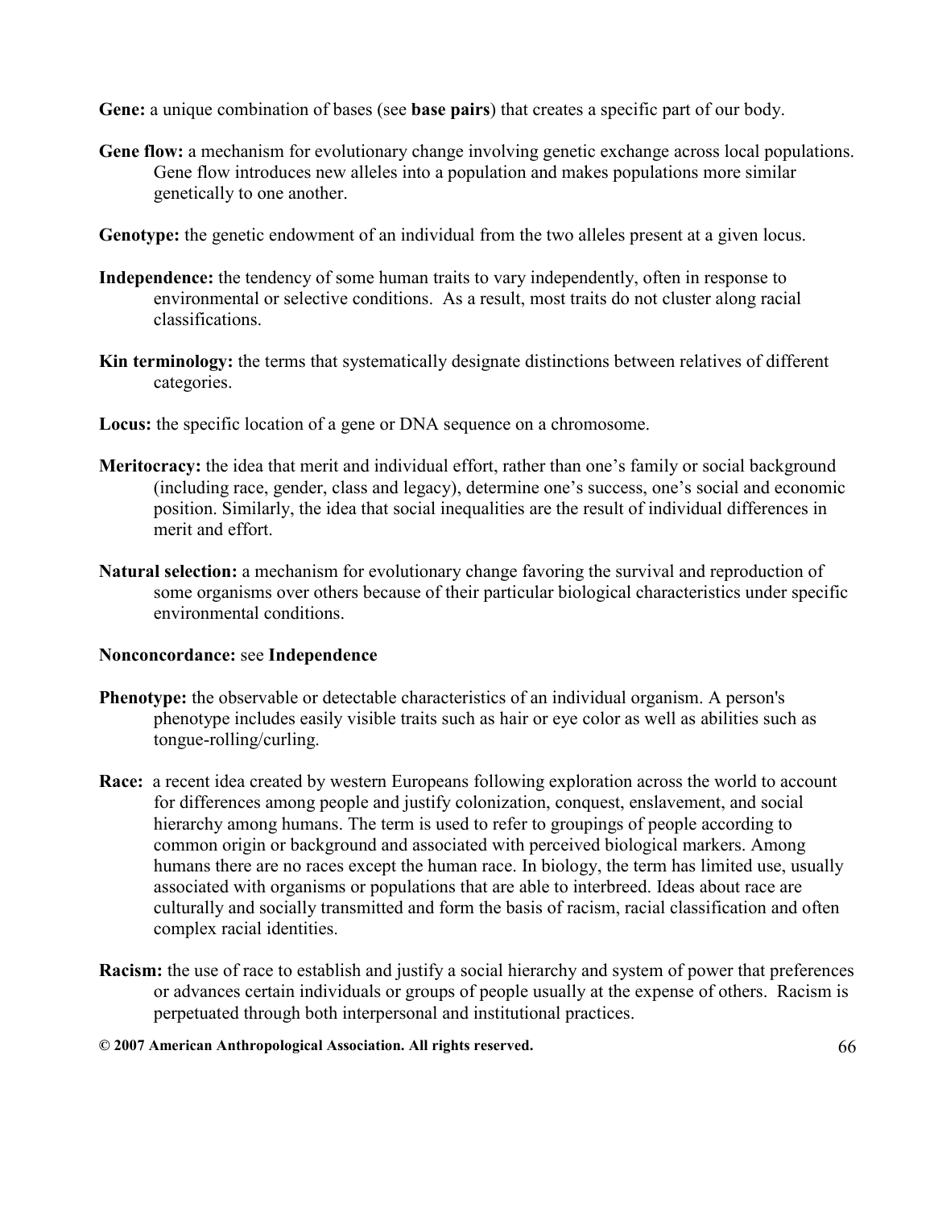**Gene:** a unique combination of bases (see **base pairs**) that creates a specific part of our body.

**Gene flow:** a mechanism for evolutionary change involving genetic exchange across local populations. Gene flow introduces new alleles into a population and makes populations more similar genetically to one another.

**Genotype:** the genetic endowment of an individual from the two alleles present at a given locus.

**Independence:** the tendency of some human traits to vary independently, often in response to environmental or selective conditions. As a result, most traits do not cluster along racial classifications.

**Kin terminology:** the terms that systematically designate distinctions between relatives of different categories.

**Locus:** the specific location of a gene or DNA sequence on a chromosome.

**Meritocracy:** the idea that merit and individual effort, rather than one's family or social background (including race, gender, class and legacy), determine one's success, one's social and economic position. Similarly, the idea that social inequalities are the result of individual differences in merit and effort.

**Natural selection:** a mechanism for evolutionary change favoring the survival and reproduction of some organisms over others because of their particular biological characteristics under specific environmental conditions.

**Nonconcordance:** see **Independence**

**Phenotype:** the observable or detectable characteristics of an individual organism. A person's phenotype includes easily visible traits such as hair or eye color as well as abilities such as tongue-rolling/curling.

**Race:** a recent idea created by western Europeans following exploration across the world to account for differences among people and justify colonization, conquest, enslavement, and social hierarchy among humans. The term is used to refer to groupings of people according to common origin or background and associated with perceived biological markers. Among humans there are no races except the human race. In biology, the term has limited use, usually associated with organisms or populations that are able to interbreed. Ideas about race are culturally and socially transmitted and form the basis of racism, racial classification and often complex racial identities.

**Racism:** the use of race to establish and justify a social hierarchy and system of power that preferences or advances certain individuals or groups of people usually at the expense of others. Racism is perpetuated through both interpersonal and institutional practices.

**© 2007 American Anthropological Association. All rights reserved.**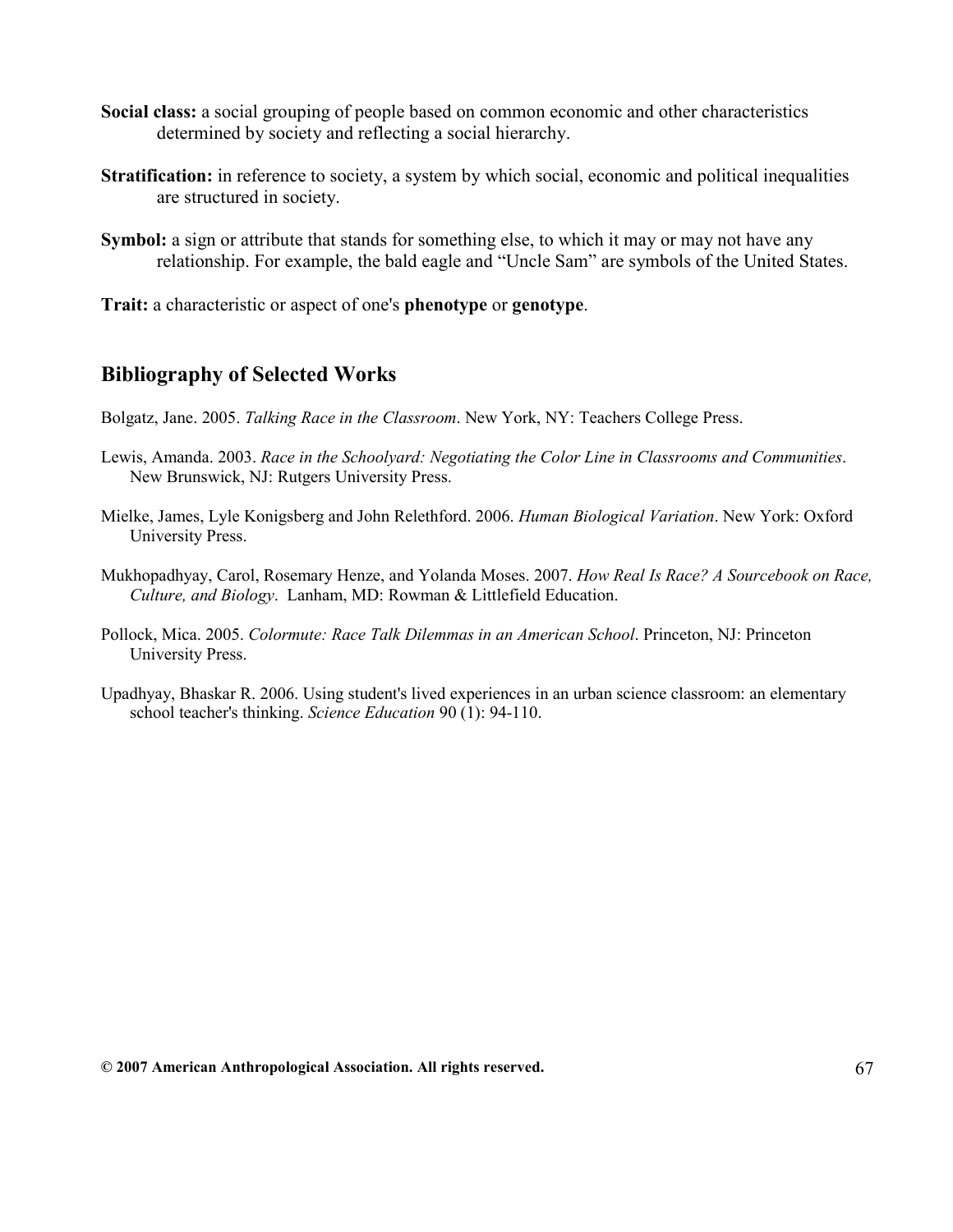**Social class:** a social grouping of people based on common economic and other characteristics determined by society and reflecting a social hierarchy.

**Stratification:** in reference to society, a system by which social, economic and political inequalities are structured in society.

**Symbol:** a sign or attribute that stands for something else, to which it may or may not have any relationship. For example, the bald eagle and "Uncle Sam" are symbols of the United States.

**Trait:** a characteristic or aspect of one's **phenotype** or **genotype**.

## Bibliography of Selected Works

Bolgatz, Jane. 2005. *Talking Race in the Classroom*. New York, NY: Teachers College Press.

Lewis, Amanda. 2003. *Race in the Schoolyard: Negotiating the Color Line in Classrooms and Communities*. New Brunswick, NJ: Rutgers University Press.

Mielke, James, Lyle Konigsberg and John Relethford. 2006. *Human Biological Variation*. New York: Oxford University Press.

Mukhopadhyay, Carol, Rosemary Henze, and Yolanda Moses. 2007. *How Real Is Race? A Sourcebook on Race, Culture, and Biology*. Lanham, MD: Rowman & Littlefield Education.

Pollock, Mica. 2005. *Colormute: Race Talk Dilemmas in an American School*. Princeton, NJ: Princeton University Press.

Upadhyay, Bhaskar R. 2006. Using student's lived experiences in an urban science classroom: an elementary school teacher's thinking. *Science Education* 90 (1): 94-110.

**© 2007 American Anthropological Association. All rights reserved.**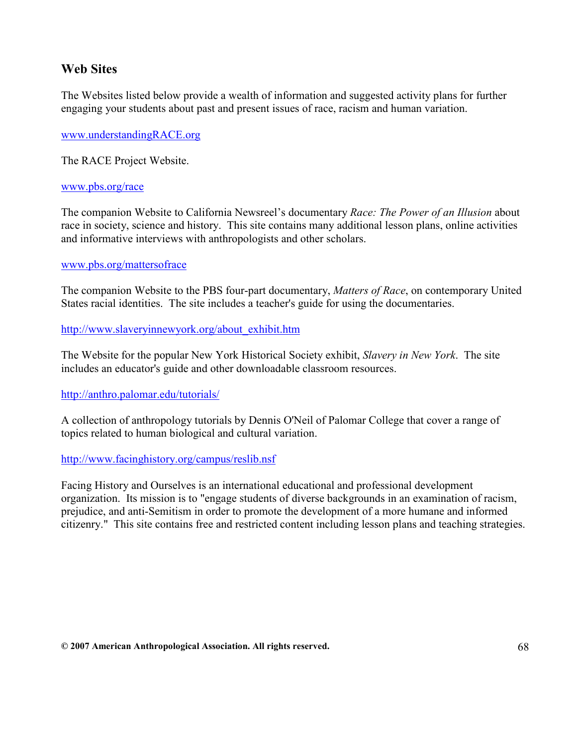## Web Sites

The Websites listed below provide a wealth of information and suggested activity plans for further engaging your students about past and present issues of race, racism and human variation.

www.understandingRACE.org

The RACE Project Website.

www.pbs.org/race

The companion Website to California Newsreel's documentary *Race: The Power of an Illusion* about race in society, science and history. This site contains many additional lesson plans, online activities and informative interviews with anthropologists and other scholars.

www.pbs.org/mattersofrace

The companion Website to the PBS four-part documentary, *Matters of Race*, on contemporary United States racial identities. The site includes a teacher's guide for using the documentaries.

http://www.slaveryinnewyork.org/about_exhibit.htm

The Website for the popular New York Historical Society exhibit, *Slavery in New York*. The site includes an educator's guide and other downloadable classroom resources.

http://anthro.palomar.edu/tutorials/

A collection of anthropology tutorials by Dennis O'Neil of Palomar College that cover a range of topics related to human biological and cultural variation.

http://www.facinghistory.org/campus/reslib.nsf

Facing History and Ourselves is an international educational and professional development organization. Its mission is to "engage students of diverse backgrounds in an examination of racism, prejudice, and anti-Semitism in order to promote the development of a more humane and informed citizenry." This site contains free and restricted content including lesson plans and teaching strategies.

**© 2007 American Anthropological Association. All rights reserved.**